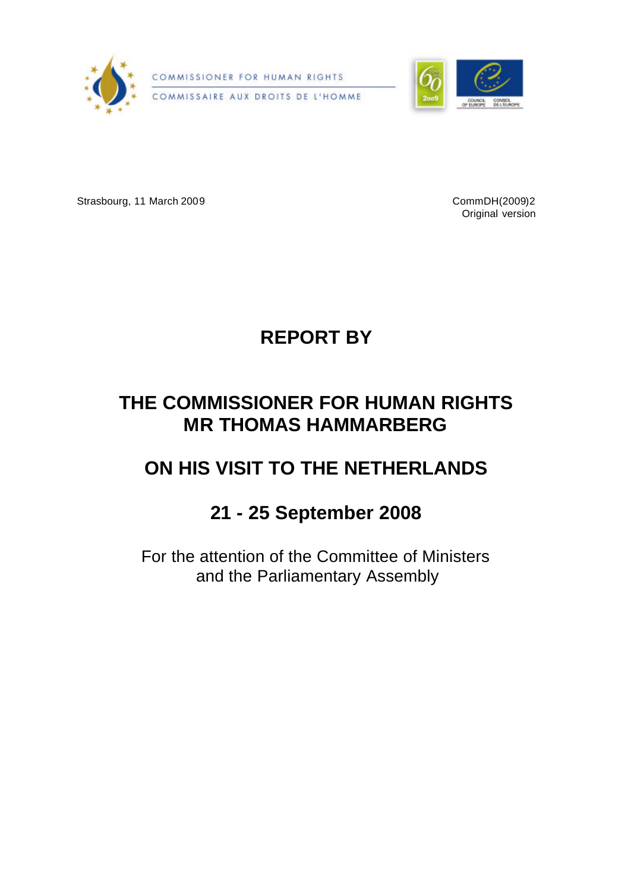COMMISSIONER FOR HUMAN RIGHTS

COMMISSAIRE AUX DROITS DE L'HOMME

Strasbourg, 11 March 2009

CommDH(2009)2
Original version

# REPORT BY

# THE COMMISSIONER FOR HUMAN RIGHTS MR THOMAS HAMMARBERG

# ON HIS VISIT TO THE NETHERLANDS

# 21 - 25 September 2008

For the attention of the Committee of Ministers and the Parliamentary Assembly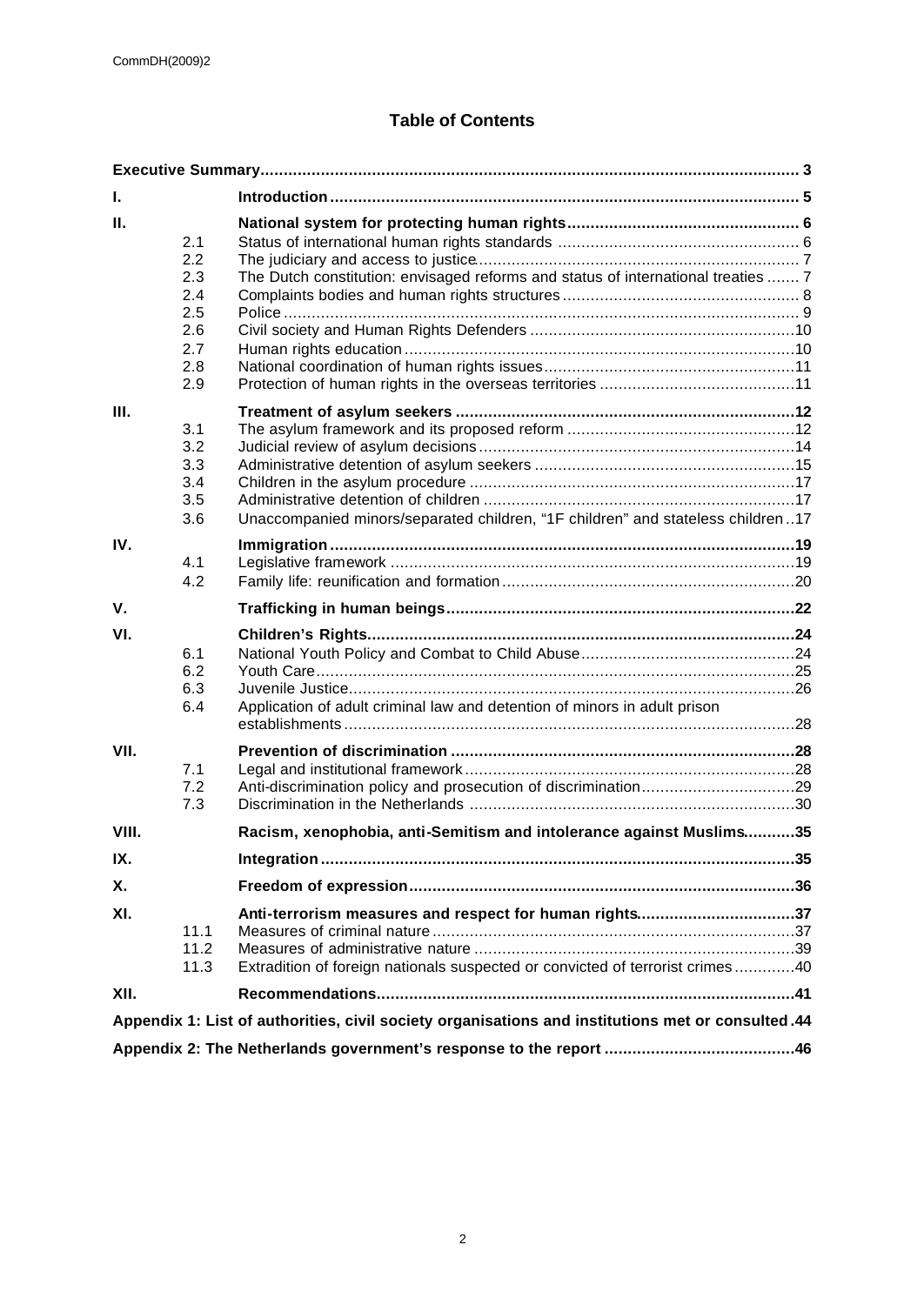# Table of Contents

| | | | |
|---|---|---|---|
| **Executive Summary** | | | **3** |
| **I.** | | **Introduction** | **5** |
| **II.** | | **National system for protecting human rights** | **6** |
| | 2.1 | Status of international human rights standards | 6 |
| | 2.2 | The judiciary and access to justice | 7 |
| | 2.3 | The Dutch constitution: envisaged reforms and status of international treaties | 7 |
| | 2.4 | Complaints bodies and human rights structures | 8 |
| | 2.5 | Police | 9 |
| | 2.6 | Civil society and Human Rights Defenders | 10 |
| | 2.7 | Human rights education | 10 |
| | 2.8 | National coordination of human rights issues | 11 |
| | 2.9 | Protection of human rights in the overseas territories | 11 |
| **III.** | | **Treatment of asylum seekers** | **12** |
| | 3.1 | The asylum framework and its proposed reform | 12 |
| | 3.2 | Judicial review of asylum decisions | 14 |
| | 3.3 | Administrative detention of asylum seekers | 15 |
| | 3.4 | Children in the asylum procedure | 17 |
| | 3.5 | Administrative detention of children | 17 |
| | 3.6 | Unaccompanied minors/separated children, "1F children" and stateless children | 17 |
| **IV.** | | **Immigration** | **19** |
| | 4.1 | Legislative framework | 19 |
| | 4.2 | Family life: reunification and formation | 20 |
| **V.** | | **Trafficking in human beings** | **22** |
| **VI.** | | **Children's Rights** | **24** |
| | 6.1 | National Youth Policy and Combat to Child Abuse | 24 |
| | 6.2 | Youth Care | 25 |
| | 6.3 | Juvenile Justice | 26 |
| | 6.4 | Application of adult criminal law and detention of minors in adult prison establishments | 28 |
| **VII.** | | **Prevention of discrimination** | **28** |
| | 7.1 | Legal and institutional framework | 28 |
| | 7.2 | Anti-discrimination policy and prosecution of discrimination | 29 |
| | 7.3 | Discrimination in the Netherlands | 30 |
| **VIII.** | | **Racism, xenophobia, anti-Semitism and intolerance against Muslims** | **35** |
| **IX.** | | **Integration** | **35** |
| **X.** | | **Freedom of expression** | **36** |
| **XI.** | | **Anti-terrorism measures and respect for human rights** | **37** |
| | 11.1 | Measures of criminal nature | 37 |
| | 11.2 | Measures of administrative nature | 39 |
| | 11.3 | Extradition of foreign nationals suspected or convicted of terrorist crimes | 40 |
| **XII.** | | **Recommendations** | **41** |
| **Appendix 1: List of authorities, civil society organisations and institutions met or consulted** | | | **44** |
| **Appendix 2: The Netherlands government's response to the report** | | | **46** |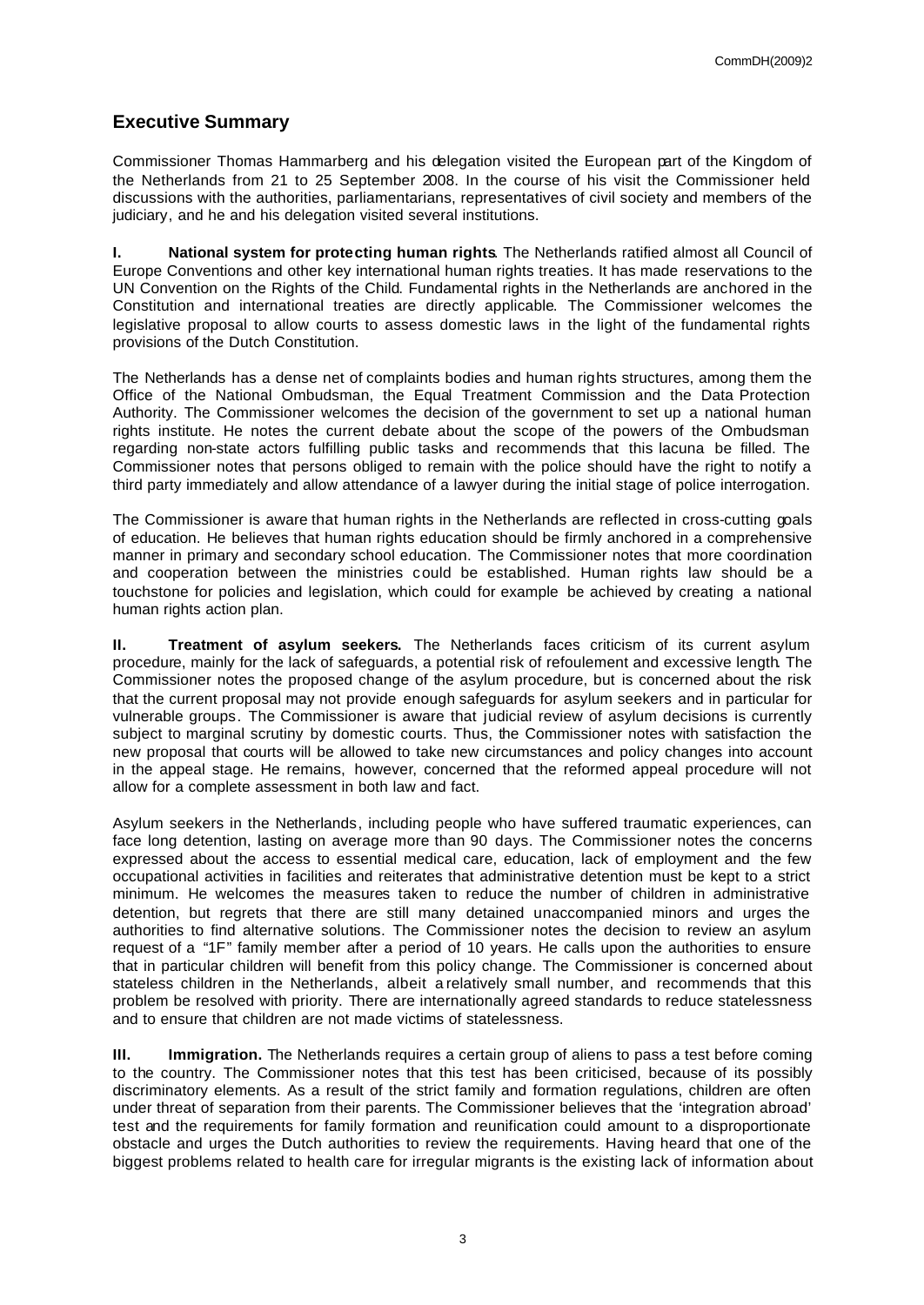## Executive Summary

Commissioner Thomas Hammarberg and his delegation visited the European part of the Kingdom of the Netherlands from 21 to 25 September 2008. In the course of his visit the Commissioner held discussions with the authorities, parliamentarians, representatives of civil society and members of the judiciary, and he and his delegation visited several institutions.

**I. National system for protecting human rights**. The Netherlands ratified almost all Council of Europe Conventions and other key international human rights treaties. It has made reservations to the UN Convention on the Rights of the Child. Fundamental rights in the Netherlands are anchored in the Constitution and international treaties are directly applicable. The Commissioner welcomes the legislative proposal to allow courts to assess domestic laws in the light of the fundamental rights provisions of the Dutch Constitution.

The Netherlands has a dense net of complaints bodies and human rights structures, among them the Office of the National Ombudsman, the Equal Treatment Commission and the Data Protection Authority. The Commissioner welcomes the decision of the government to set up a national human rights institute. He notes the current debate about the scope of the powers of the Ombudsman regarding non-state actors fulfilling public tasks and recommends that this lacuna be filled. The Commissioner notes that persons obliged to remain with the police should have the right to notify a third party immediately and allow attendance of a lawyer during the initial stage of police interrogation.

The Commissioner is aware that human rights in the Netherlands are reflected in cross-cutting goals of education. He believes that human rights education should be firmly anchored in a comprehensive manner in primary and secondary school education. The Commissioner notes that more coordination and cooperation between the ministries could be established. Human rights law should be a touchstone for policies and legislation, which could for example be achieved by creating a national human rights action plan.

**II. Treatment of asylum seekers.** The Netherlands faces criticism of its current asylum procedure, mainly for the lack of safeguards, a potential risk of refoulement and excessive length. The Commissioner notes the proposed change of the asylum procedure, but is concerned about the risk that the current proposal may not provide enough safeguards for asylum seekers and in particular for vulnerable groups. The Commissioner is aware that judicial review of asylum decisions is currently subject to marginal scrutiny by domestic courts. Thus, the Commissioner notes with satisfaction the new proposal that courts will be allowed to take new circumstances and policy changes into account in the appeal stage. He remains, however, concerned that the reformed appeal procedure will not allow for a complete assessment in both law and fact.

Asylum seekers in the Netherlands, including people who have suffered traumatic experiences, can face long detention, lasting on average more than 90 days. The Commissioner notes the concerns expressed about the access to essential medical care, education, lack of employment and the few occupational activities in facilities and reiterates that administrative detention must be kept to a strict minimum. He welcomes the measures taken to reduce the number of children in administrative detention, but regrets that there are still many detained unaccompanied minors and urges the authorities to find alternative solutions. The Commissioner notes the decision to review an asylum request of a "1F" family member after a period of 10 years. He calls upon the authorities to ensure that in particular children will benefit from this policy change. The Commissioner is concerned about stateless children in the Netherlands, albeit a relatively small number, and recommends that this problem be resolved with priority. There are internationally agreed standards to reduce statelessness and to ensure that children are not made victims of statelessness.

**III. Immigration.** The Netherlands requires a certain group of aliens to pass a test before coming to the country. The Commissioner notes that this test has been criticised, because of its possibly discriminatory elements. As a result of the strict family and formation regulations, children are often under threat of separation from their parents. The Commissioner believes that the 'integration abroad' test and the requirements for family formation and reunification could amount to a disproportionate obstacle and urges the Dutch authorities to review the requirements. Having heard that one of the biggest problems related to health care for irregular migrants is the existing lack of information about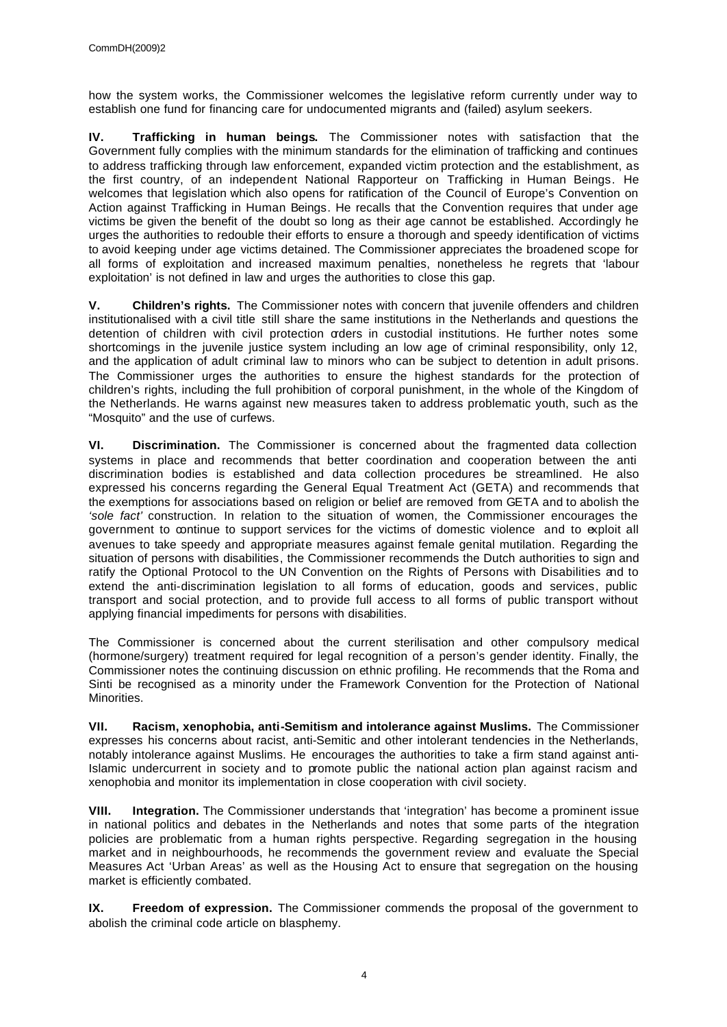how the system works, the Commissioner welcomes the legislative reform currently under way to establish one fund for financing care for undocumented migrants and (failed) asylum seekers.

**IV. Trafficking in human beings.** The Commissioner notes with satisfaction that the Government fully complies with the minimum standards for the elimination of trafficking and continues to address trafficking through law enforcement, expanded victim protection and the establishment, as the first country, of an independent National Rapporteur on Trafficking in Human Beings. He welcomes that legislation which also opens for ratification of the Council of Europe's Convention on Action against Trafficking in Human Beings. He recalls that the Convention requires that under age victims be given the benefit of the doubt so long as their age cannot be established. Accordingly he urges the authorities to redouble their efforts to ensure a thorough and speedy identification of victims to avoid keeping under age victims detained. The Commissioner appreciates the broadened scope for all forms of exploitation and increased maximum penalties, nonetheless he regrets that 'labour exploitation' is not defined in law and urges the authorities to close this gap.

**V. Children's rights.** The Commissioner notes with concern that juvenile offenders and children institutionalised with a civil title still share the same institutions in the Netherlands and questions the detention of children with civil protection orders in custodial institutions. He further notes some shortcomings in the juvenile justice system including an low age of criminal responsibility, only 12, and the application of adult criminal law to minors who can be subject to detention in adult prisons. The Commissioner urges the authorities to ensure the highest standards for the protection of children's rights, including the full prohibition of corporal punishment, in the whole of the Kingdom of the Netherlands. He warns against new measures taken to address problematic youth, such as the "Mosquito" and the use of curfews.

**VI. Discrimination.** The Commissioner is concerned about the fragmented data collection systems in place and recommends that better coordination and cooperation between the anti discrimination bodies is established and data collection procedures be streamlined. He also expressed his concerns regarding the General Equal Treatment Act (GETA) and recommends that the exemptions for associations based on religion or belief are removed from GETA and to abolish the *'sole fact'* construction. In relation to the situation of women, the Commissioner encourages the government to continue to support services for the victims of domestic violence and to exploit all avenues to take speedy and appropriate measures against female genital mutilation. Regarding the situation of persons with disabilities, the Commissioner recommends the Dutch authorities to sign and ratify the Optional Protocol to the UN Convention on the Rights of Persons with Disabilities and to extend the anti-discrimination legislation to all forms of education, goods and services, public transport and social protection, and to provide full access to all forms of public transport without applying financial impediments for persons with disabilities.

The Commissioner is concerned about the current sterilisation and other compulsory medical (hormone/surgery) treatment required for legal recognition of a person's gender identity. Finally, the Commissioner notes the continuing discussion on ethnic profiling. He recommends that the Roma and Sinti be recognised as a minority under the Framework Convention for the Protection of National Minorities.

**VII. Racism, xenophobia, anti-Semitism and intolerance against Muslims.** The Commissioner expresses his concerns about racist, anti-Semitic and other intolerant tendencies in the Netherlands, notably intolerance against Muslims. He encourages the authorities to take a firm stand against anti-Islamic undercurrent in society and to promote public the national action plan against racism and xenophobia and monitor its implementation in close cooperation with civil society.

**VIII. Integration.** The Commissioner understands that 'integration' has become a prominent issue in national politics and debates in the Netherlands and notes that some parts of the integration policies are problematic from a human rights perspective. Regarding segregation in the housing market and in neighbourhoods, he recommends the government review and evaluate the Special Measures Act 'Urban Areas' as well as the Housing Act to ensure that segregation on the housing market is efficiently combated.

**IX. Freedom of expression.** The Commissioner commends the proposal of the government to abolish the criminal code article on blasphemy.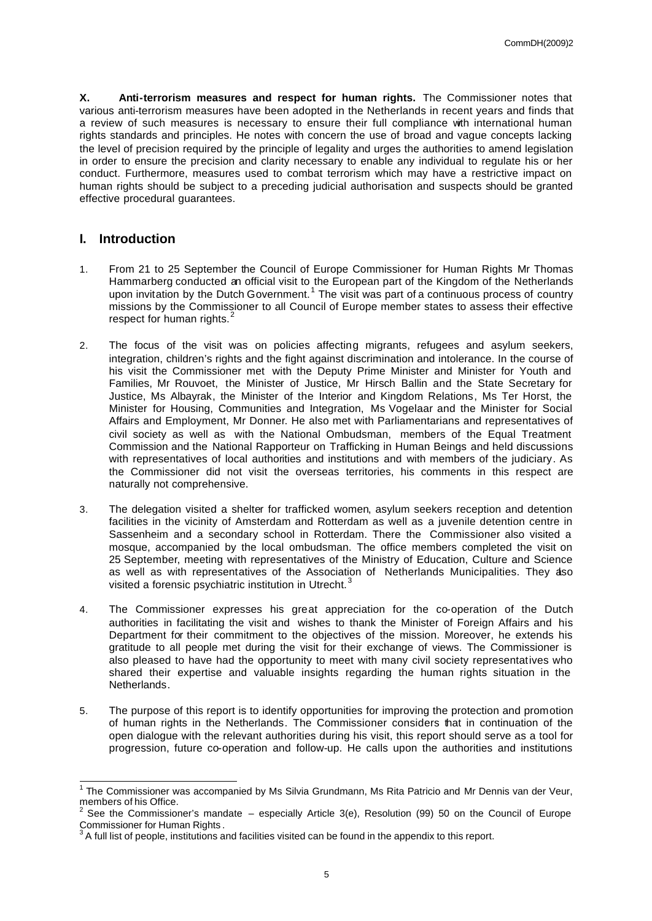**X. Anti-terrorism measures and respect for human rights.** The Commissioner notes that various anti-terrorism measures have been adopted in the Netherlands in recent years and finds that a review of such measures is necessary to ensure their full compliance with international human rights standards and principles. He notes with concern the use of broad and vague concepts lacking the level of precision required by the principle of legality and urges the authorities to amend legislation in order to ensure the precision and clarity necessary to enable any individual to regulate his or her conduct. Furthermore, measures used to combat terrorism which may have a restrictive impact on human rights should be subject to a preceding judicial authorisation and suspects should be granted effective procedural guarantees.

## I. Introduction

1. From 21 to 25 September the Council of Europe Commissioner for Human Rights Mr Thomas Hammarberg conducted an official visit to the European part of the Kingdom of the Netherlands upon invitation by the Dutch Government.[1] The visit was part of a continuous process of country missions by the Commissioner to all Council of Europe member states to assess their effective respect for human rights.[2]

2. The focus of the visit was on policies affecting migrants, refugees and asylum seekers, integration, children's rights and the fight against discrimination and intolerance. In the course of his visit the Commissioner met with the Deputy Prime Minister and Minister for Youth and Families, Mr Rouvoet, the Minister of Justice, Mr Hirsch Ballin and the State Secretary for Justice, Ms Albayrak, the Minister of the Interior and Kingdom Relations, Ms Ter Horst, the Minister for Housing, Communities and Integration, Ms Vogelaar and the Minister for Social Affairs and Employment, Mr Donner. He also met with Parliamentarians and representatives of civil society as well as with the National Ombudsman, members of the Equal Treatment Commission and the National Rapporteur on Trafficking in Human Beings and held discussions with representatives of local authorities and institutions and with members of the judiciary. As the Commissioner did not visit the overseas territories, his comments in this respect are naturally not comprehensive.

3. The delegation visited a shelter for trafficked women, asylum seekers reception and detention facilities in the vicinity of Amsterdam and Rotterdam as well as a juvenile detention centre in Sassenheim and a secondary school in Rotterdam. There the Commissioner also visited a mosque, accompanied by the local ombudsman. The office members completed the visit on 25 September, meeting with representatives of the Ministry of Education, Culture and Science as well as with representatives of the Association of Netherlands Municipalities. They also visited a forensic psychiatric institution in Utrecht.[3]

4. The Commissioner expresses his great appreciation for the co-operation of the Dutch authorities in facilitating the visit and wishes to thank the Minister of Foreign Affairs and his Department for their commitment to the objectives of the mission. Moreover, he extends his gratitude to all people met during the visit for their exchange of views. The Commissioner is also pleased to have had the opportunity to meet with many civil society representatives who shared their expertise and valuable insights regarding the human rights situation in the Netherlands.

5. The purpose of this report is to identify opportunities for improving the protection and promotion of human rights in the Netherlands. The Commissioner considers that in continuation of the open dialogue with the relevant authorities during his visit, this report should serve as a tool for progression, future co-operation and follow-up. He calls upon the authorities and institutions

---

[1] The Commissioner was accompanied by Ms Silvia Grundmann, Ms Rita Patricio and Mr Dennis van der Veur, members of his Office.

[2] See the Commissioner's mandate – especially Article 3(e), Resolution (99) 50 on the Council of Europe Commissioner for Human Rights.

[3] A full list of people, institutions and facilities visited can be found in the appendix to this report.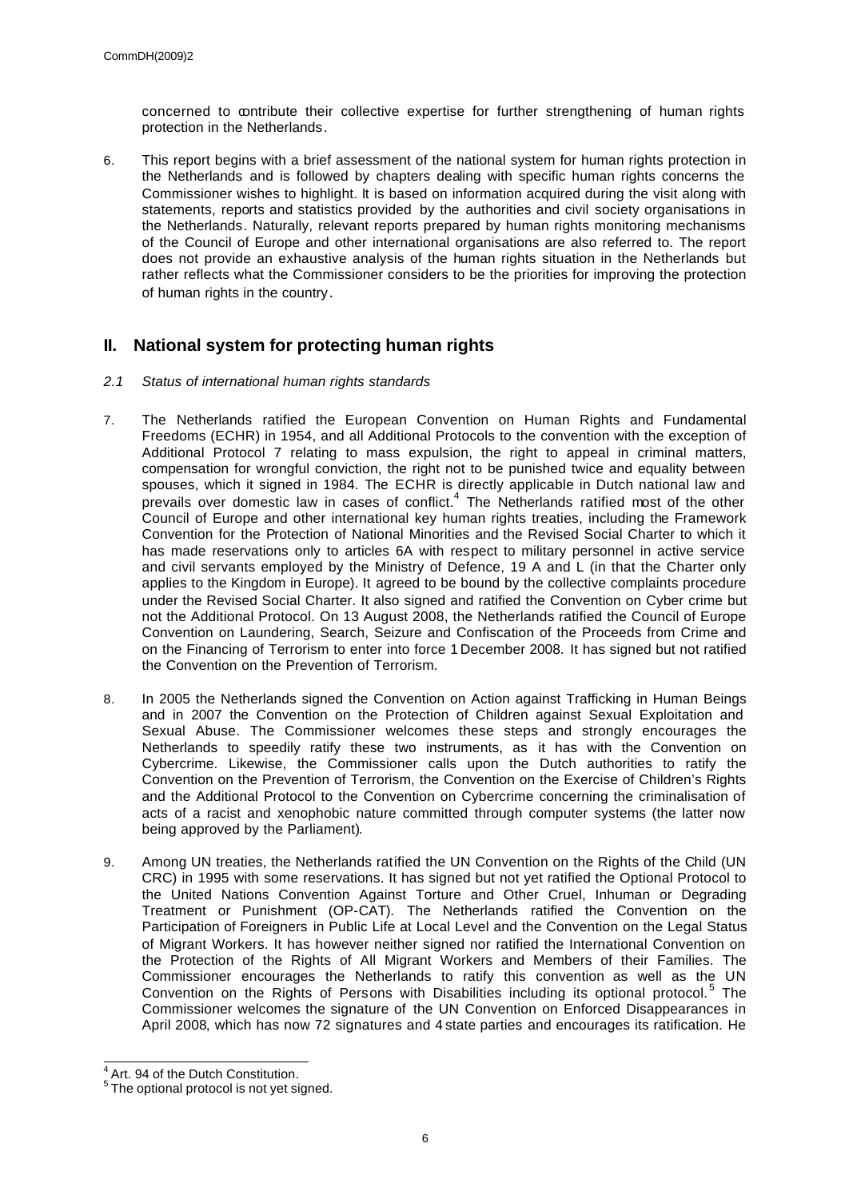concerned to contribute their collective expertise for further strengthening of human rights protection in the Netherlands.

6. This report begins with a brief assessment of the national system for human rights protection in the Netherlands and is followed by chapters dealing with specific human rights concerns the Commissioner wishes to highlight. It is based on information acquired during the visit along with statements, reports and statistics provided by the authorities and civil society organisations in the Netherlands. Naturally, relevant reports prepared by human rights monitoring mechanisms of the Council of Europe and other international organisations are also referred to. The report does not provide an exhaustive analysis of the human rights situation in the Netherlands but rather reflects what the Commissioner considers to be the priorities for improving the protection of human rights in the country.

## II. National system for protecting human rights

### *2.1 Status of international human rights standards*

7. The Netherlands ratified the European Convention on Human Rights and Fundamental Freedoms (ECHR) in 1954, and all Additional Protocols to the convention with the exception of Additional Protocol 7 relating to mass expulsion, the right to appeal in criminal matters, compensation for wrongful conviction, the right not to be punished twice and equality between spouses, which it signed in 1984. The ECHR is directly applicable in Dutch national law and prevails over domestic law in cases of conflict.[4] The Netherlands ratified most of the other Council of Europe and other international key human rights treaties, including the Framework Convention for the Protection of National Minorities and the Revised Social Charter to which it has made reservations only to articles 6A with respect to military personnel in active service and civil servants employed by the Ministry of Defence, 19 A and L (in that the Charter only applies to the Kingdom in Europe). It agreed to be bound by the collective complaints procedure under the Revised Social Charter. It also signed and ratified the Convention on Cyber crime but not the Additional Protocol. On 13 August 2008, the Netherlands ratified the Council of Europe Convention on Laundering, Search, Seizure and Confiscation of the Proceeds from Crime and on the Financing of Terrorism to enter into force 1 December 2008. It has signed but not ratified the Convention on the Prevention of Terrorism.

8. In 2005 the Netherlands signed the Convention on Action against Trafficking in Human Beings and in 2007 the Convention on the Protection of Children against Sexual Exploitation and Sexual Abuse. The Commissioner welcomes these steps and strongly encourages the Netherlands to speedily ratify these two instruments, as it has with the Convention on Cybercrime. Likewise, the Commissioner calls upon the Dutch authorities to ratify the Convention on the Prevention of Terrorism, the Convention on the Exercise of Children's Rights and the Additional Protocol to the Convention on Cybercrime concerning the criminalisation of acts of a racist and xenophobic nature committed through computer systems (the latter now being approved by the Parliament).

9. Among UN treaties, the Netherlands ratified the UN Convention on the Rights of the Child (UN CRC) in 1995 with some reservations. It has signed but not yet ratified the Optional Protocol to the United Nations Convention Against Torture and Other Cruel, Inhuman or Degrading Treatment or Punishment (OP-CAT). The Netherlands ratified the Convention on the Participation of Foreigners in Public Life at Local Level and the Convention on the Legal Status of Migrant Workers. It has however neither signed nor ratified the International Convention on the Protection of the Rights of All Migrant Workers and Members of their Families. The Commissioner encourages the Netherlands to ratify this convention as well as the UN Convention on the Rights of Persons with Disabilities including its optional protocol.[5] The Commissioner welcomes the signature of the UN Convention on Enforced Disappearances in April 2008, which has now 72 signatures and 4 state parties and encourages its ratification. He

---

[4] Art. 94 of the Dutch Constitution.

[5] The optional protocol is not yet signed.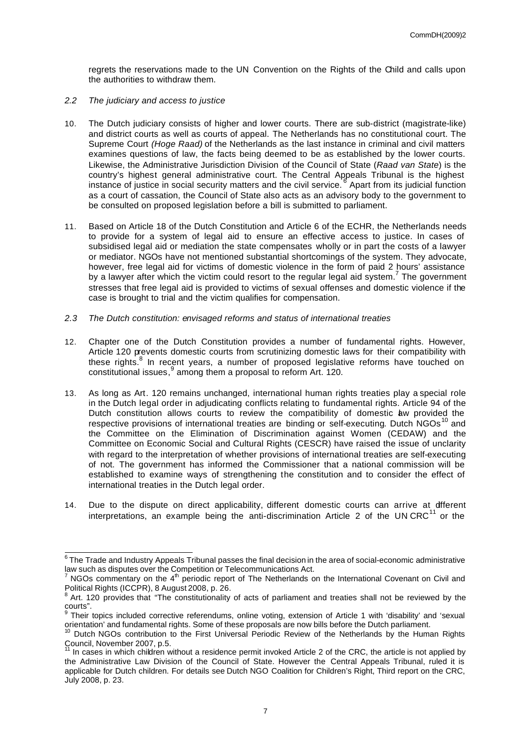regrets the reservations made to the UN Convention on the Rights of the Child and calls upon the authorities to withdraw them.

### *2.2 The judiciary and access to justice*

10. The Dutch judiciary consists of higher and lower courts. There are sub-district (magistrate-like) and district courts as well as courts of appeal. The Netherlands has no constitutional court. The Supreme Court *(Hoge Raad)* of the Netherlands as the last instance in criminal and civil matters examines questions of law, the facts being deemed to be as established by the lower courts. Likewise, the Administrative Jurisdiction Division of the Council of State (*Raad van State*) is the country's highest general administrative court. The Central Appeals Tribunal is the highest instance of justice in social security matters and the civil service.[6] Apart from its judicial function as a court of cassation, the Council of State also acts as an advisory body to the government to be consulted on proposed legislation before a bill is submitted to parliament.

11. Based on Article 18 of the Dutch Constitution and Article 6 of the ECHR, the Netherlands needs to provide for a system of legal aid to ensure an effective access to justice. In cases of subsidised legal aid or mediation the state compensates wholly or in part the costs of a lawyer or mediator. NGOs have not mentioned substantial shortcomings of the system. They advocate, however, free legal aid for victims of domestic violence in the form of paid 2 hours' assistance by a lawyer after which the victim could resort to the regular legal aid system.[7] The government stresses that free legal aid is provided to victims of sexual offenses and domestic violence if the case is brought to trial and the victim qualifies for compensation.

### *2.3 The Dutch constitution: envisaged reforms and status of international treaties*

12. Chapter one of the Dutch Constitution provides a number of fundamental rights. However, Article 120 prevents domestic courts from scrutinizing domestic laws for their compatibility with these rights.[8] In recent years, a number of proposed legislative reforms have touched on constitutional issues,[9] among them a proposal to reform Art. 120.

13. As long as Art. 120 remains unchanged, international human rights treaties play a special role in the Dutch legal order in adjudicating conflicts relating to fundamental rights. Article 94 of the Dutch constitution allows courts to review the compatibility of domestic law provided the respective provisions of international treaties are binding or self-executing. Dutch NGOs[10] and the Committee on the Elimination of Discrimination against Women (CEDAW) and the Committee on Economic Social and Cultural Rights (CESCR) have raised the issue of unclarity with regard to the interpretation of whether provisions of international treaties are self-executing of not. The government has informed the Commissioner that a national commission will be established to examine ways of strengthening the constitution and to consider the effect of international treaties in the Dutch legal order.

14. Due to the dispute on direct applicability, different domestic courts can arrive at different interpretations, an example being the anti-discrimination Article 2 of the UN CRC[11] or the

---

[6] The Trade and Industry Appeals Tribunal passes the final decision in the area of social-economic administrative law such as disputes over the Competition or Telecommunications Act.

[7] NGOs commentary on the 4th periodic report of The Netherlands on the International Covenant on Civil and Political Rights (ICCPR), 8 August 2008, p. 26.

[8] Art. 120 provides that "The constitutionality of acts of parliament and treaties shall not be reviewed by the courts".

[9] Their topics included corrective referendums, online voting, extension of Article 1 with 'disability' and 'sexual orientation' and fundamental rights. Some of these proposals are now bills before the Dutch parliament.

[10] Dutch NGOs contribution to the First Universal Periodic Review of the Netherlands by the Human Rights Council, November 2007, p.5.

[11] In cases in which children without a residence permit invoked Article 2 of the CRC, the article is not applied by the Administrative Law Division of the Council of State. However the Central Appeals Tribunal, ruled it is applicable for Dutch children. For details see Dutch NGO Coalition for Children's Right, Third report on the CRC, July 2008, p. 23.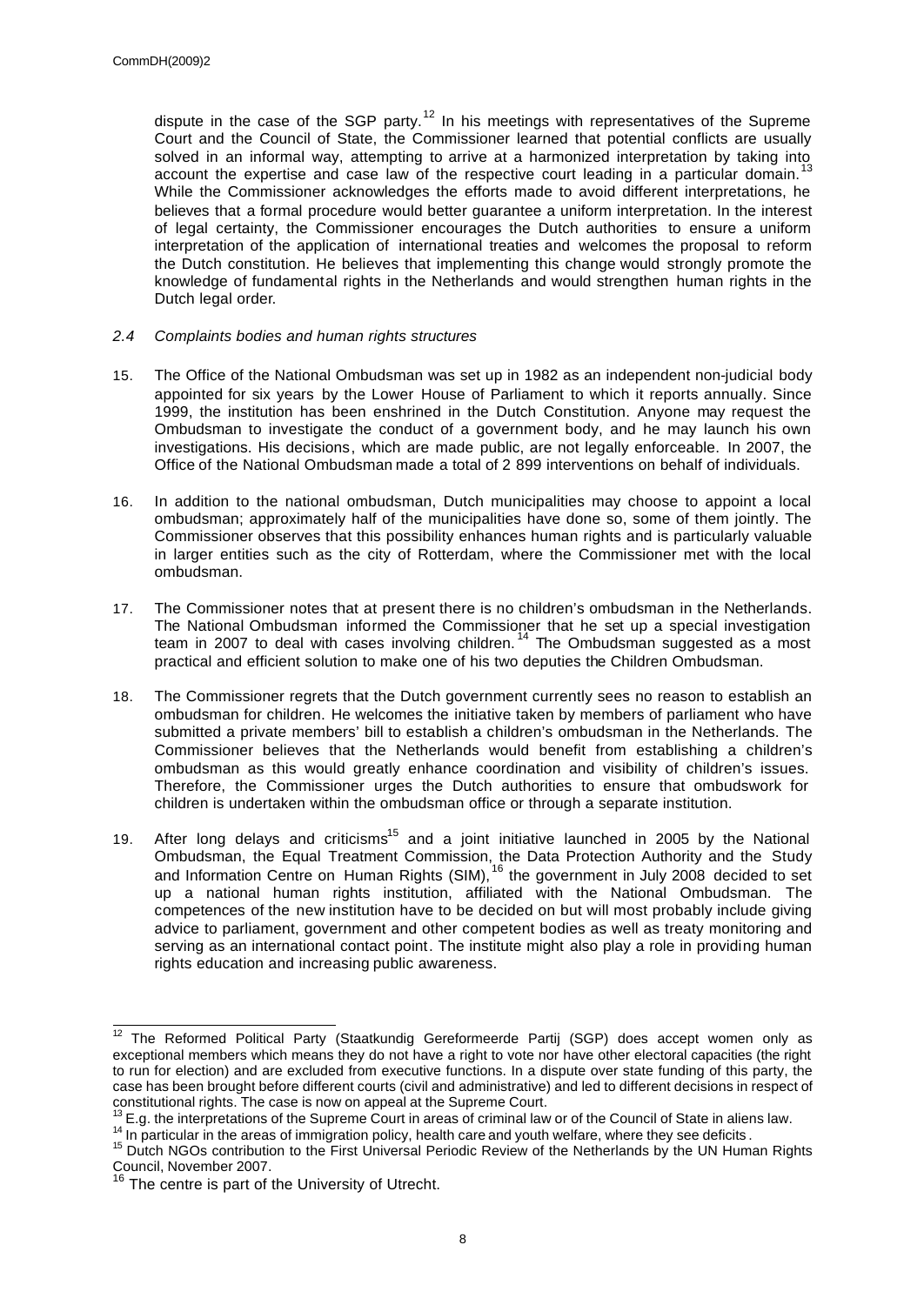dispute in the case of the SGP party.[12] In his meetings with representatives of the Supreme Court and the Council of State, the Commissioner learned that potential conflicts are usually solved in an informal way, attempting to arrive at a harmonized interpretation by taking into account the expertise and case law of the respective court leading in a particular domain.[13] While the Commissioner acknowledges the efforts made to avoid different interpretations, he believes that a formal procedure would better guarantee a uniform interpretation. In the interest of legal certainty, the Commissioner encourages the Dutch authorities to ensure a uniform interpretation of the application of international treaties and welcomes the proposal to reform the Dutch constitution. He believes that implementing this change would strongly promote the knowledge of fundamental rights in the Netherlands and would strengthen human rights in the Dutch legal order.

### *2.4 Complaints bodies and human rights structures*

15. The Office of the National Ombudsman was set up in 1982 as an independent non-judicial body appointed for six years by the Lower House of Parliament to which it reports annually. Since 1999, the institution has been enshrined in the Dutch Constitution. Anyone may request the Ombudsman to investigate the conduct of a government body, and he may launch his own investigations. His decisions, which are made public, are not legally enforceable. In 2007, the Office of the National Ombudsman made a total of 2 899 interventions on behalf of individuals.

16. In addition to the national ombudsman, Dutch municipalities may choose to appoint a local ombudsman; approximately half of the municipalities have done so, some of them jointly. The Commissioner observes that this possibility enhances human rights and is particularly valuable in larger entities such as the city of Rotterdam, where the Commissioner met with the local ombudsman.

17. The Commissioner notes that at present there is no children's ombudsman in the Netherlands. The National Ombudsman informed the Commissioner that he set up a special investigation team in 2007 to deal with cases involving children.[14] The Ombudsman suggested as a most practical and efficient solution to make one of his two deputies the Children Ombudsman.

18. The Commissioner regrets that the Dutch government currently sees no reason to establish an ombudsman for children. He welcomes the initiative taken by members of parliament who have submitted a private members' bill to establish a children's ombudsman in the Netherlands. The Commissioner believes that the Netherlands would benefit from establishing a children's ombudsman as this would greatly enhance coordination and visibility of children's issues. Therefore, the Commissioner urges the Dutch authorities to ensure that ombudswork for children is undertaken within the ombudsman office or through a separate institution.

19. After long delays and criticisms[15] and a joint initiative launched in 2005 by the National Ombudsman, the Equal Treatment Commission, the Data Protection Authority and the Study and Information Centre on Human Rights (SIM),[16] the government in July 2008 decided to set up a national human rights institution, affiliated with the National Ombudsman. The competences of the new institution have to be decided on but will most probably include giving advice to parliament, government and other competent bodies as well as treaty monitoring and serving as an international contact point. The institute might also play a role in providing human rights education and increasing public awareness.

---

[12] The Reformed Political Party (Staatkundig Gereformeerde Partij (SGP) does accept women only as exceptional members which means they do not have a right to vote nor have other electoral capacities (the right to run for election) and are excluded from executive functions. In a dispute over state funding of this party, the case has been brought before different courts (civil and administrative) and led to different decisions in respect of constitutional rights. The case is now on appeal at the Supreme Court.

[13] E.g. the interpretations of the Supreme Court in areas of criminal law or of the Council of State in aliens law.

[14] In particular in the areas of immigration policy, health care and youth welfare, where they see deficits.

[15] Dutch NGOs contribution to the First Universal Periodic Review of the Netherlands by the UN Human Rights Council, November 2007.

[16] The centre is part of the University of Utrecht.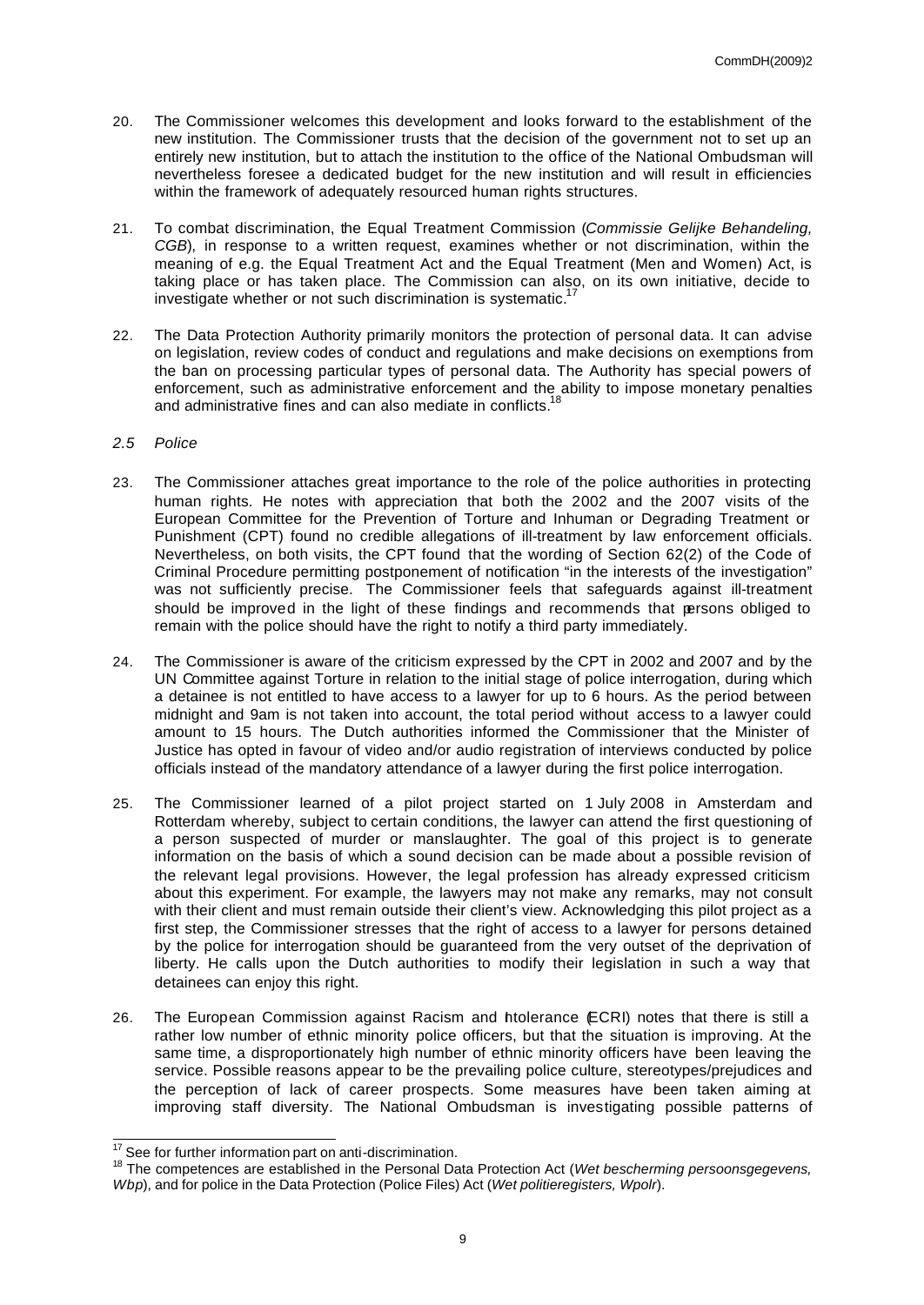20. The Commissioner welcomes this development and looks forward to the establishment of the new institution. The Commissioner trusts that the decision of the government not to set up an entirely new institution, but to attach the institution to the office of the National Ombudsman will nevertheless foresee a dedicated budget for the new institution and will result in efficiencies within the framework of adequately resourced human rights structures.

21. To combat discrimination, the Equal Treatment Commission (*Commissie Gelijke Behandeling, CGB*), in response to a written request, examines whether or not discrimination, within the meaning of e.g. the Equal Treatment Act and the Equal Treatment (Men and Women) Act, is taking place or has taken place. The Commission can also, on its own initiative, decide to investigate whether or not such discrimination is systematic.[17]

22. The Data Protection Authority primarily monitors the protection of personal data. It can advise on legislation, review codes of conduct and regulations and make decisions on exemptions from the ban on processing particular types of personal data. The Authority has special powers of enforcement, such as administrative enforcement and the ability to impose monetary penalties and administrative fines and can also mediate in conflicts.[18]

*2.5 Police*

23. The Commissioner attaches great importance to the role of the police authorities in protecting human rights. He notes with appreciation that both the 2002 and the 2007 visits of the European Committee for the Prevention of Torture and Inhuman or Degrading Treatment or Punishment (CPT) found no credible allegations of ill-treatment by law enforcement officials. Nevertheless, on both visits, the CPT found that the wording of Section 62(2) of the Code of Criminal Procedure permitting postponement of notification "in the interests of the investigation" was not sufficiently precise. The Commissioner feels that safeguards against ill-treatment should be improved in the light of these findings and recommends that persons obliged to remain with the police should have the right to notify a third party immediately.

24. The Commissioner is aware of the criticism expressed by the CPT in 2002 and 2007 and by the UN Committee against Torture in relation to the initial stage of police interrogation, during which a detainee is not entitled to have access to a lawyer for up to 6 hours. As the period between midnight and 9am is not taken into account, the total period without access to a lawyer could amount to 15 hours. The Dutch authorities informed the Commissioner that the Minister of Justice has opted in favour of video and/or audio registration of interviews conducted by police officials instead of the mandatory attendance of a lawyer during the first police interrogation.

25. The Commissioner learned of a pilot project started on 1 July 2008 in Amsterdam and Rotterdam whereby, subject to certain conditions, the lawyer can attend the first questioning of a person suspected of murder or manslaughter. The goal of this project is to generate information on the basis of which a sound decision can be made about a possible revision of the relevant legal provisions. However, the legal profession has already expressed criticism about this experiment. For example, the lawyers may not make any remarks, may not consult with their client and must remain outside their client's view. Acknowledging this pilot project as a first step, the Commissioner stresses that the right of access to a lawyer for persons detained by the police for interrogation should be guaranteed from the very outset of the deprivation of liberty. He calls upon the Dutch authorities to modify their legislation in such a way that detainees can enjoy this right.

26. The European Commission against Racism and Intolerance (ECRI) notes that there is still a rather low number of ethnic minority police officers, but that the situation is improving. At the same time, a disproportionately high number of ethnic minority officers have been leaving the service. Possible reasons appear to be the prevailing police culture, stereotypes/prejudices and the perception of lack of career prospects. Some measures have been taken aiming at improving staff diversity. The National Ombudsman is investigating possible patterns of

---

[17] See for further information part on anti-discrimination.

[18] The competences are established in the Personal Data Protection Act (*Wet bescherming persoonsgegevens, Wbp*), and for police in the Data Protection (Police Files) Act (*Wet politieregisters, Wpolr*).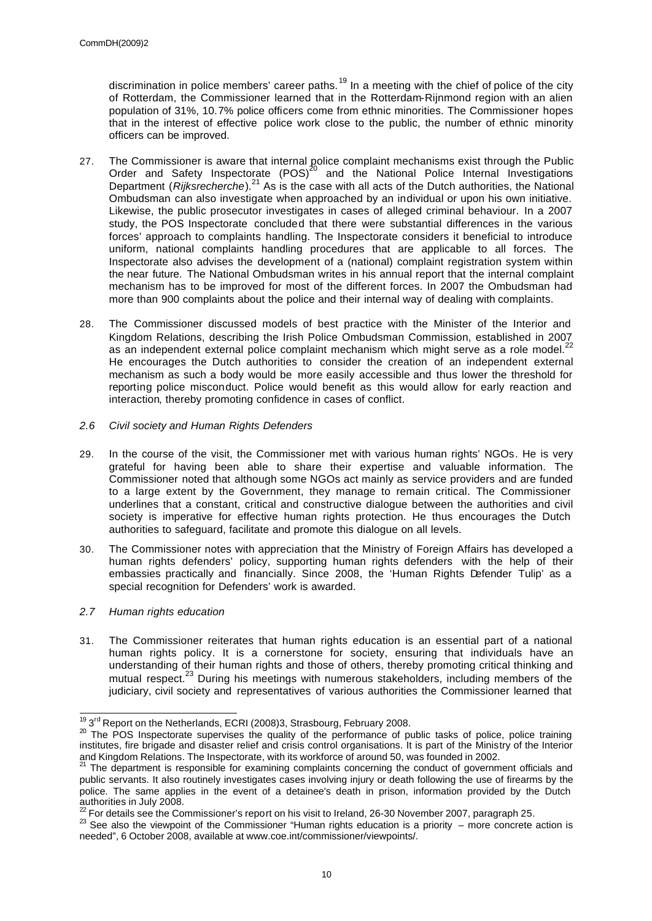discrimination in police members' career paths.[19] In a meeting with the chief of police of the city of Rotterdam, the Commissioner learned that in the Rotterdam-Rijnmond region with an alien population of 31%, 10.7% police officers come from ethnic minorities. The Commissioner hopes that in the interest of effective police work close to the public, the number of ethnic minority officers can be improved.

27. The Commissioner is aware that internal police complaint mechanisms exist through the Public Order and Safety Inspectorate (POS)[20] and the National Police Internal Investigations Department (*Rijksrecherche*).[21] As is the case with all acts of the Dutch authorities, the National Ombudsman can also investigate when approached by an individual or upon his own initiative. Likewise, the public prosecutor investigates in cases of alleged criminal behaviour. In a 2007 study, the POS Inspectorate concluded that there were substantial differences in the various forces' approach to complaints handling. The Inspectorate considers it beneficial to introduce uniform, national complaints handling procedures that are applicable to all forces. The Inspectorate also advises the development of a (national) complaint registration system within the near future. The National Ombudsman writes in his annual report that the internal complaint mechanism has to be improved for most of the different forces. In 2007 the Ombudsman had more than 900 complaints about the police and their internal way of dealing with complaints.

28. The Commissioner discussed models of best practice with the Minister of the Interior and Kingdom Relations, describing the Irish Police Ombudsman Commission, established in 2007 as an independent external police complaint mechanism which might serve as a role model.[22] He encourages the Dutch authorities to consider the creation of an independent external mechanism as such a body would be more easily accessible and thus lower the threshold for reporting police misconduct. Police would benefit as this would allow for early reaction and interaction, thereby promoting confidence in cases of conflict.

### *2.6 Civil society and Human Rights Defenders*

29. In the course of the visit, the Commissioner met with various human rights' NGOs. He is very grateful for having been able to share their expertise and valuable information. The Commissioner noted that although some NGOs act mainly as service providers and are funded to a large extent by the Government, they manage to remain critical. The Commissioner underlines that a constant, critical and constructive dialogue between the authorities and civil society is imperative for effective human rights protection. He thus encourages the Dutch authorities to safeguard, facilitate and promote this dialogue on all levels.

30. The Commissioner notes with appreciation that the Ministry of Foreign Affairs has developed a human rights defenders' policy, supporting human rights defenders with the help of their embassies practically and financially. Since 2008, the 'Human Rights Defender Tulip' as a special recognition for Defenders' work is awarded.

### *2.7 Human rights education*

31. The Commissioner reiterates that human rights education is an essential part of a national human rights policy. It is a cornerstone for society, ensuring that individuals have an understanding of their human rights and those of others, thereby promoting critical thinking and mutual respect.[23] During his meetings with numerous stakeholders, including members of the judiciary, civil society and representatives of various authorities the Commissioner learned that

---

[19] 3rd Report on the Netherlands, ECRI (2008)3, Strasbourg, February 2008.

[20] The POS Inspectorate supervises the quality of the performance of public tasks of police, police training institutes, fire brigade and disaster relief and crisis control organisations. It is part of the Ministry of the Interior and Kingdom Relations. The Inspectorate, with its workforce of around 50, was founded in 2002.

[21] The department is responsible for examining complaints concerning the conduct of government officials and public servants. It also routinely investigates cases involving injury or death following the use of firearms by the police. The same applies in the event of a detainee's death in prison, information provided by the Dutch authorities in July 2008.

[22] For details see the Commissioner's report on his visit to Ireland, 26-30 November 2007, paragraph 25.

[23] See also the viewpoint of the Commissioner "Human rights education is a priority – more concrete action is needed", 6 October 2008, available at www.coe.int/commissioner/viewpoints/.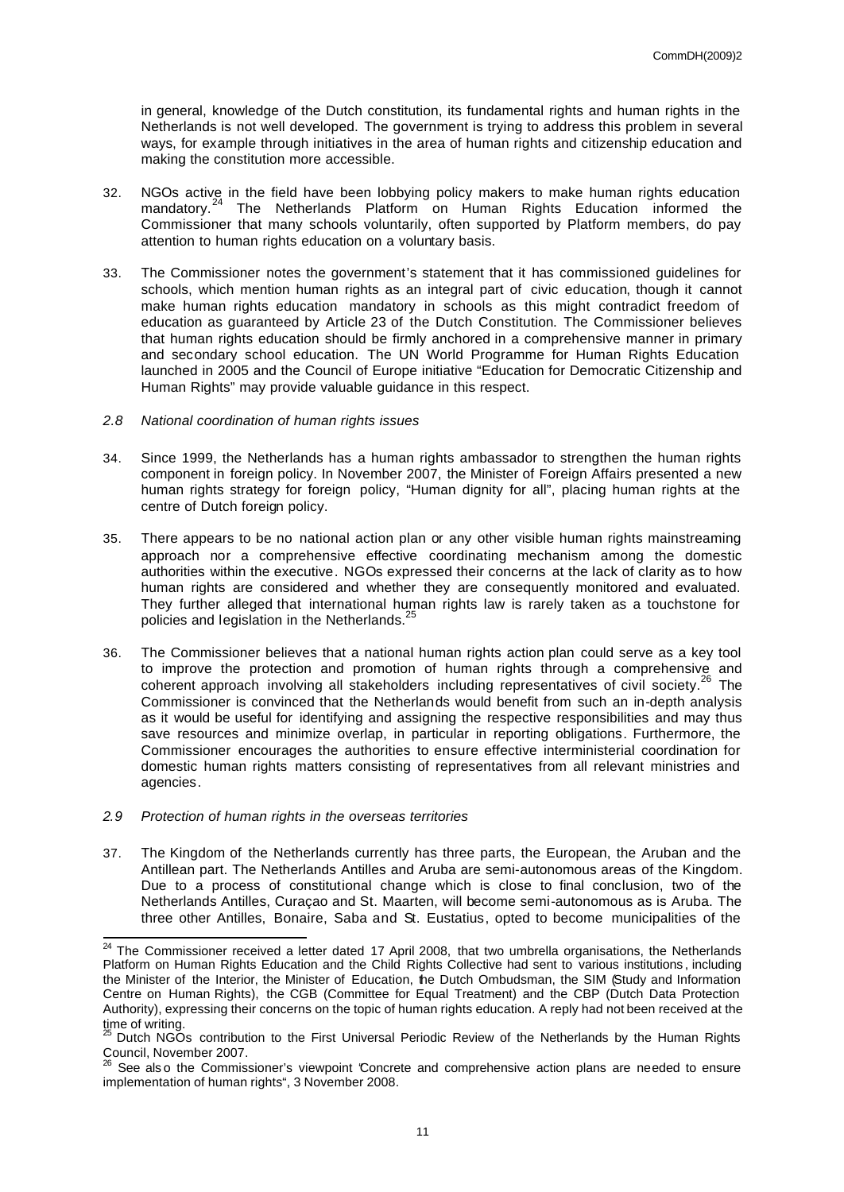in general, knowledge of the Dutch constitution, its fundamental rights and human rights in the Netherlands is not well developed. The government is trying to address this problem in several ways, for example through initiatives in the area of human rights and citizenship education and making the constitution more accessible.

32. NGOs active in the field have been lobbying policy makers to make human rights education mandatory.[24] The Netherlands Platform on Human Rights Education informed the Commissioner that many schools voluntarily, often supported by Platform members, do pay attention to human rights education on a voluntary basis.

33. The Commissioner notes the government's statement that it has commissioned guidelines for schools, which mention human rights as an integral part of civic education, though it cannot make human rights education mandatory in schools as this might contradict freedom of education as guaranteed by Article 23 of the Dutch Constitution. The Commissioner believes that human rights education should be firmly anchored in a comprehensive manner in primary and secondary school education. The UN World Programme for Human Rights Education launched in 2005 and the Council of Europe initiative "Education for Democratic Citizenship and Human Rights" may provide valuable guidance in this respect.

### *2.8 National coordination of human rights issues*

34. Since 1999, the Netherlands has a human rights ambassador to strengthen the human rights component in foreign policy. In November 2007, the Minister of Foreign Affairs presented a new human rights strategy for foreign policy, "Human dignity for all", placing human rights at the centre of Dutch foreign policy.

35. There appears to be no national action plan or any other visible human rights mainstreaming approach nor a comprehensive effective coordinating mechanism among the domestic authorities within the executive. NGOs expressed their concerns at the lack of clarity as to how human rights are considered and whether they are consequently monitored and evaluated. They further alleged that international human rights law is rarely taken as a touchstone for policies and legislation in the Netherlands.[25]

36. The Commissioner believes that a national human rights action plan could serve as a key tool to improve the protection and promotion of human rights through a comprehensive and coherent approach involving all stakeholders including representatives of civil society.[26] The Commissioner is convinced that the Netherlands would benefit from such an in-depth analysis as it would be useful for identifying and assigning the respective responsibilities and may thus save resources and minimize overlap, in particular in reporting obligations. Furthermore, the Commissioner encourages the authorities to ensure effective interministerial coordination for domestic human rights matters consisting of representatives from all relevant ministries and agencies.

### *2.9 Protection of human rights in the overseas territories*

37. The Kingdom of the Netherlands currently has three parts, the European, the Aruban and the Antillean part. The Netherlands Antilles and Aruba are semi-autonomous areas of the Kingdom. Due to a process of constitutional change which is close to final conclusion, two of the Netherlands Antilles, Curaçao and St. Maarten, will become semi-autonomous as is Aruba. The three other Antilles, Bonaire, Saba and St. Eustatius, opted to become municipalities of the

---

[24] The Commissioner received a letter dated 17 April 2008, that two umbrella organisations, the Netherlands Platform on Human Rights Education and the Child Rights Collective had sent to various institutions, including the Minister of the Interior, the Minister of Education, the Dutch Ombudsman, the SIM (Study and Information Centre on Human Rights), the CGB (Committee for Equal Treatment) and the CBP (Dutch Data Protection Authority), expressing their concerns on the topic of human rights education. A reply had not been received at the time of writing.

[25] Dutch NGOs contribution to the First Universal Periodic Review of the Netherlands by the Human Rights Council, November 2007.

[26] See also the Commissioner's viewpoint "Concrete and comprehensive action plans are needed to ensure implementation of human rights", 3 November 2008.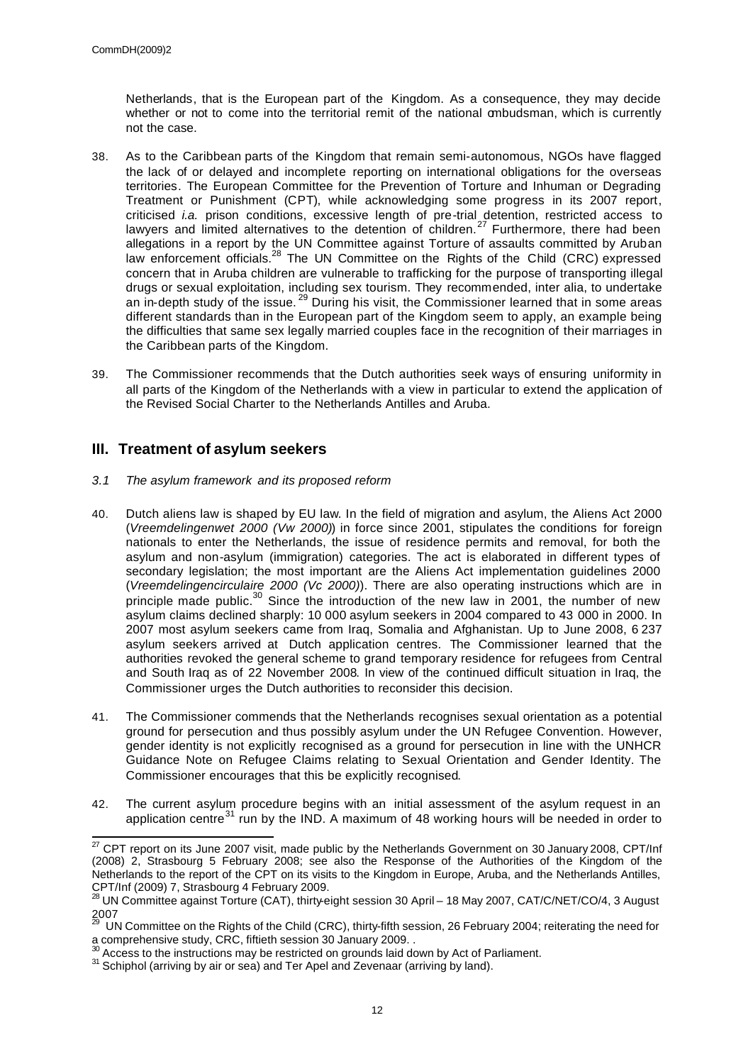Netherlands, that is the European part of the Kingdom. As a consequence, they may decide whether or not to come into the territorial remit of the national ombudsman, which is currently not the case.

38. As to the Caribbean parts of the Kingdom that remain semi-autonomous, NGOs have flagged the lack of or delayed and incomplete reporting on international obligations for the overseas territories. The European Committee for the Prevention of Torture and Inhuman or Degrading Treatment or Punishment (CPT), while acknowledging some progress in its 2007 report, criticised *i.a.* prison conditions, excessive length of pre-trial detention, restricted access to lawyers and limited alternatives to the detention of children.[27] Furthermore, there had been allegations in a report by the UN Committee against Torture of assaults committed by Aruban law enforcement officials.[28] The UN Committee on the Rights of the Child (CRC) expressed concern that in Aruba children are vulnerable to trafficking for the purpose of transporting illegal drugs or sexual exploitation, including sex tourism. They recommended, inter alia, to undertake an in-depth study of the issue.[29] During his visit, the Commissioner learned that in some areas different standards than in the European part of the Kingdom seem to apply, an example being the difficulties that same sex legally married couples face in the recognition of their marriages in the Caribbean parts of the Kingdom.

39. The Commissioner recommends that the Dutch authorities seek ways of ensuring uniformity in all parts of the Kingdom of the Netherlands with a view in particular to extend the application of the Revised Social Charter to the Netherlands Antilles and Aruba.

## III. Treatment of asylum seekers

### *3.1 The asylum framework and its proposed reform*

40. Dutch aliens law is shaped by EU law. In the field of migration and asylum, the Aliens Act 2000 (*Vreemdelingenwet 2000 (Vw 2000)*) in force since 2001, stipulates the conditions for foreign nationals to enter the Netherlands, the issue of residence permits and removal, for both the asylum and non-asylum (immigration) categories. The act is elaborated in different types of secondary legislation; the most important are the Aliens Act implementation guidelines 2000 (*Vreemdelingencirculaire 2000 (Vc 2000)*). There are also operating instructions which are in principle made public.[30] Since the introduction of the new law in 2001, the number of new asylum claims declined sharply: 10 000 asylum seekers in 2004 compared to 43 000 in 2000. In 2007 most asylum seekers came from Iraq, Somalia and Afghanistan. Up to June 2008, 6 237 asylum seekers arrived at Dutch application centres. The Commissioner learned that the authorities revoked the general scheme to grand temporary residence for refugees from Central and South Iraq as of 22 November 2008. In view of the continued difficult situation in Iraq, the Commissioner urges the Dutch authorities to reconsider this decision.

41. The Commissioner commends that the Netherlands recognises sexual orientation as a potential ground for persecution and thus possibly asylum under the UN Refugee Convention. However, gender identity is not explicitly recognised as a ground for persecution in line with the UNHCR Guidance Note on Refugee Claims relating to Sexual Orientation and Gender Identity. The Commissioner encourages that this be explicitly recognised.

42. The current asylum procedure begins with an initial assessment of the asylum request in an application centre[31] run by the IND. A maximum of 48 working hours will be needed in order to

---

[27] CPT report on its June 2007 visit, made public by the Netherlands Government on 30 January 2008, CPT/Inf (2008) 2, Strasbourg 5 February 2008; see also the Response of the Authorities of the Kingdom of the Netherlands to the report of the CPT on its visits to the Kingdom in Europe, Aruba, and the Netherlands Antilles, CPT/Inf (2009) 7, Strasbourg 4 February 2009.

[28] UN Committee against Torture (CAT), thirty-eight session 30 April – 18 May 2007, CAT/C/NET/CO/4, 3 August 2007

[29] UN Committee on the Rights of the Child (CRC), thirty-fifth session, 26 February 2004; reiterating the need for a comprehensive study, CRC, fiftieth session 30 January 2009. .

[30] Access to the instructions may be restricted on grounds laid down by Act of Parliament.

[31] Schiphol (arriving by air or sea) and Ter Apel and Zevenaar (arriving by land).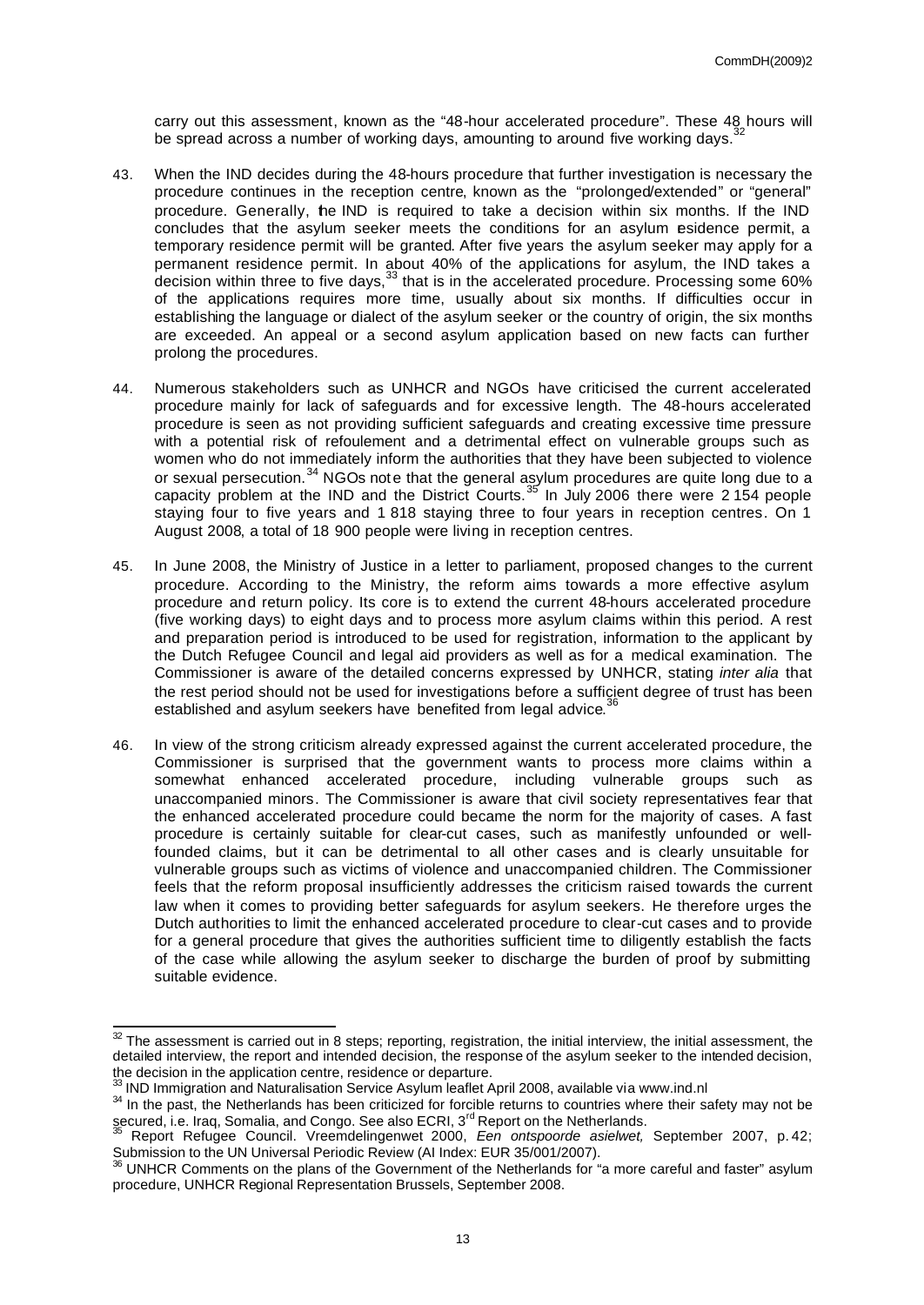carry out this assessment, known as the "48-hour accelerated procedure". These 48 hours will be spread across a number of working days, amounting to around five working days.[32]

43. When the IND decides during the 48-hours procedure that further investigation is necessary the procedure continues in the reception centre, known as the "prolonged/extended" or "general" procedure. Generally, the IND is required to take a decision within six months. If the IND concludes that the asylum seeker meets the conditions for an asylum residence permit, a temporary residence permit will be granted. After five years the asylum seeker may apply for a permanent residence permit. In about 40% of the applications for asylum, the IND takes a decision within three to five days,[33] that is in the accelerated procedure. Processing some 60% of the applications requires more time, usually about six months. If difficulties occur in establishing the language or dialect of the asylum seeker or the country of origin, the six months are exceeded. An appeal or a second asylum application based on new facts can further prolong the procedures.

44. Numerous stakeholders such as UNHCR and NGOs have criticised the current accelerated procedure mainly for lack of safeguards and for excessive length. The 48-hours accelerated procedure is seen as not providing sufficient safeguards and creating excessive time pressure with a potential risk of refoulement and a detrimental effect on vulnerable groups such as women who do not immediately inform the authorities that they have been subjected to violence or sexual persecution.[34] NGOs note that the general asylum procedures are quite long due to a capacity problem at the IND and the District Courts.[35] In July 2006 there were 2 154 people staying four to five years and 1 818 staying three to four years in reception centres. On 1 August 2008, a total of 18 900 people were living in reception centres.

45. In June 2008, the Ministry of Justice in a letter to parliament, proposed changes to the current procedure. According to the Ministry, the reform aims towards a more effective asylum procedure and return policy. Its core is to extend the current 48-hours accelerated procedure (five working days) to eight days and to process more asylum claims within this period. A rest and preparation period is introduced to be used for registration, information to the applicant by the Dutch Refugee Council and legal aid providers as well as for a medical examination. The Commissioner is aware of the detailed concerns expressed by UNHCR, stating *inter alia* that the rest period should not be used for investigations before a sufficient degree of trust has been established and asylum seekers have benefited from legal advice.[36]

46. In view of the strong criticism already expressed against the current accelerated procedure, the Commissioner is surprised that the government wants to process more claims within a somewhat enhanced accelerated procedure, including vulnerable groups such as unaccompanied minors. The Commissioner is aware that civil society representatives fear that the enhanced accelerated procedure could became the norm for the majority of cases. A fast procedure is certainly suitable for clear-cut cases, such as manifestly unfounded or well-founded claims, but it can be detrimental to all other cases and is clearly unsuitable for vulnerable groups such as victims of violence and unaccompanied children. The Commissioner feels that the reform proposal insufficiently addresses the criticism raised towards the current law when it comes to providing better safeguards for asylum seekers. He therefore urges the Dutch authorities to limit the enhanced accelerated procedure to clear-cut cases and to provide for a general procedure that gives the authorities sufficient time to diligently establish the facts of the case while allowing the asylum seeker to discharge the burden of proof by submitting suitable evidence.

---

[32] The assessment is carried out in 8 steps; reporting, registration, the initial interview, the initial assessment, the detailed interview, the report and intended decision, the response of the asylum seeker to the intended decision, the decision in the application centre, residence or departure.

[33] IND Immigration and Naturalisation Service Asylum leaflet April 2008, available via www.ind.nl

[34] In the past, the Netherlands has been criticized for forcible returns to countries where their safety may not be secured, i.e. Iraq, Somalia, and Congo. See also ECRI, 3rd Report on the Netherlands.

[35] Report Refugee Council. Vreemdelingenwet 2000, *Een ontspoorde asielwet*, September 2007, p. 42; Submission to the UN Universal Periodic Review (AI Index: EUR 35/001/2007).

[36] UNHCR Comments on the plans of the Government of the Netherlands for "a more careful and faster" asylum procedure, UNHCR Regional Representation Brussels, September 2008.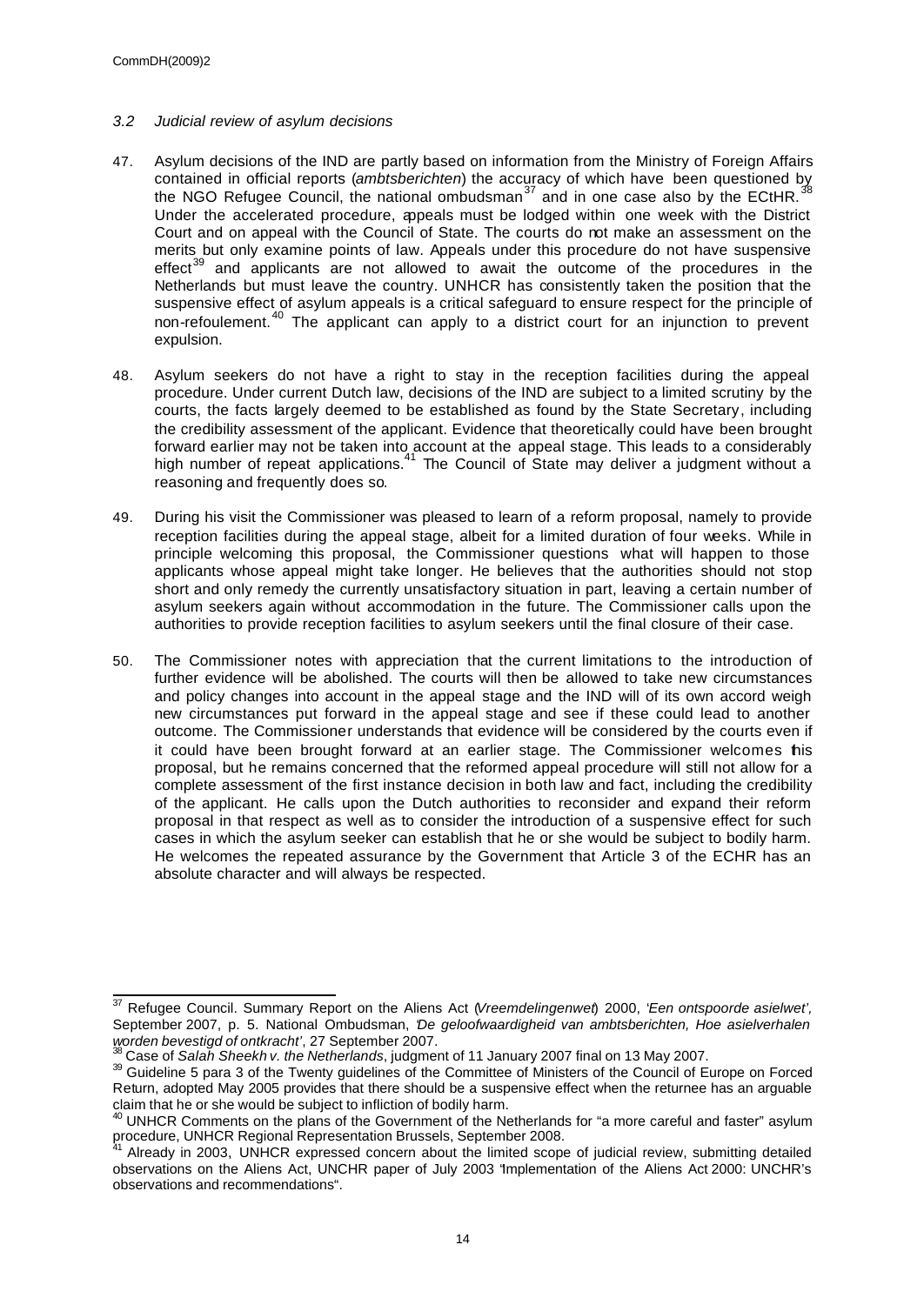### *3.2 Judicial review of asylum decisions*

47. Asylum decisions of the IND are partly based on information from the Ministry of Foreign Affairs contained in official reports (*ambtsberichten*) the accuracy of which have been questioned by the NGO Refugee Council, the national ombudsman[37] and in one case also by the ECtHR.[38] Under the accelerated procedure, appeals must be lodged within one week with the District Court and on appeal with the Council of State. The courts do not make an assessment on the merits but only examine points of law. Appeals under this procedure do not have suspensive effect[39] and applicants are not allowed to await the outcome of the procedures in the Netherlands but must leave the country. UNHCR has consistently taken the position that the suspensive effect of asylum appeals is a critical safeguard to ensure respect for the principle of non-refoulement.[40] The applicant can apply to a district court for an injunction to prevent expulsion.

48. Asylum seekers do not have a right to stay in the reception facilities during the appeal procedure. Under current Dutch law, decisions of the IND are subject to a limited scrutiny by the courts, the facts largely deemed to be established as found by the State Secretary, including the credibility assessment of the applicant. Evidence that theoretically could have been brought forward earlier may not be taken into account at the appeal stage. This leads to a considerably high number of repeat applications.[41] The Council of State may deliver a judgment without a reasoning and frequently does so.

49. During his visit the Commissioner was pleased to learn of a reform proposal, namely to provide reception facilities during the appeal stage, albeit for a limited duration of four weeks. While in principle welcoming this proposal, the Commissioner questions what will happen to those applicants whose appeal might take longer. He believes that the authorities should not stop short and only remedy the currently unsatisfactory situation in part, leaving a certain number of asylum seekers again without accommodation in the future. The Commissioner calls upon the authorities to provide reception facilities to asylum seekers until the final closure of their case.

50. The Commissioner notes with appreciation that the current limitations to the introduction of further evidence will be abolished. The courts will then be allowed to take new circumstances and policy changes into account in the appeal stage and the IND will of its own accord weigh new circumstances put forward in the appeal stage and see if these could lead to another outcome. The Commissioner understands that evidence will be considered by the courts even if it could have been brought forward at an earlier stage. The Commissioner welcomes this proposal, but he remains concerned that the reformed appeal procedure will still not allow for a complete assessment of the first instance decision in both law and fact, including the credibility of the applicant. He calls upon the Dutch authorities to reconsider and expand their reform proposal in that respect as well as to consider the introduction of a suspensive effect for such cases in which the asylum seeker can establish that he or she would be subject to bodily harm. He welcomes the repeated assurance by the Government that Article 3 of the ECHR has an absolute character and will always be respected.

---

[37] Refugee Council. Summary Report on the Aliens Act (*Vreemdelingenwet*) 2000, *'Een ontspoorde asielwet'*, September 2007, p. 5. National Ombudsman, *'De geloofwaardigheid van ambtsberichten, Hoe asielverhalen worden bevestigd of ontkracht'*, 27 September 2007.

[38] Case of *Salah Sheekh v. the Netherlands*, judgment of 11 January 2007 final on 13 May 2007.

[39] Guideline 5 para 3 of the Twenty guidelines of the Committee of Ministers of the Council of Europe on Forced Return, adopted May 2005 provides that there should be a suspensive effect when the returnee has an arguable claim that he or she would be subject to infliction of bodily harm.

[40] UNHCR Comments on the plans of the Government of the Netherlands for "a more careful and faster" asylum procedure, UNHCR Regional Representation Brussels, September 2008.

[41] Already in 2003, UNHCR expressed concern about the limited scope of judicial review, submitting detailed observations on the Aliens Act, UNCHR paper of July 2003 "Implementation of the Aliens Act 2000: UNCHR's observations and recommendations".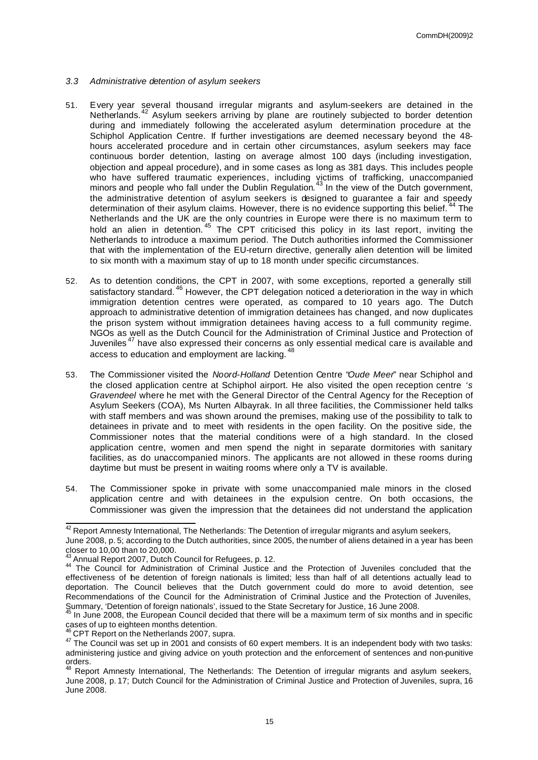### *3.3 Administrative detention of asylum seekers*

51. Every year several thousand irregular migrants and asylum-seekers are detained in the Netherlands.[42] Asylum seekers arriving by plane are routinely subjected to border detention during and immediately following the accelerated asylum determination procedure at the Schiphol Application Centre. If further investigations are deemed necessary beyond the 48-hours accelerated procedure and in certain other circumstances, asylum seekers may face continuous border detention, lasting on average almost 100 days (including investigation, objection and appeal procedure), and in some cases as long as 381 days. This includes people who have suffered traumatic experiences, including victims of trafficking, unaccompanied minors and people who fall under the Dublin Regulation.[43] In the view of the Dutch government, the administrative detention of asylum seekers is designed to guarantee a fair and speedy determination of their asylum claims. However, there is no evidence supporting this belief.[44] The Netherlands and the UK are the only countries in Europe were there is no maximum term to hold an alien in detention.[45] The CPT criticised this policy in its last report, inviting the Netherlands to introduce a maximum period. The Dutch authorities informed the Commissioner that with the implementation of the EU-return directive, generally alien detention will be limited to six month with a maximum stay of up to 18 month under specific circumstances.

52. As to detention conditions, the CPT in 2007, with some exceptions, reported a generally still satisfactory standard.[46] However, the CPT delegation noticed a deterioration in the way in which immigration detention centres were operated, as compared to 10 years ago. The Dutch approach to administrative detention of immigration detainees has changed, and now duplicates the prison system without immigration detainees having access to a full community regime. NGOs as well as the Dutch Council for the Administration of Criminal Justice and Protection of Juveniles[47] have also expressed their concerns as only essential medical care is available and access to education and employment are lacking.[48]

53. The Commissioner visited the *Noord-Holland* Detention Centre "*Oude Meer*" near Schiphol and the closed application centre at Schiphol airport. He also visited the open reception centre *'s Gravendeel* where he met with the General Director of the Central Agency for the Reception of Asylum Seekers (COA), Ms Nurten Albayrak. In all three facilities, the Commissioner held talks with staff members and was shown around the premises, making use of the possibility to talk to detainees in private and to meet with residents in the open facility. On the positive side, the Commissioner notes that the material conditions were of a high standard. In the closed application centre, women and men spend the night in separate dormitories with sanitary facilities, as do unaccompanied minors. The applicants are not allowed in these rooms during daytime but must be present in waiting rooms where only a TV is available.

54. The Commissioner spoke in private with some unaccompanied male minors in the closed application centre and with detainees in the expulsion centre. On both occasions, the Commissioner was given the impression that the detainees did not understand the application

---

[42] Report Amnesty International, The Netherlands: The Detention of irregular migrants and asylum seekers, June 2008, p. 5; according to the Dutch authorities, since 2005, the number of aliens detained in a year has been closer to 10,00 than to 20,000.

[43] Annual Report 2007, Dutch Council for Refugees, p. 12.

[44] The Council for Administration of Criminal Justice and the Protection of Juveniles concluded that the effectiveness of the detention of foreign nationals is limited; less than half of all detentions actually lead to deportation. The Council believes that the Dutch government could do more to avoid detention, see Recommendations of the Council for the Administration of Criminal Justice and the Protection of Juveniles, Summary, 'Detention of foreign nationals', issued to the State Secretary for Justice, 16 June 2008.

[45] In June 2008, the European Council decided that there will be a maximum term of six months and in specific cases of up to eighteen months detention.

[46] CPT Report on the Netherlands 2007, supra.

[47] The Council was set up in 2001 and consists of 60 expert members. It is an independent body with two tasks: administering justice and giving advice on youth protection and the enforcement of sentences and non-punitive orders.

[48] Report Amnesty International, The Netherlands: The Detention of irregular migrants and asylum seekers, June 2008, p. 17; Dutch Council for the Administration of Criminal Justice and Protection of Juveniles, supra, 16 June 2008.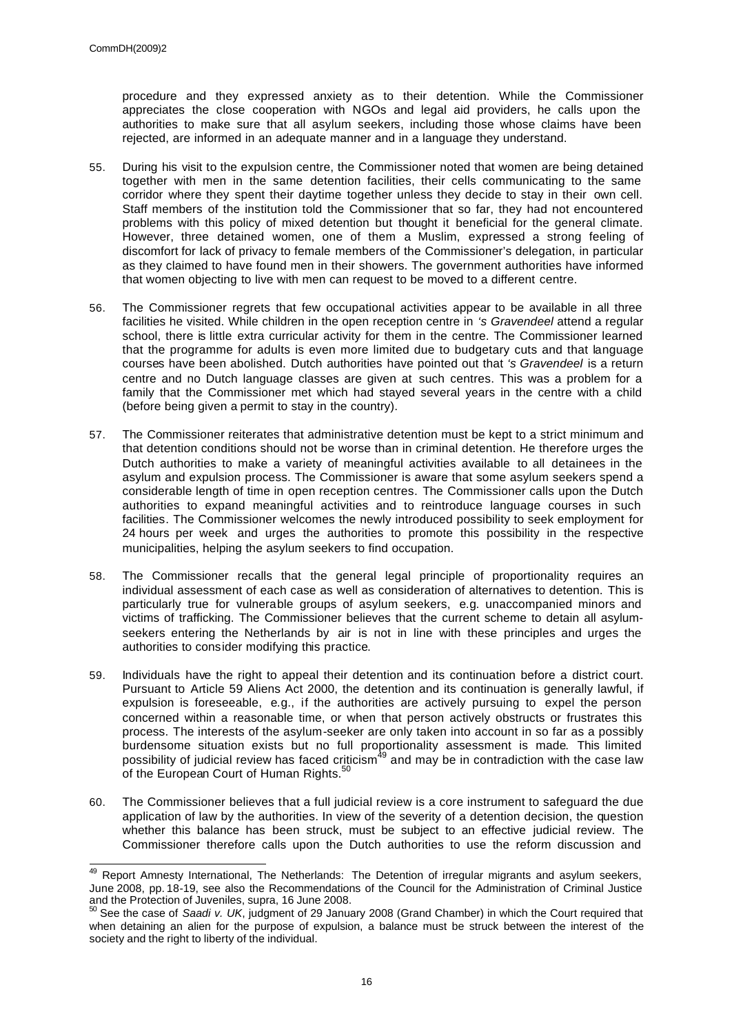procedure and they expressed anxiety as to their detention. While the Commissioner appreciates the close cooperation with NGOs and legal aid providers, he calls upon the authorities to make sure that all asylum seekers, including those whose claims have been rejected, are informed in an adequate manner and in a language they understand.

55. During his visit to the expulsion centre, the Commissioner noted that women are being detained together with men in the same detention facilities, their cells communicating to the same corridor where they spent their daytime together unless they decide to stay in their own cell. Staff members of the institution told the Commissioner that so far, they had not encountered problems with this policy of mixed detention but thought it beneficial for the general climate. However, three detained women, one of them a Muslim, expressed a strong feeling of discomfort for lack of privacy to female members of the Commissioner's delegation, in particular as they claimed to have found men in their showers. The government authorities have informed that women objecting to live with men can request to be moved to a different centre.

56. The Commissioner regrets that few occupational activities appear to be available in all three facilities he visited. While children in the open reception centre in *'s Gravendeel* attend a regular school, there is little extra curricular activity for them in the centre. The Commissioner learned that the programme for adults is even more limited due to budgetary cuts and that language courses have been abolished. Dutch authorities have pointed out that *'s Gravendeel* is a return centre and no Dutch language classes are given at such centres. This was a problem for a family that the Commissioner met which had stayed several years in the centre with a child (before being given a permit to stay in the country).

57. The Commissioner reiterates that administrative detention must be kept to a strict minimum and that detention conditions should not be worse than in criminal detention. He therefore urges the Dutch authorities to make a variety of meaningful activities available to all detainees in the asylum and expulsion process. The Commissioner is aware that some asylum seekers spend a considerable length of time in open reception centres. The Commissioner calls upon the Dutch authorities to expand meaningful activities and to reintroduce language courses in such facilities. The Commissioner welcomes the newly introduced possibility to seek employment for 24 hours per week and urges the authorities to promote this possibility in the respective municipalities, helping the asylum seekers to find occupation.

58. The Commissioner recalls that the general legal principle of proportionality requires an individual assessment of each case as well as consideration of alternatives to detention. This is particularly true for vulnerable groups of asylum seekers, e.g. unaccompanied minors and victims of trafficking. The Commissioner believes that the current scheme to detain all asylum-seekers entering the Netherlands by air is not in line with these principles and urges the authorities to consider modifying this practice.

59. Individuals have the right to appeal their detention and its continuation before a district court. Pursuant to Article 59 Aliens Act 2000, the detention and its continuation is generally lawful, if expulsion is foreseeable, e.g., if the authorities are actively pursuing to expel the person concerned within a reasonable time, or when that person actively obstructs or frustrates this process. The interests of the asylum-seeker are only taken into account in so far as a possibly burdensome situation exists but no full proportionality assessment is made. This limited possibility of judicial review has faced criticism[49] and may be in contradiction with the case law of the European Court of Human Rights.[50]

60. The Commissioner believes that a full judicial review is a core instrument to safeguard the due application of law by the authorities. In view of the severity of a detention decision, the question whether this balance has been struck, must be subject to an effective judicial review. The Commissioner therefore calls upon the Dutch authorities to use the reform discussion and

---

[49] Report Amnesty International, The Netherlands: The Detention of irregular migrants and asylum seekers, June 2008, pp. 18-19, see also the Recommendations of the Council for the Administration of Criminal Justice and the Protection of Juveniles, supra, 16 June 2008.

[50] See the case of *Saadi v. UK*, judgment of 29 January 2008 (Grand Chamber) in which the Court required that when detaining an alien for the purpose of expulsion, a balance must be struck between the interest of the society and the right to liberty of the individual.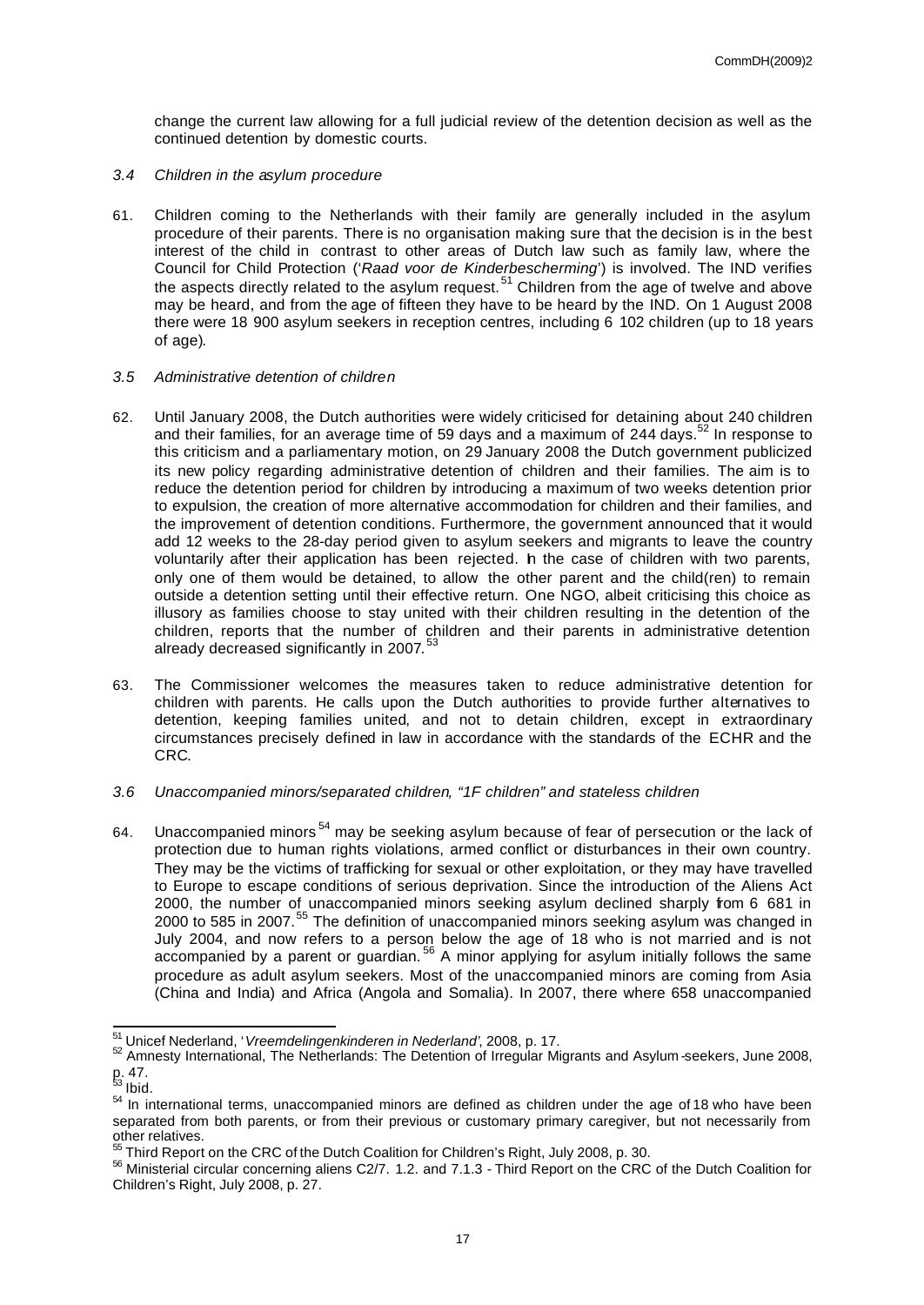change the current law allowing for a full judicial review of the detention decision as well as the continued detention by domestic courts.

### *3.4 Children in the asylum procedure*

61. Children coming to the Netherlands with their family are generally included in the asylum procedure of their parents. There is no organisation making sure that the decision is in the best interest of the child in contrast to other areas of Dutch law such as family law, where the Council for Child Protection ('*Raad voor de Kinderbescherming*') is involved. The IND verifies the aspects directly related to the asylum request.[51] Children from the age of twelve and above may be heard, and from the age of fifteen they have to be heard by the IND. On 1 August 2008 there were 18 900 asylum seekers in reception centres, including 6 102 children (up to 18 years of age).

### *3.5 Administrative detention of children*

62. Until January 2008, the Dutch authorities were widely criticised for detaining about 240 children and their families, for an average time of 59 days and a maximum of 244 days.[52] In response to this criticism and a parliamentary motion, on 29 January 2008 the Dutch government publicized its new policy regarding administrative detention of children and their families. The aim is to reduce the detention period for children by introducing a maximum of two weeks detention prior to expulsion, the creation of more alternative accommodation for children and their families, and the improvement of detention conditions. Furthermore, the government announced that it would add 12 weeks to the 28-day period given to asylum seekers and migrants to leave the country voluntarily after their application has been rejected. In the case of children with two parents, only one of them would be detained, to allow the other parent and the child(ren) to remain outside a detention setting until their effective return. One NGO, albeit criticising this choice as illusory as families choose to stay united with their children resulting in the detention of the children, reports that the number of children and their parents in administrative detention already decreased significantly in 2007.[53]

63. The Commissioner welcomes the measures taken to reduce administrative detention for children with parents. He calls upon the Dutch authorities to provide further alternatives to detention, keeping families united, and not to detain children, except in extraordinary circumstances precisely defined in law in accordance with the standards of the ECHR and the CRC.

### *3.6 Unaccompanied minors/separated children, "1F children" and stateless children*

64. Unaccompanied minors[54] may be seeking asylum because of fear of persecution or the lack of protection due to human rights violations, armed conflict or disturbances in their own country. They may be the victims of trafficking for sexual or other exploitation, or they may have travelled to Europe to escape conditions of serious deprivation. Since the introduction of the Aliens Act 2000, the number of unaccompanied minors seeking asylum declined sharply from 6 681 in 2000 to 585 in 2007.[55] The definition of unaccompanied minors seeking asylum was changed in July 2004, and now refers to a person below the age of 18 who is not married and is not accompanied by a parent or guardian.[56] A minor applying for asylum initially follows the same procedure as adult asylum seekers. Most of the unaccompanied minors are coming from Asia (China and India) and Africa (Angola and Somalia). In 2007, there where 658 unaccompanied

---

[51] Unicef Nederland, '*Vreemdelingenkinderen in Nederland*', 2008, p. 17.

[52] Amnesty International, The Netherlands: The Detention of Irregular Migrants and Asylum-seekers, June 2008, p. 47.

[53] Ibid.

[54] In international terms, unaccompanied minors are defined as children under the age of 18 who have been separated from both parents, or from their previous or customary primary caregiver, but not necessarily from other relatives.

[55] Third Report on the CRC of the Dutch Coalition for Children's Right, July 2008, p. 30.

[56] Ministerial circular concerning aliens C2/7. 1.2. and 7.1.3 - Third Report on the CRC of the Dutch Coalition for Children's Right, July 2008, p. 27.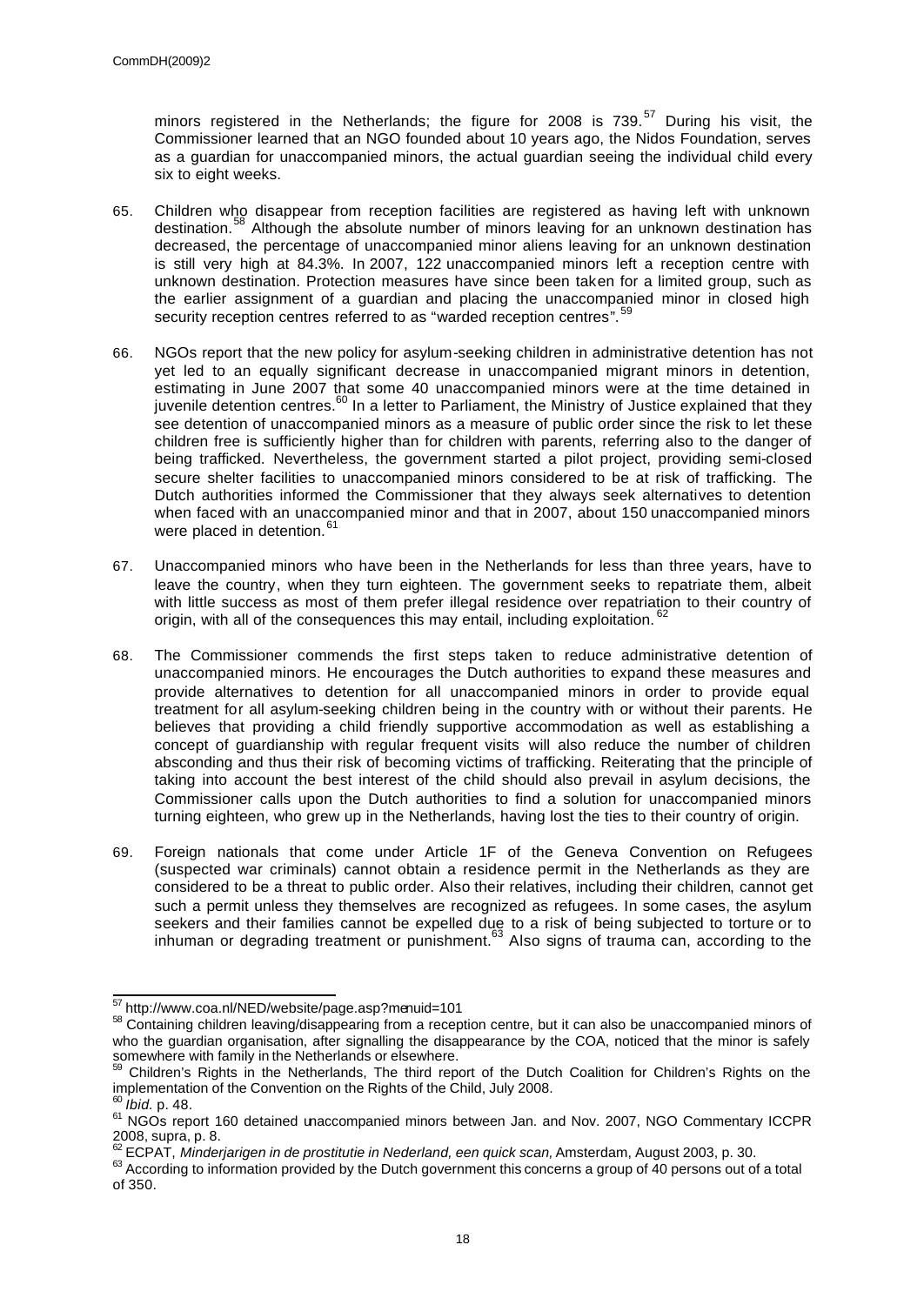minors registered in the Netherlands; the figure for 2008 is 739.[57] During his visit, the Commissioner learned that an NGO founded about 10 years ago, the Nidos Foundation, serves as a guardian for unaccompanied minors, the actual guardian seeing the individual child every six to eight weeks.

65. Children who disappear from reception facilities are registered as having left with unknown destination.[58] Although the absolute number of minors leaving for an unknown destination has decreased, the percentage of unaccompanied minor aliens leaving for an unknown destination is still very high at 84.3%. In 2007, 122 unaccompanied minors left a reception centre with unknown destination. Protection measures have since been taken for a limited group, such as the earlier assignment of a guardian and placing the unaccompanied minor in closed high security reception centres referred to as "warded reception centres".[59]

66. NGOs report that the new policy for asylum-seeking children in administrative detention has not yet led to an equally significant decrease in unaccompanied migrant minors in detention, estimating in June 2007 that some 40 unaccompanied minors were at the time detained in juvenile detention centres.[60] In a letter to Parliament, the Ministry of Justice explained that they see detention of unaccompanied minors as a measure of public order since the risk to let these children free is sufficiently higher than for children with parents, referring also to the danger of being trafficked. Nevertheless, the government started a pilot project, providing semi-closed secure shelter facilities to unaccompanied minors considered to be at risk of trafficking. The Dutch authorities informed the Commissioner that they always seek alternatives to detention when faced with an unaccompanied minor and that in 2007, about 150 unaccompanied minors were placed in detention.[61]

67. Unaccompanied minors who have been in the Netherlands for less than three years, have to leave the country, when they turn eighteen. The government seeks to repatriate them, albeit with little success as most of them prefer illegal residence over repatriation to their country of origin, with all of the consequences this may entail, including exploitation.[62]

68. The Commissioner commends the first steps taken to reduce administrative detention of unaccompanied minors. He encourages the Dutch authorities to expand these measures and provide alternatives to detention for all unaccompanied minors in order to provide equal treatment for all asylum-seeking children being in the country with or without their parents. He believes that providing a child friendly supportive accommodation as well as establishing a concept of guardianship with regular frequent visits will also reduce the number of children absconding and thus their risk of becoming victims of trafficking. Reiterating that the principle of taking into account the best interest of the child should also prevail in asylum decisions, the Commissioner calls upon the Dutch authorities to find a solution for unaccompanied minors turning eighteen, who grew up in the Netherlands, having lost the ties to their country of origin.

69. Foreign nationals that come under Article 1F of the Geneva Convention on Refugees (suspected war criminals) cannot obtain a residence permit in the Netherlands as they are considered to be a threat to public order. Also their relatives, including their children, cannot get such a permit unless they themselves are recognized as refugees. In some cases, the asylum seekers and their families cannot be expelled due to a risk of being subjected to torture or to inhuman or degrading treatment or punishment.[63] Also signs of trauma can, according to the

---

[57] http://www.coa.nl/NED/website/page.asp?menuid=101

[58] Containing children leaving/disappearing from a reception centre, but it can also be unaccompanied minors of who the guardian organisation, after signalling the disappearance by the COA, noticed that the minor is safely somewhere with family in the Netherlands or elsewhere.

[59] Children's Rights in the Netherlands, The third report of the Dutch Coalition for Children's Rights on the implementation of the Convention on the Rights of the Child, July 2008.

[60] *Ibid.* p. 48.

[61] NGOs report 160 detained unaccompanied minors between Jan. and Nov. 2007, NGO Commentary ICCPR 2008, supra, p. 8.

[62] ECPAT, *Minderjarigen in de prostitutie in Nederland, een quick scan,* Amsterdam, August 2003, p. 30.

[63] According to information provided by the Dutch government this concerns a group of 40 persons out of a total of 350.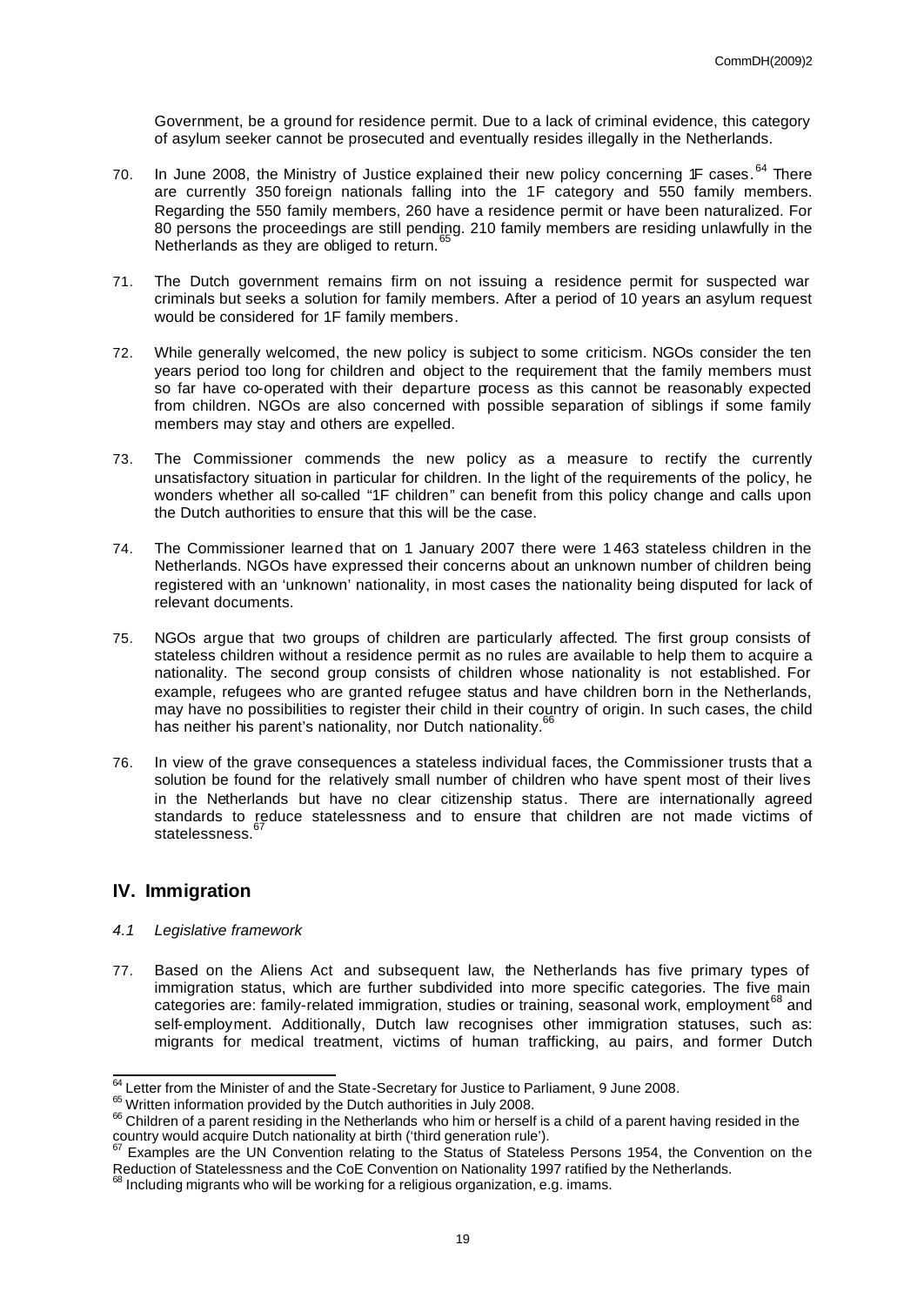Government, be a ground for residence permit. Due to a lack of criminal evidence, this category of asylum seeker cannot be prosecuted and eventually resides illegally in the Netherlands.

70. In June 2008, the Ministry of Justice explained their new policy concerning 1F cases.[64] There are currently 350 foreign nationals falling into the 1F category and 550 family members. Regarding the 550 family members, 260 have a residence permit or have been naturalized. For 80 persons the proceedings are still pending. 210 family members are residing unlawfully in the Netherlands as they are obliged to return.[65]

71. The Dutch government remains firm on not issuing a residence permit for suspected war criminals but seeks a solution for family members. After a period of 10 years an asylum request would be considered for 1F family members.

72. While generally welcomed, the new policy is subject to some criticism. NGOs consider the ten years period too long for children and object to the requirement that the family members must so far have co-operated with their departure process as this cannot be reasonably expected from children. NGOs are also concerned with possible separation of siblings if some family members may stay and others are expelled.

73. The Commissioner commends the new policy as a measure to rectify the currently unsatisfactory situation in particular for children. In the light of the requirements of the policy, he wonders whether all so-called "1F children" can benefit from this policy change and calls upon the Dutch authorities to ensure that this will be the case.

74. The Commissioner learned that on 1 January 2007 there were 1 463 stateless children in the Netherlands. NGOs have expressed their concerns about an unknown number of children being registered with an 'unknown' nationality, in most cases the nationality being disputed for lack of relevant documents.

75. NGOs argue that two groups of children are particularly affected. The first group consists of stateless children without a residence permit as no rules are available to help them to acquire a nationality. The second group consists of children whose nationality is not established. For example, refugees who are granted refugee status and have children born in the Netherlands, may have no possibilities to register their child in their country of origin. In such cases, the child has neither his parent's nationality, nor Dutch nationality.[66]

76. In view of the grave consequences a stateless individual faces, the Commissioner trusts that a solution be found for the relatively small number of children who have spent most of their lives in the Netherlands but have no clear citizenship status. There are internationally agreed standards to reduce statelessness and to ensure that children are not made victims of statelessness.[67]

## IV. Immigration

### *4.1 Legislative framework*

77. Based on the Aliens Act and subsequent law, the Netherlands has five primary types of immigration status, which are further subdivided into more specific categories. The five main categories are: family-related immigration, studies or training, seasonal work, employment[68] and self-employment. Additionally, Dutch law recognises other immigration statuses, such as: migrants for medical treatment, victims of human trafficking, au pairs, and former Dutch

---

[64] Letter from the Minister of and the State-Secretary for Justice to Parliament, 9 June 2008.

[65] Written information provided by the Dutch authorities in July 2008.

[66] Children of a parent residing in the Netherlands who him or herself is a child of a parent having resided in the country would acquire Dutch nationality at birth ('third generation rule').

[67] Examples are the UN Convention relating to the Status of Stateless Persons 1954, the Convention on the Reduction of Statelessness and the CoE Convention on Nationality 1997 ratified by the Netherlands.

[68] Including migrants who will be working for a religious organization, e.g. imams.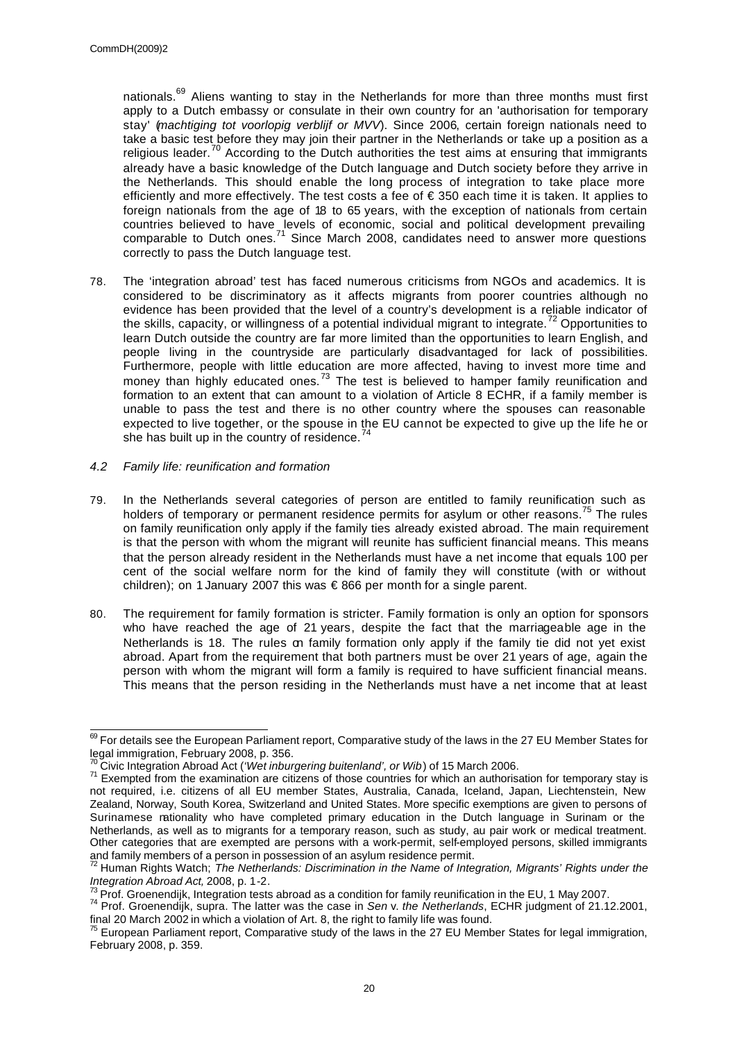nationals.[69] Aliens wanting to stay in the Netherlands for more than three months must first apply to a Dutch embassy or consulate in their own country for an 'authorisation for temporary stay' (*machtiging tot voorlopig verblijf or MVV*). Since 2006, certain foreign nationals need to take a basic test before they may join their partner in the Netherlands or take up a position as a religious leader.[70] According to the Dutch authorities the test aims at ensuring that immigrants already have a basic knowledge of the Dutch language and Dutch society before they arrive in the Netherlands. This should enable the long process of integration to take place more efficiently and more effectively. The test costs a fee of € 350 each time it is taken. It applies to foreign nationals from the age of 18 to 65 years, with the exception of nationals from certain countries believed to have levels of economic, social and political development prevailing comparable to Dutch ones.[71] Since March 2008, candidates need to answer more questions correctly to pass the Dutch language test.

78. The 'integration abroad' test has faced numerous criticisms from NGOs and academics. It is considered to be discriminatory as it affects migrants from poorer countries although no evidence has been provided that the level of a country's development is a reliable indicator of the skills, capacity, or willingness of a potential individual migrant to integrate.[72] Opportunities to learn Dutch outside the country are far more limited than the opportunities to learn English, and people living in the countryside are particularly disadvantaged for lack of possibilities. Furthermore, people with little education are more affected, having to invest more time and money than highly educated ones.[73] The test is believed to hamper family reunification and formation to an extent that can amount to a violation of Article 8 ECHR, if a family member is unable to pass the test and there is no other country where the spouses can reasonable expected to live together, or the spouse in the EU cannot be expected to give up the life he or she has built up in the country of residence.[74]

### *4.2 Family life: reunification and formation*

79. In the Netherlands several categories of person are entitled to family reunification such as holders of temporary or permanent residence permits for asylum or other reasons.[75] The rules on family reunification only apply if the family ties already existed abroad. The main requirement is that the person with whom the migrant will reunite has sufficient financial means. This means that the person already resident in the Netherlands must have a net income that equals 100 per cent of the social welfare norm for the kind of family they will constitute (with or without children); on 1 January 2007 this was € 866 per month for a single parent.

80. The requirement for family formation is stricter. Family formation is only an option for sponsors who have reached the age of 21 years, despite the fact that the marriageable age in the Netherlands is 18. The rules on family formation only apply if the family tie did not yet exist abroad. Apart from the requirement that both partners must be over 21 years of age, again the person with whom the migrant will form a family is required to have sufficient financial means. This means that the person residing in the Netherlands must have a net income that at least

---

[69] For details see the European Parliament report, Comparative study of the laws in the 27 EU Member States for legal immigration, February 2008, p. 356.

[70] Civic Integration Abroad Act (*'Wet inburgering buitenland', or Wib*) of 15 March 2006.

[71] Exempted from the examination are citizens of those countries for which an authorisation for temporary stay is not required, i.e. citizens of all EU member States, Australia, Canada, Iceland, Japan, Liechtenstein, New Zealand, Norway, South Korea, Switzerland and United States. More specific exemptions are given to persons of Surinamese nationality who have completed primary education in the Dutch language in Surinam or the Netherlands, as well as to migrants for a temporary reason, such as study, au pair work or medical treatment. Other categories that are exempted are persons with a work-permit, self-employed persons, skilled immigrants and family members of a person in possession of an asylum residence permit.

[72] Human Rights Watch; *The Netherlands: Discrimination in the Name of Integration, Migrants' Rights under the Integration Abroad Act,* 2008, p. 1-2.

[73] Prof. Groenendijk, Integration tests abroad as a condition for family reunification in the EU, 1 May 2007.

[74] Prof. Groenendijk, supra. The latter was the case in *Sen* v. *the Netherlands*, ECHR judgment of 21.12.2001, final 20 March 2002 in which a violation of Art. 8, the right to family life was found.

[75] European Parliament report, Comparative study of the laws in the 27 EU Member States for legal immigration, February 2008, p. 359.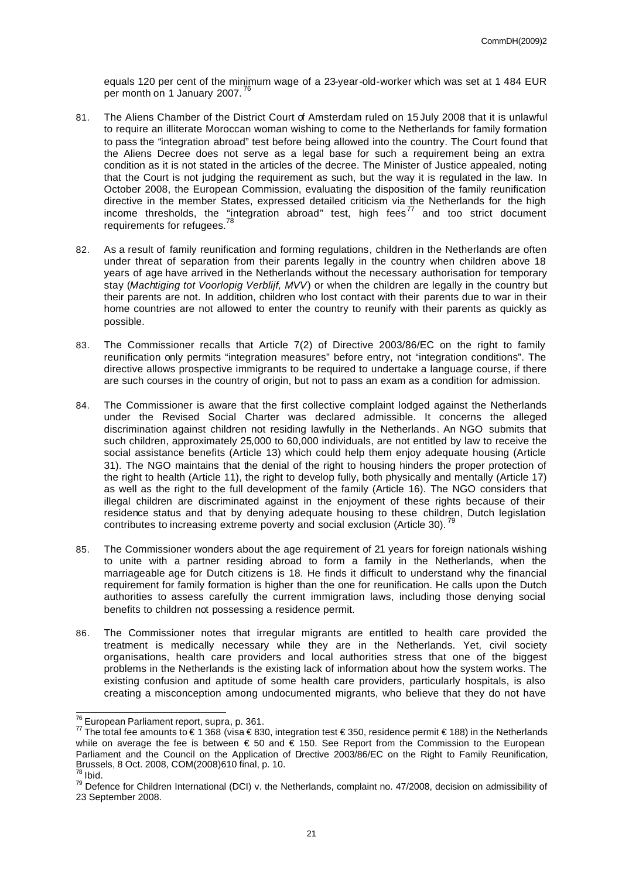equals 120 per cent of the minimum wage of a 23-year-old-worker which was set at 1 484 EUR per month on 1 January 2007. [76]

81. The Aliens Chamber of the District Court of Amsterdam ruled on 15 July 2008 that it is unlawful to require an illiterate Moroccan woman wishing to come to the Netherlands for family formation to pass the "integration abroad" test before being allowed into the country. The Court found that the Aliens Decree does not serve as a legal base for such a requirement being an extra condition as it is not stated in the articles of the decree. The Minister of Justice appealed, noting that the Court is not judging the requirement as such, but the way it is regulated in the law. In October 2008, the European Commission, evaluating the disposition of the family reunification directive in the member States, expressed detailed criticism via the Netherlands for the high income thresholds, the "integration abroad" test, high fees [77] and too strict document requirements for refugees. [78]

82. As a result of family reunification and forming regulations, children in the Netherlands are often under threat of separation from their parents legally in the country when children above 18 years of age have arrived in the Netherlands without the necessary authorisation for temporary stay (*Machtiging tot Voorlopig Verblijf, MVV*) or when the children are legally in the country but their parents are not. In addition, children who lost contact with their parents due to war in their home countries are not allowed to enter the country to reunify with their parents as quickly as possible.

83. The Commissioner recalls that Article 7(2) of Directive 2003/86/EC on the right to family reunification only permits "integration measures" before entry, not "integration conditions". The directive allows prospective immigrants to be required to undertake a language course, if there are such courses in the country of origin, but not to pass an exam as a condition for admission.

84. The Commissioner is aware that the first collective complaint lodged against the Netherlands under the Revised Social Charter was declared admissible. It concerns the alleged discrimination against children not residing lawfully in the Netherlands. An NGO submits that such children, approximately 25,000 to 60,000 individuals, are not entitled by law to receive the social assistance benefits (Article 13) which could help them enjoy adequate housing (Article 31). The NGO maintains that the denial of the right to housing hinders the proper protection of the right to health (Article 11), the right to develop fully, both physically and mentally (Article 17) as well as the right to the full development of the family (Article 16). The NGO considers that illegal children are discriminated against in the enjoyment of these rights because of their residence status and that by denying adequate housing to these children, Dutch legislation contributes to increasing extreme poverty and social exclusion (Article 30). [79]

85. The Commissioner wonders about the age requirement of 21 years for foreign nationals wishing to unite with a partner residing abroad to form a family in the Netherlands, when the marriageable age for Dutch citizens is 18. He finds it difficult to understand why the financial requirement for family formation is higher than the one for reunification. He calls upon the Dutch authorities to assess carefully the current immigration laws, including those denying social benefits to children not possessing a residence permit.

86. The Commissioner notes that irregular migrants are entitled to health care provided the treatment is medically necessary while they are in the Netherlands. Yet, civil society organisations, health care providers and local authorities stress that one of the biggest problems in the Netherlands is the existing lack of information about how the system works. The existing confusion and aptitude of some health care providers, particularly hospitals, is also creating a misconception among undocumented migrants, who believe that they do not have

---

[76] European Parliament report, supra, p. 361.

[77] The total fee amounts to € 1 368 (visa € 830, integration test € 350, residence permit € 188) in the Netherlands while on average the fee is between € 50 and € 150. See Report from the Commission to the European Parliament and the Council on the Application of Directive 2003/86/EC on the Right to Family Reunification, Brussels, 8 Oct. 2008, COM(2008)610 final, p. 10.

[78] Ibid.

[79] Defence for Children International (DCI) v. the Netherlands, complaint no. 47/2008, decision on admissibility of 23 September 2008.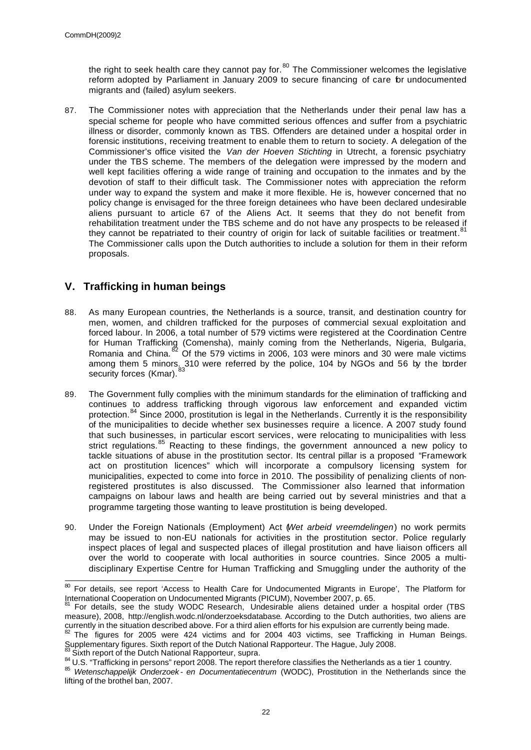the right to seek health care they cannot pay for.[80] The Commissioner welcomes the legislative reform adopted by Parliament in January 2009 to secure financing of care for undocumented migrants and (failed) asylum seekers.

87. The Commissioner notes with appreciation that the Netherlands under their penal law has a special scheme for people who have committed serious offences and suffer from a psychiatric illness or disorder, commonly known as TBS. Offenders are detained under a hospital order in forensic institutions, receiving treatment to enable them to return to society. A delegation of the Commissioner's office visited the *Van der Hoeven Stichting* in Utrecht, a forensic psychiatry under the TBS scheme. The members of the delegation were impressed by the modern and well kept facilities offering a wide range of training and occupation to the inmates and by the devotion of staff to their difficult task. The Commissioner notes with appreciation the reform under way to expand the system and make it more flexible. He is, however concerned that no policy change is envisaged for the three foreign detainees who have been declared undesirable aliens pursuant to article 67 of the Aliens Act. It seems that they do not benefit from rehabilitation treatment under the TBS scheme and do not have any prospects to be released if they cannot be repatriated to their country of origin for lack of suitable facilities or treatment.[81] The Commissioner calls upon the Dutch authorities to include a solution for them in their reform proposals.

## V. Trafficking in human beings

88. As many European countries, the Netherlands is a source, transit, and destination country for men, women, and children trafficked for the purposes of commercial sexual exploitation and forced labour. In 2006, a total number of 579 victims were registered at the Coordination Centre for Human Trafficking (Comensha), mainly coming from the Netherlands, Nigeria, Bulgaria, Romania and China.[82] Of the 579 victims in 2006, 103 were minors and 30 were male victims among them 5 minors. 310 were referred by the police, 104 by NGOs and 56 by the border security forces (Kmar).[83]

89. The Government fully complies with the minimum standards for the elimination of trafficking and continues to address trafficking through vigorous law enforcement and expanded victim protection.[84] Since 2000, prostitution is legal in the Netherlands. Currently it is the responsibility of the municipalities to decide whether sex businesses require a licence. A 2007 study found that such businesses, in particular escort services, were relocating to municipalities with less strict regulations.[85] Reacting to these findings, the government announced a new policy to tackle situations of abuse in the prostitution sector. Its central pillar is a proposed "Framework act on prostitution licences" which will incorporate a compulsory licensing system for municipalities, expected to come into force in 2010. The possibility of penalizing clients of non-registered prostitutes is also discussed. The Commissioner also learned that information campaigns on labour laws and health are being carried out by several ministries and that a programme targeting those wanting to leave prostitution is being developed.

90. Under the Foreign Nationals (Employment) Act (*Wet arbeid vreemdelingen*) no work permits may be issued to non-EU nationals for activities in the prostitution sector. Police regularly inspect places of legal and suspected places of illegal prostitution and have liaison officers all over the world to cooperate with local authorities in source countries. Since 2005 a multi-disciplinary Expertise Centre for Human Trafficking and Smuggling under the authority of the

---

[80] For details, see report 'Access to Health Care for Undocumented Migrants in Europe', The Platform for International Cooperation on Undocumented Migrants (PICUM), November 2007, p. 65.

[81] For details, see the study WODC Research, Undesirable aliens detained under a hospital order (TBS measure), 2008, http://english.wodc.nl/onderzoeksdatabase. According to the Dutch authorities, two aliens are currently in the situation described above. For a third alien efforts for his expulsion are currently being made.

[82] The figures for 2005 were 424 victims and for 2004 403 victims, see Trafficking in Human Beings. Supplementary figures. Sixth report of the Dutch National Rapporteur. The Hague, July 2008.

[83] Sixth report of the Dutch National Rapporteur, supra.

[84] U.S. "Trafficking in persons" report 2008. The report therefore classifies the Netherlands as a tier 1 country.

[85] *Wetenschappelijk Onderzoek- en Documentatiecentrum* (WODC), Prostitution in the Netherlands since the lifting of the brothel ban, 2007.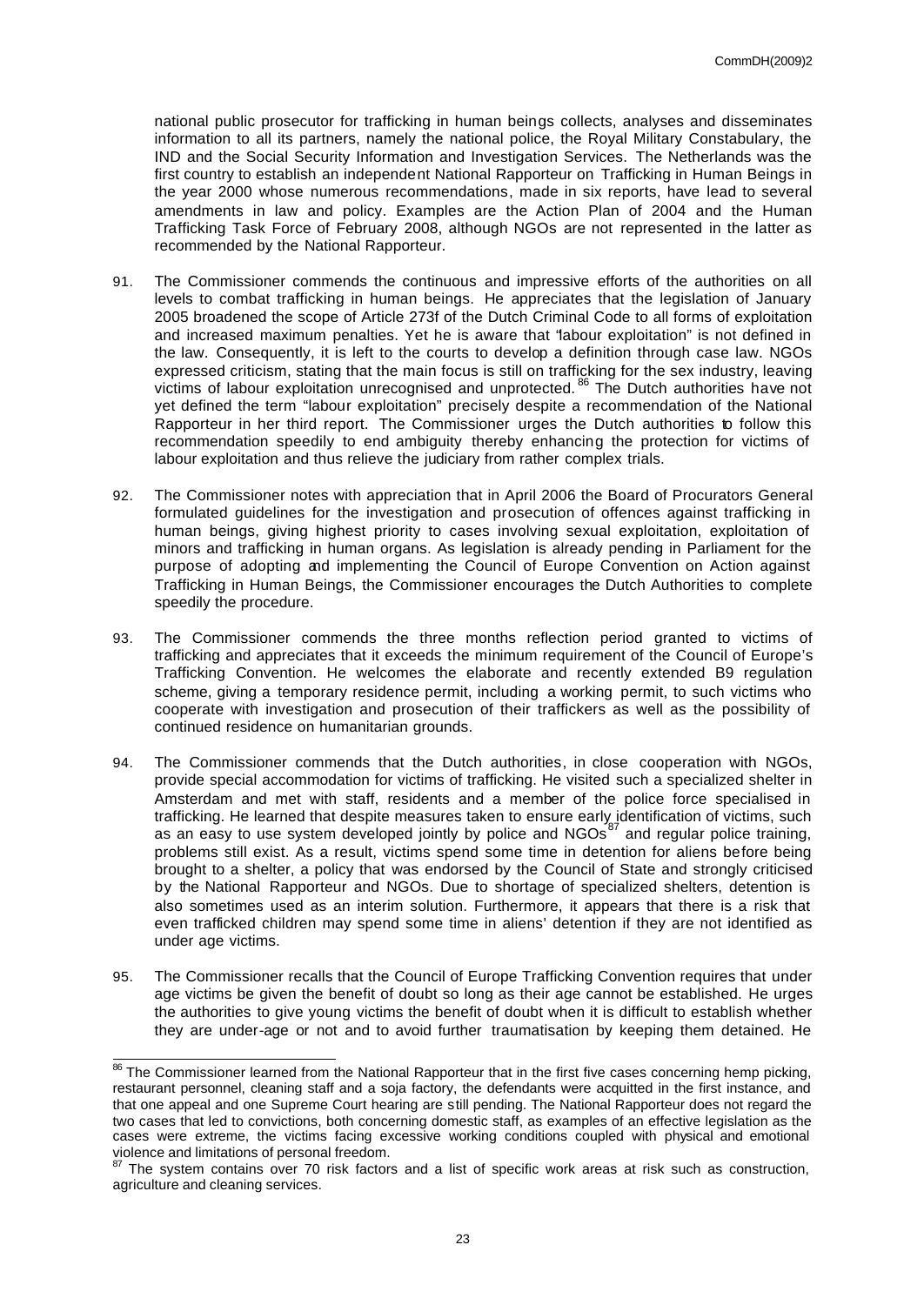national public prosecutor for trafficking in human beings collects, analyses and disseminates information to all its partners, namely the national police, the Royal Military Constabulary, the IND and the Social Security Information and Investigation Services. The Netherlands was the first country to establish an independent National Rapporteur on Trafficking in Human Beings in the year 2000 whose numerous recommendations, made in six reports, have lead to several amendments in law and policy. Examples are the Action Plan of 2004 and the Human Trafficking Task Force of February 2008, although NGOs are not represented in the latter as recommended by the National Rapporteur.

91. The Commissioner commends the continuous and impressive efforts of the authorities on all levels to combat trafficking in human beings. He appreciates that the legislation of January 2005 broadened the scope of Article 273f of the Dutch Criminal Code to all forms of exploitation and increased maximum penalties. Yet he is aware that "labour exploitation" is not defined in the law. Consequently, it is left to the courts to develop a definition through case law. NGOs expressed criticism, stating that the main focus is still on trafficking for the sex industry, leaving victims of labour exploitation unrecognised and unprotected.[86] The Dutch authorities have not yet defined the term "labour exploitation" precisely despite a recommendation of the National Rapporteur in her third report. The Commissioner urges the Dutch authorities to follow this recommendation speedily to end ambiguity thereby enhancing the protection for victims of labour exploitation and thus relieve the judiciary from rather complex trials.

92. The Commissioner notes with appreciation that in April 2006 the Board of Procurators General formulated guidelines for the investigation and prosecution of offences against trafficking in human beings, giving highest priority to cases involving sexual exploitation, exploitation of minors and trafficking in human organs. As legislation is already pending in Parliament for the purpose of adopting and implementing the Council of Europe Convention on Action against Trafficking in Human Beings, the Commissioner encourages the Dutch Authorities to complete speedily the procedure.

93. The Commissioner commends the three months reflection period granted to victims of trafficking and appreciates that it exceeds the minimum requirement of the Council of Europe's Trafficking Convention. He welcomes the elaborate and recently extended B9 regulation scheme, giving a temporary residence permit, including a working permit, to such victims who cooperate with investigation and prosecution of their traffickers as well as the possibility of continued residence on humanitarian grounds.

94. The Commissioner commends that the Dutch authorities, in close cooperation with NGOs, provide special accommodation for victims of trafficking. He visited such a specialized shelter in Amsterdam and met with staff, residents and a member of the police force specialised in trafficking. He learned that despite measures taken to ensure early identification of victims, such as an easy to use system developed jointly by police and NGOs[87] and regular police training, problems still exist. As a result, victims spend some time in detention for aliens before being brought to a shelter, a policy that was endorsed by the Council of State and strongly criticised by the National Rapporteur and NGOs. Due to shortage of specialized shelters, detention is also sometimes used as an interim solution. Furthermore, it appears that there is a risk that even trafficked children may spend some time in aliens' detention if they are not identified as under age victims.

95. The Commissioner recalls that the Council of Europe Trafficking Convention requires that under age victims be given the benefit of doubt so long as their age cannot be established. He urges the authorities to give young victims the benefit of doubt when it is difficult to establish whether they are under-age or not and to avoid further traumatisation by keeping them detained. He

---

[86] The Commissioner learned from the National Rapporteur that in the first five cases concerning hemp picking, restaurant personnel, cleaning staff and a soja factory, the defendants were acquitted in the first instance, and that one appeal and one Supreme Court hearing are still pending. The National Rapporteur does not regard the two cases that led to convictions, both concerning domestic staff, as examples of an effective legislation as the cases were extreme, the victims facing excessive working conditions coupled with physical and emotional violence and limitations of personal freedom.

[87] The system contains over 70 risk factors and a list of specific work areas at risk such as construction, agriculture and cleaning services.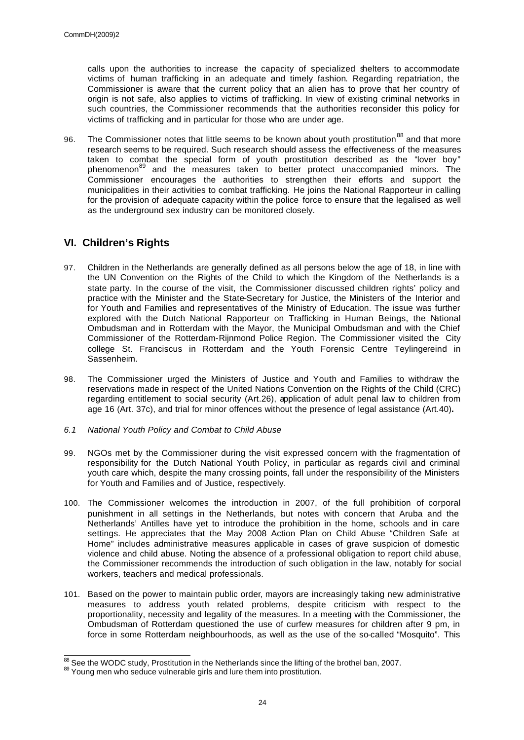calls upon the authorities to increase the capacity of specialized shelters to accommodate victims of human trafficking in an adequate and timely fashion. Regarding repatriation, the Commissioner is aware that the current policy that an alien has to prove that her country of origin is not safe, also applies to victims of trafficking. In view of existing criminal networks in such countries, the Commissioner recommends that the authorities reconsider this policy for victims of trafficking and in particular for those who are under age.

96. The Commissioner notes that little seems to be known about youth prostitution[88] and that more research seems to be required. Such research should assess the effectiveness of the measures taken to combat the special form of youth prostitution described as the "lover boy" phenomenon[89] and the measures taken to better protect unaccompanied minors. The Commissioner encourages the authorities to strengthen their efforts and support the municipalities in their activities to combat trafficking. He joins the National Rapporteur in calling for the provision of adequate capacity within the police force to ensure that the legalised as well as the underground sex industry can be monitored closely.

## VI. Children's Rights

97. Children in the Netherlands are generally defined as all persons below the age of 18, in line with the UN Convention on the Rights of the Child to which the Kingdom of the Netherlands is a state party. In the course of the visit, the Commissioner discussed children rights' policy and practice with the Minister and the State-Secretary for Justice, the Ministers of the Interior and for Youth and Families and representatives of the Ministry of Education. The issue was further explored with the Dutch National Rapporteur on Trafficking in Human Beings, the National Ombudsman and in Rotterdam with the Mayor, the Municipal Ombudsman and with the Chief Commissioner of the Rotterdam-Rijnmond Police Region. The Commissioner visited the City college St. Franciscus in Rotterdam and the Youth Forensic Centre Teylingereind in Sassenheim.

98. The Commissioner urged the Ministers of Justice and Youth and Families to withdraw the reservations made in respect of the United Nations Convention on the Rights of the Child (CRC) regarding entitlement to social security (Art.26), application of adult penal law to children from age 16 (Art. 37c), and trial for minor offences without the presence of legal assistance (Art.40)**.**

### *6.1 National Youth Policy and Combat to Child Abuse*

99. NGOs met by the Commissioner during the visit expressed concern with the fragmentation of responsibility for the Dutch National Youth Policy, in particular as regards civil and criminal youth care which, despite the many crossing points, fall under the responsibility of the Ministers for Youth and Families and of Justice, respectively.

100. The Commissioner welcomes the introduction in 2007, of the full prohibition of corporal punishment in all settings in the Netherlands, but notes with concern that Aruba and the Netherlands' Antilles have yet to introduce the prohibition in the home, schools and in care settings. He appreciates that the May 2008 Action Plan on Child Abuse "Children Safe at Home" includes administrative measures applicable in cases of grave suspicion of domestic violence and child abuse. Noting the absence of a professional obligation to report child abuse, the Commissioner recommends the introduction of such obligation in the law, notably for social workers, teachers and medical professionals.

101. Based on the power to maintain public order, mayors are increasingly taking new administrative measures to address youth related problems, despite criticism with respect to the proportionality, necessity and legality of the measures. In a meeting with the Commissioner, the Ombudsman of Rotterdam questioned the use of curfew measures for children after 9 pm, in force in some Rotterdam neighbourhoods, as well as the use of the so-called "Mosquito". This

---

[88] See the WODC study, Prostitution in the Netherlands since the lifting of the brothel ban, 2007.

[89] Young men who seduce vulnerable girls and lure them into prostitution.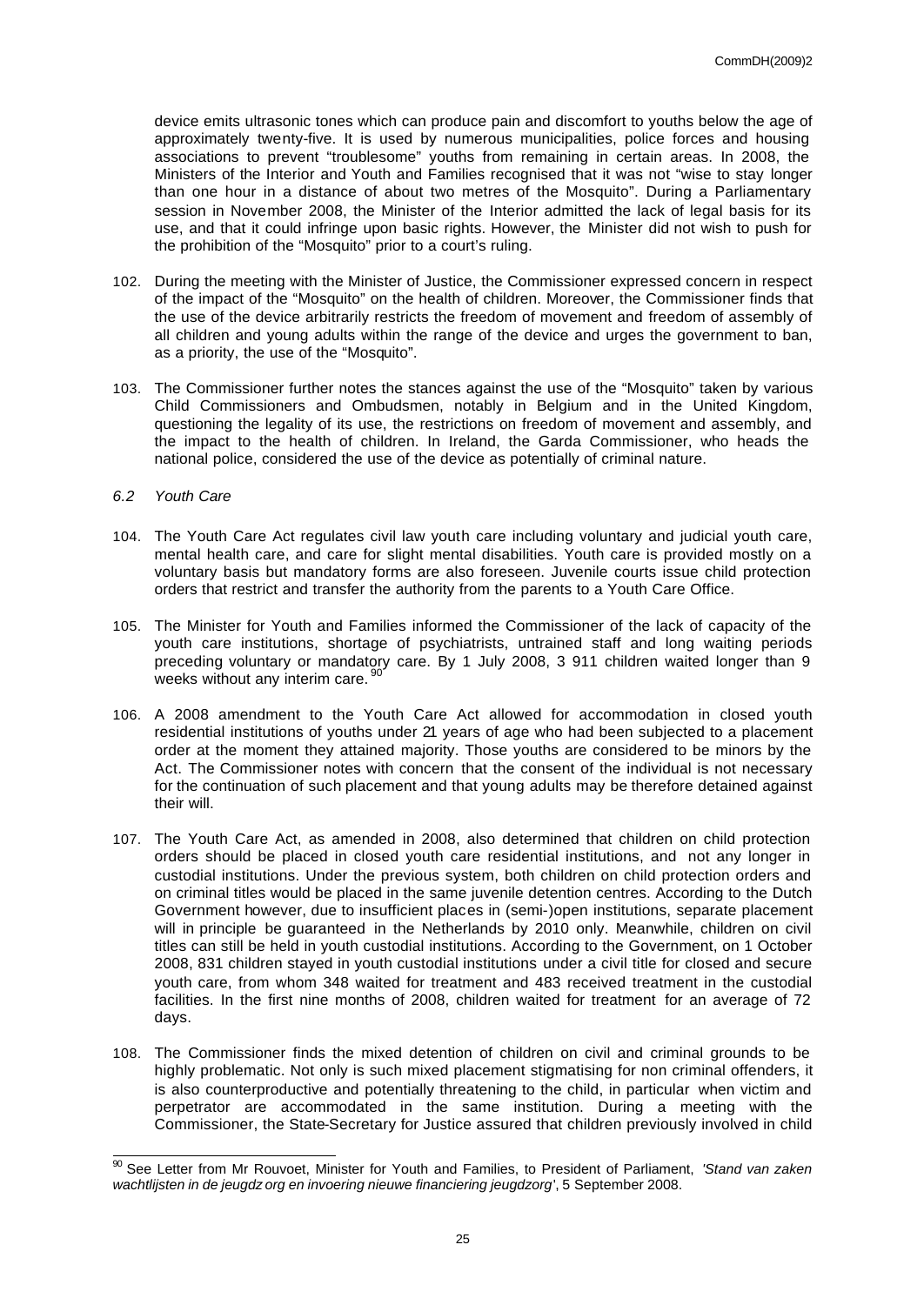device emits ultrasonic tones which can produce pain and discomfort to youths below the age of approximately twenty-five. It is used by numerous municipalities, police forces and housing associations to prevent "troublesome" youths from remaining in certain areas. In 2008, the Ministers of the Interior and Youth and Families recognised that it was not "wise to stay longer than one hour in a distance of about two metres of the Mosquito". During a Parliamentary session in November 2008, the Minister of the Interior admitted the lack of legal basis for its use, and that it could infringe upon basic rights. However, the Minister did not wish to push for the prohibition of the "Mosquito" prior to a court's ruling.

102. During the meeting with the Minister of Justice, the Commissioner expressed concern in respect of the impact of the "Mosquito" on the health of children. Moreover, the Commissioner finds that the use of the device arbitrarily restricts the freedom of movement and freedom of assembly of all children and young adults within the range of the device and urges the government to ban, as a priority, the use of the "Mosquito".

103. The Commissioner further notes the stances against the use of the "Mosquito" taken by various Child Commissioners and Ombudsmen, notably in Belgium and in the United Kingdom, questioning the legality of its use, the restrictions on freedom of movement and assembly, and the impact to the health of children. In Ireland, the Garda Commissioner, who heads the national police, considered the use of the device as potentially of criminal nature.

### *6.2 Youth Care*

104. The Youth Care Act regulates civil law youth care including voluntary and judicial youth care, mental health care, and care for slight mental disabilities. Youth care is provided mostly on a voluntary basis but mandatory forms are also foreseen. Juvenile courts issue child protection orders that restrict and transfer the authority from the parents to a Youth Care Office.

105. The Minister for Youth and Families informed the Commissioner of the lack of capacity of the youth care institutions, shortage of psychiatrists, untrained staff and long waiting periods preceding voluntary or mandatory care. By 1 July 2008, 3 911 children waited longer than 9 weeks without any interim care.[90]

106. A 2008 amendment to the Youth Care Act allowed for accommodation in closed youth residential institutions of youths under 21 years of age who had been subjected to a placement order at the moment they attained majority. Those youths are considered to be minors by the Act. The Commissioner notes with concern that the consent of the individual is not necessary for the continuation of such placement and that young adults may be therefore detained against their will.

107. The Youth Care Act, as amended in 2008, also determined that children on child protection orders should be placed in closed youth care residential institutions, and not any longer in custodial institutions. Under the previous system, both children on child protection orders and on criminal titles would be placed in the same juvenile detention centres. According to the Dutch Government however, due to insufficient places in (semi-)open institutions, separate placement will in principle be guaranteed in the Netherlands by 2010 only. Meanwhile, children on civil titles can still be held in youth custodial institutions. According to the Government, on 1 October 2008, 831 children stayed in youth custodial institutions under a civil title for closed and secure youth care, from whom 348 waited for treatment and 483 received treatment in the custodial facilities. In the first nine months of 2008, children waited for treatment for an average of 72 days.

108. The Commissioner finds the mixed detention of children on civil and criminal grounds to be highly problematic. Not only is such mixed placement stigmatising for non criminal offenders, it is also counterproductive and potentially threatening to the child, in particular when victim and perpetrator are accommodated in the same institution. During a meeting with the Commissioner, the State-Secretary for Justice assured that children previously involved in child

---

[90] See Letter from Mr Rouvoet, Minister for Youth and Families, to President of Parliament, *'Stand van zaken wachtlijsten in de jeugdz org en invoering nieuwe financiering jeugdzorg'*, 5 September 2008.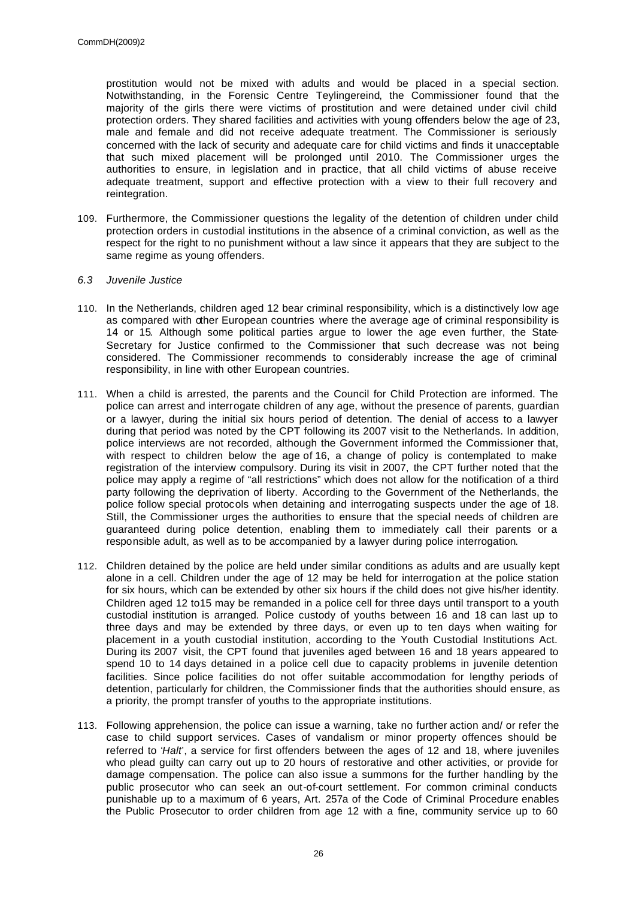prostitution would not be mixed with adults and would be placed in a special section. Notwithstanding, in the Forensic Centre Teylingereind, the Commissioner found that the majority of the girls there were victims of prostitution and were detained under civil child protection orders. They shared facilities and activities with young offenders below the age of 23, male and female and did not receive adequate treatment. The Commissioner is seriously concerned with the lack of security and adequate care for child victims and finds it unacceptable that such mixed placement will be prolonged until 2010. The Commissioner urges the authorities to ensure, in legislation and in practice, that all child victims of abuse receive adequate treatment, support and effective protection with a view to their full recovery and reintegration.

109. Furthermore, the Commissioner questions the legality of the detention of children under child protection orders in custodial institutions in the absence of a criminal conviction, as well as the respect for the right to no punishment without a law since it appears that they are subject to the same regime as young offenders.

### *6.3 Juvenile Justice*

110. In the Netherlands, children aged 12 bear criminal responsibility, which is a distinctively low age as compared with other European countries where the average age of criminal responsibility is 14 or 15. Although some political parties argue to lower the age even further, the State-Secretary for Justice confirmed to the Commissioner that such decrease was not being considered. The Commissioner recommends to considerably increase the age of criminal responsibility, in line with other European countries.

111. When a child is arrested, the parents and the Council for Child Protection are informed. The police can arrest and interrogate children of any age, without the presence of parents, guardian or a lawyer, during the initial six hours period of detention. The denial of access to a lawyer during that period was noted by the CPT following its 2007 visit to the Netherlands. In addition, police interviews are not recorded, although the Government informed the Commissioner that, with respect to children below the age of 16, a change of policy is contemplated to make registration of the interview compulsory. During its visit in 2007, the CPT further noted that the police may apply a regime of "all restrictions" which does not allow for the notification of a third party following the deprivation of liberty. According to the Government of the Netherlands, the police follow special protocols when detaining and interrogating suspects under the age of 18. Still, the Commissioner urges the authorities to ensure that the special needs of children are guaranteed during police detention, enabling them to immediately call their parents or a responsible adult, as well as to be accompanied by a lawyer during police interrogation.

112. Children detained by the police are held under similar conditions as adults and are usually kept alone in a cell. Children under the age of 12 may be held for interrogation at the police station for six hours, which can be extended by other six hours if the child does not give his/her identity. Children aged 12 to15 may be remanded in a police cell for three days until transport to a youth custodial institution is arranged. Police custody of youths between 16 and 18 can last up to three days and may be extended by three days, or even up to ten days when waiting for placement in a youth custodial institution, according to the Youth Custodial Institutions Act. During its 2007 visit, the CPT found that juveniles aged between 16 and 18 years appeared to spend 10 to 14 days detained in a police cell due to capacity problems in juvenile detention facilities. Since police facilities do not offer suitable accommodation for lengthy periods of detention, particularly for children, the Commissioner finds that the authorities should ensure, as a priority, the prompt transfer of youths to the appropriate institutions.

113. Following apprehension, the police can issue a warning, take no further action and/ or refer the case to child support services. Cases of vandalism or minor property offences should be referred to '*Halt*', a service for first offenders between the ages of 12 and 18, where juveniles who plead guilty can carry out up to 20 hours of restorative and other activities, or provide for damage compensation. The police can also issue a summons for the further handling by the public prosecutor who can seek an out-of-court settlement. For common criminal conducts punishable up to a maximum of 6 years, Art. 257a of the Code of Criminal Procedure enables the Public Prosecutor to order children from age 12 with a fine, community service up to 60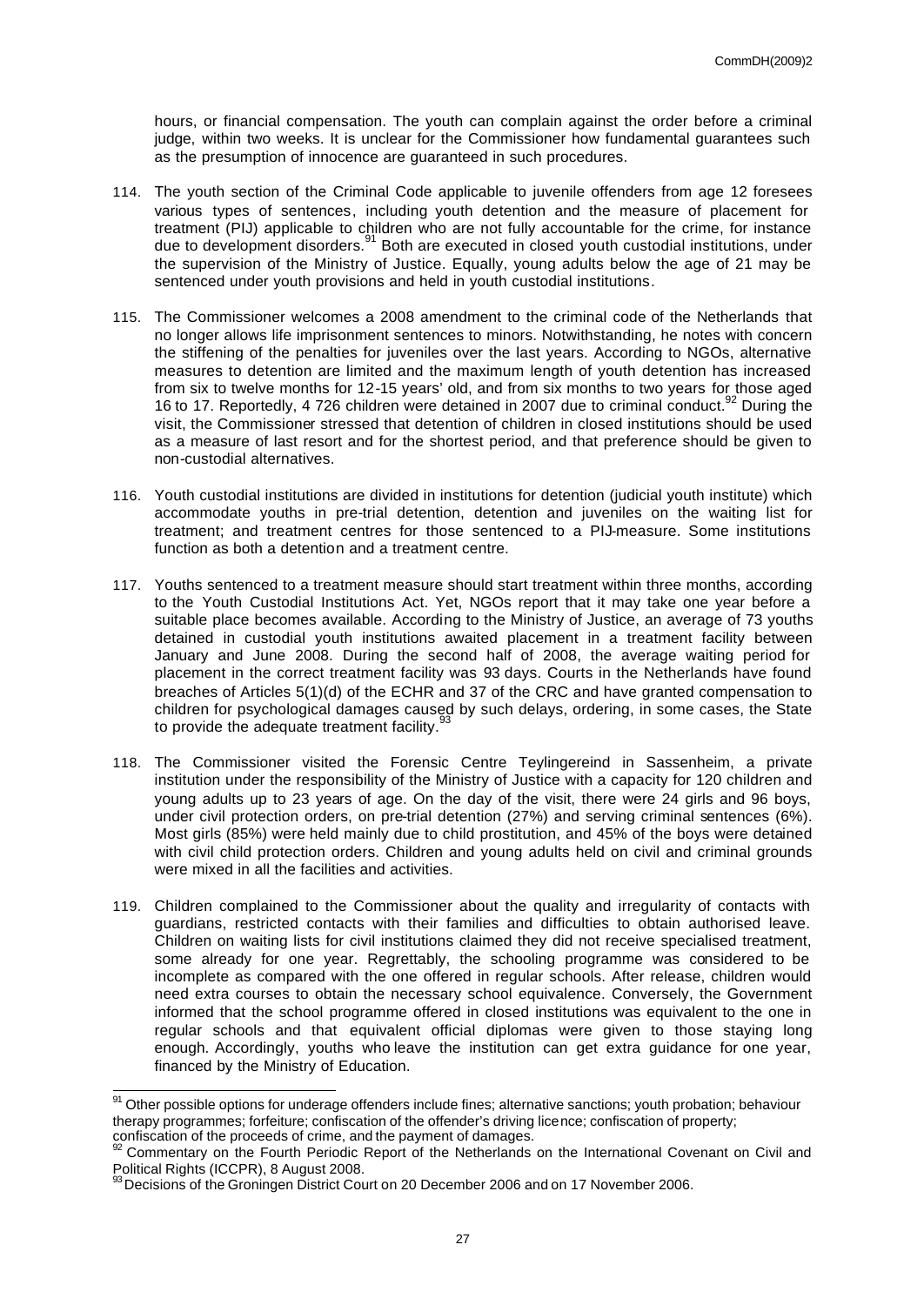hours, or financial compensation. The youth can complain against the order before a criminal judge, within two weeks. It is unclear for the Commissioner how fundamental guarantees such as the presumption of innocence are guaranteed in such procedures.

114. The youth section of the Criminal Code applicable to juvenile offenders from age 12 foresees various types of sentences, including youth detention and the measure of placement for treatment (PIJ) applicable to children who are not fully accountable for the crime, for instance due to development disorders.[91] Both are executed in closed youth custodial institutions, under the supervision of the Ministry of Justice. Equally, young adults below the age of 21 may be sentenced under youth provisions and held in youth custodial institutions.

115. The Commissioner welcomes a 2008 amendment to the criminal code of the Netherlands that no longer allows life imprisonment sentences to minors. Notwithstanding, he notes with concern the stiffening of the penalties for juveniles over the last years. According to NGOs, alternative measures to detention are limited and the maximum length of youth detention has increased from six to twelve months for 12-15 years' old, and from six months to two years for those aged 16 to 17. Reportedly, 4 726 children were detained in 2007 due to criminal conduct.[92] During the visit, the Commissioner stressed that detention of children in closed institutions should be used as a measure of last resort and for the shortest period, and that preference should be given to non-custodial alternatives.

116. Youth custodial institutions are divided in institutions for detention (judicial youth institute) which accommodate youths in pre-trial detention, detention and juveniles on the waiting list for treatment; and treatment centres for those sentenced to a PIJ-measure. Some institutions function as both a detention and a treatment centre.

117. Youths sentenced to a treatment measure should start treatment within three months, according to the Youth Custodial Institutions Act. Yet, NGOs report that it may take one year before a suitable place becomes available. According to the Ministry of Justice, an average of 73 youths detained in custodial youth institutions awaited placement in a treatment facility between January and June 2008. During the second half of 2008, the average waiting period for placement in the correct treatment facility was 93 days. Courts in the Netherlands have found breaches of Articles 5(1)(d) of the ECHR and 37 of the CRC and have granted compensation to children for psychological damages caused by such delays, ordering, in some cases, the State to provide the adequate treatment facility.[93]

118. The Commissioner visited the Forensic Centre Teylingereind in Sassenheim, a private institution under the responsibility of the Ministry of Justice with a capacity for 120 children and young adults up to 23 years of age. On the day of the visit, there were 24 girls and 96 boys, under civil protection orders, on pre-trial detention (27%) and serving criminal sentences (6%). Most girls (85%) were held mainly due to child prostitution, and 45% of the boys were detained with civil child protection orders. Children and young adults held on civil and criminal grounds were mixed in all the facilities and activities.

119. Children complained to the Commissioner about the quality and irregularity of contacts with guardians, restricted contacts with their families and difficulties to obtain authorised leave. Children on waiting lists for civil institutions claimed they did not receive specialised treatment, some already for one year. Regrettably, the schooling programme was considered to be incomplete as compared with the one offered in regular schools. After release, children would need extra courses to obtain the necessary school equivalence. Conversely, the Government informed that the school programme offered in closed institutions was equivalent to the one in regular schools and that equivalent official diplomas were given to those staying long enough. Accordingly, youths who leave the institution can get extra guidance for one year, financed by the Ministry of Education.

---

[91] Other possible options for underage offenders include fines; alternative sanctions; youth probation; behaviour therapy programmes; forfeiture; confiscation of the offender's driving licence; confiscation of property; confiscation of the proceeds of crime, and the payment of damages.

[92] Commentary on the Fourth Periodic Report of the Netherlands on the International Covenant on Civil and Political Rights (ICCPR), 8 August 2008.

[93] Decisions of the Groningen District Court on 20 December 2006 and on 17 November 2006.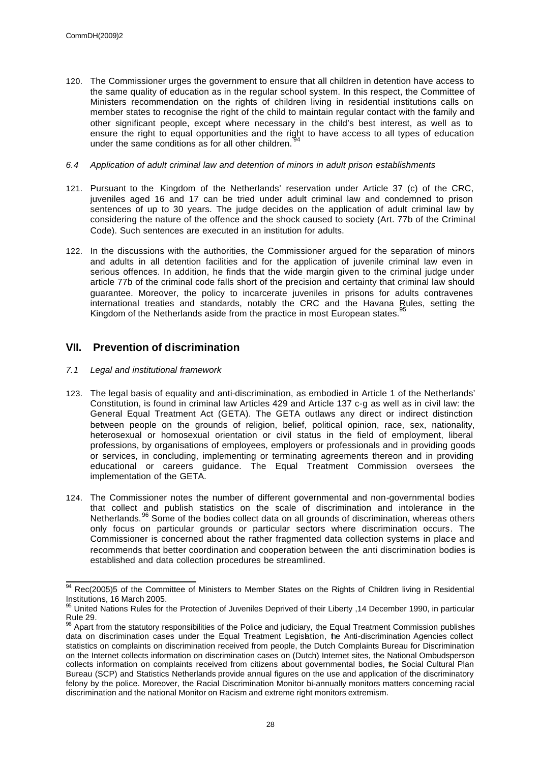120. The Commissioner urges the government to ensure that all children in detention have access to the same quality of education as in the regular school system. In this respect, the Committee of Ministers recommendation on the rights of children living in residential institutions calls on member states to recognise the right of the child to maintain regular contact with the family and other significant people, except where necessary in the child's best interest, as well as to ensure the right to equal opportunities and the right to have access to all types of education under the same conditions as for all other children.[94]

### *6.4 Application of adult criminal law and detention of minors in adult prison establishments*

121. Pursuant to the Kingdom of the Netherlands' reservation under Article 37 (c) of the CRC, juveniles aged 16 and 17 can be tried under adult criminal law and condemned to prison sentences of up to 30 years. The judge decides on the application of adult criminal law by considering the nature of the offence and the shock caused to society (Art. 77b of the Criminal Code). Such sentences are executed in an institution for adults.

122. In the discussions with the authorities, the Commissioner argued for the separation of minors and adults in all detention facilities and for the application of juvenile criminal law even in serious offences. In addition, he finds that the wide margin given to the criminal judge under article 77b of the criminal code falls short of the precision and certainty that criminal law should guarantee. Moreover, the policy to incarcerate juveniles in prisons for adults contravenes international treaties and standards, notably the CRC and the Havana Rules, setting the Kingdom of the Netherlands aside from the practice in most European states.[95]

## VII. Prevention of discrimination

### *7.1 Legal and institutional framework*

123. The legal basis of equality and anti-discrimination, as embodied in Article 1 of the Netherlands' Constitution, is found in criminal law Articles 429 and Article 137 c-g as well as in civil law: the General Equal Treatment Act (GETA). The GETA outlaws any direct or indirect distinction between people on the grounds of religion, belief, political opinion, race, sex, nationality, heterosexual or homosexual orientation or civil status in the field of employment, liberal professions, by organisations of employees, employers or professionals and in providing goods or services, in concluding, implementing or terminating agreements thereon and in providing educational or careers guidance. The Equal Treatment Commission oversees the implementation of the GETA.

124. The Commissioner notes the number of different governmental and non-governmental bodies that collect and publish statistics on the scale of discrimination and intolerance in the Netherlands.[96] Some of the bodies collect data on all grounds of discrimination, whereas others only focus on particular grounds or particular sectors where discrimination occurs. The Commissioner is concerned about the rather fragmented data collection systems in place and recommends that better coordination and cooperation between the anti discrimination bodies is established and data collection procedures be streamlined.

---

[94] Rec(2005)5 of the Committee of Ministers to Member States on the Rights of Children living in Residential Institutions, 16 March 2005.

[95] United Nations Rules for the Protection of Juveniles Deprived of their Liberty ,14 December 1990, in particular Rule 29.

[96] Apart from the statutory responsibilities of the Police and judiciary, the Equal Treatment Commission publishes data on discrimination cases under the Equal Treatment Legislation, the Anti-discrimination Agencies collect statistics on complaints on discrimination received from people, the Dutch Complaints Bureau for Discrimination on the Internet collects information on discrimination cases on (Dutch) Internet sites, the National Ombudsperson collects information on complaints received from citizens about governmental bodies, the Social Cultural Plan Bureau (SCP) and Statistics Netherlands provide annual figures on the use and application of the discriminatory felony by the police. Moreover, the Racial Discrimination Monitor bi-annually monitors matters concerning racial discrimination and the national Monitor on Racism and extreme right monitors extremism.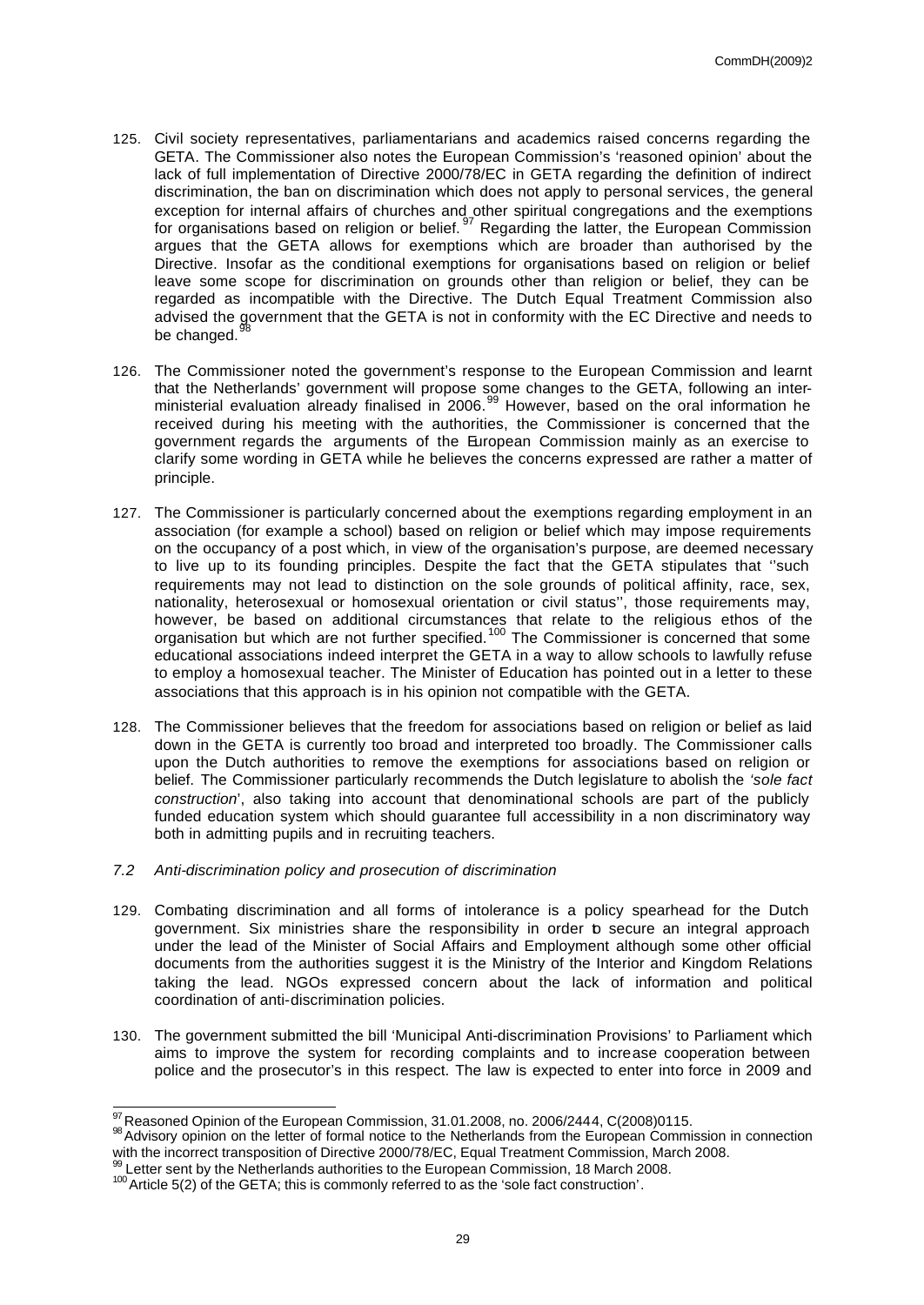125. Civil society representatives, parliamentarians and academics raised concerns regarding the GETA. The Commissioner also notes the European Commission's 'reasoned opinion' about the lack of full implementation of Directive 2000/78/EC in GETA regarding the definition of indirect discrimination, the ban on discrimination which does not apply to personal services, the general exception for internal affairs of churches and other spiritual congregations and the exemptions for organisations based on religion or belief.[97] Regarding the latter, the European Commission argues that the GETA allows for exemptions which are broader than authorised by the Directive. Insofar as the conditional exemptions for organisations based on religion or belief leave some scope for discrimination on grounds other than religion or belief, they can be regarded as incompatible with the Directive. The Dutch Equal Treatment Commission also advised the government that the GETA is not in conformity with the EC Directive and needs to be changed.[98]

126. The Commissioner noted the government's response to the European Commission and learnt that the Netherlands' government will propose some changes to the GETA, following an inter-ministerial evaluation already finalised in 2006.[99] However, based on the oral information he received during his meeting with the authorities, the Commissioner is concerned that the government regards the arguments of the European Commission mainly as an exercise to clarify some wording in GETA while he believes the concerns expressed are rather a matter of principle.

127. The Commissioner is particularly concerned about the exemptions regarding employment in an association (for example a school) based on religion or belief which may impose requirements on the occupancy of a post which, in view of the organisation's purpose, are deemed necessary to live up to its founding principles. Despite the fact that the GETA stipulates that ''such requirements may not lead to distinction on the sole grounds of political affinity, race, sex, nationality, heterosexual or homosexual orientation or civil status'', those requirements may, however, be based on additional circumstances that relate to the religious ethos of the organisation but which are not further specified.[100] The Commissioner is concerned that some educational associations indeed interpret the GETA in a way to allow schools to lawfully refuse to employ a homosexual teacher. The Minister of Education has pointed out in a letter to these associations that this approach is in his opinion not compatible with the GETA.

128. The Commissioner believes that the freedom for associations based on religion or belief as laid down in the GETA is currently too broad and interpreted too broadly. The Commissioner calls upon the Dutch authorities to remove the exemptions for associations based on religion or belief. The Commissioner particularly recommends the Dutch legislature to abolish the *'sole fact construction'*, also taking into account that denominational schools are part of the publicly funded education system which should guarantee full accessibility in a non discriminatory way both in admitting pupils and in recruiting teachers.

### *7.2 Anti-discrimination policy and prosecution of discrimination*

129. Combating discrimination and all forms of intolerance is a policy spearhead for the Dutch government. Six ministries share the responsibility in order to secure an integral approach under the lead of the Minister of Social Affairs and Employment although some other official documents from the authorities suggest it is the Ministry of the Interior and Kingdom Relations taking the lead. NGOs expressed concern about the lack of information and political coordination of anti-discrimination policies.

130. The government submitted the bill 'Municipal Anti-discrimination Provisions' to Parliament which aims to improve the system for recording complaints and to increase cooperation between police and the prosecutor's in this respect. The law is expected to enter into force in 2009 and

---

[97] Reasoned Opinion of the European Commission, 31.01.2008, no. 2006/2444, C(2008)0115.

[98] Advisory opinion on the letter of formal notice to the Netherlands from the European Commission in connection with the incorrect transposition of Directive 2000/78/EC, Equal Treatment Commission, March 2008.

[99] Letter sent by the Netherlands authorities to the European Commission, 18 March 2008.

[100] Article 5(2) of the GETA; this is commonly referred to as the 'sole fact construction'.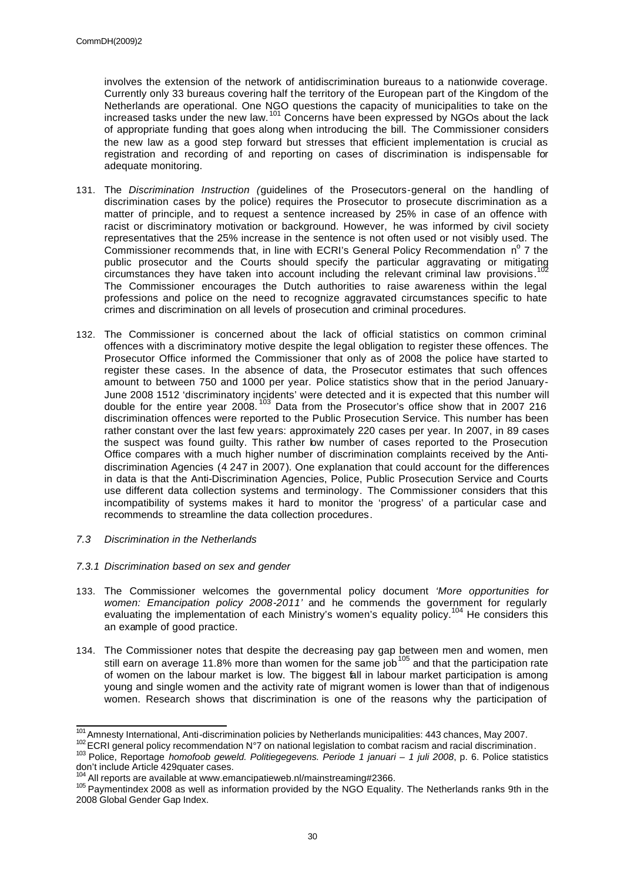involves the extension of the network of antidiscrimination bureaus to a nationwide coverage. Currently only 33 bureaus covering half the territory of the European part of the Kingdom of the Netherlands are operational. One NGO questions the capacity of municipalities to take on the increased tasks under the new law.[101] Concerns have been expressed by NGOs about the lack of appropriate funding that goes along when introducing the bill. The Commissioner considers the new law as a good step forward but stresses that efficient implementation is crucial as registration and recording of and reporting on cases of discrimination is indispensable for adequate monitoring.

131. The *Discrimination Instruction (*guidelines of the Prosecutors-general on the handling of discrimination cases by the police) requires the Prosecutor to prosecute discrimination as a matter of principle, and to request a sentence increased by 25% in case of an offence with racist or discriminatory motivation or background. However, he was informed by civil society representatives that the 25% increase in the sentence is not often used or not visibly used. The Commissioner recommends that, in line with ECRI's General Policy Recommendation n° 7 the public prosecutor and the Courts should specify the particular aggravating or mitigating circumstances they have taken into account including the relevant criminal law provisions.[102] The Commissioner encourages the Dutch authorities to raise awareness within the legal professions and police on the need to recognize aggravated circumstances specific to hate crimes and discrimination on all levels of prosecution and criminal procedures.

132. The Commissioner is concerned about the lack of official statistics on common criminal offences with a discriminatory motive despite the legal obligation to register these offences. The Prosecutor Office informed the Commissioner that only as of 2008 the police have started to register these cases. In the absence of data, the Prosecutor estimates that such offences amount to between 750 and 1000 per year. Police statistics show that in the period January-June 2008 1512 'discriminatory incidents' were detected and it is expected that this number will double for the entire year 2008.[103] Data from the Prosecutor's office show that in 2007 216 discrimination offences were reported to the Public Prosecution Service. This number has been rather constant over the last few years: approximately 220 cases per year. In 2007, in 89 cases the suspect was found guilty. This rather low number of cases reported to the Prosecution Office compares with a much higher number of discrimination complaints received by the Anti-discrimination Agencies (4 247 in 2007). One explanation that could account for the differences in data is that the Anti-Discrimination Agencies, Police, Public Prosecution Service and Courts use different data collection systems and terminology. The Commissioner considers that this incompatibility of systems makes it hard to monitor the 'progress' of a particular case and recommends to streamline the data collection procedures.

### *7.3 Discrimination in the Netherlands*

#### *7.3.1 Discrimination based on sex and gender*

133. The Commissioner welcomes the governmental policy document *'More opportunities for women: Emancipation policy 2008-2011'* and he commends the government for regularly evaluating the implementation of each Ministry's women's equality policy.[104] He considers this an example of good practice.

134. The Commissioner notes that despite the decreasing pay gap between men and women, men still earn on average 11.8% more than women for the same job[105] and that the participation rate of women on the labour market is low. The biggest fall in labour market participation is among young and single women and the activity rate of migrant women is lower than that of indigenous women. Research shows that discrimination is one of the reasons why the participation of

---

[101] Amnesty International, Anti-discrimination policies by Netherlands municipalities: 443 chances, May 2007.

[102] ECRI general policy recommendation N°7 on national legislation to combat racism and racial discrimination.

[103] Police, Reportage *homofoob geweld. Politiegegevens. Periode 1 januari – 1 juli 2008*, p. 6. Police statistics don't include Article 429quater cases.

[104] All reports are available at www.emancipatieweb.nl/mainstreaming#2366.

[105] Paymentindex 2008 as well as information provided by the NGO Equality. The Netherlands ranks 9th in the 2008 Global Gender Gap Index.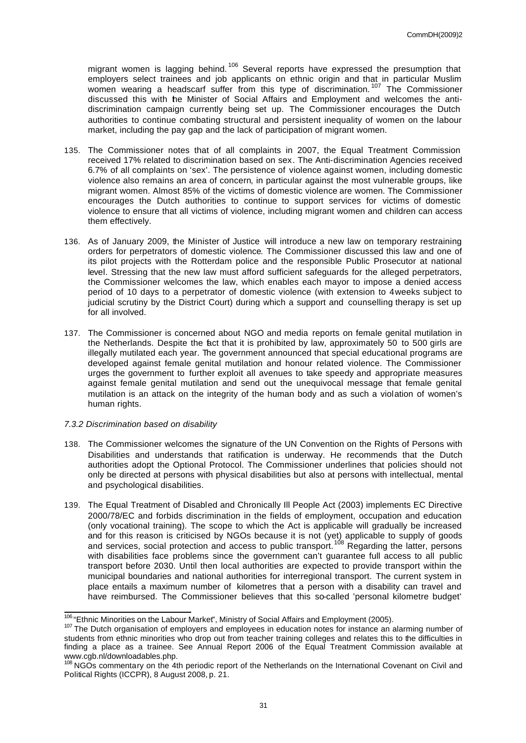migrant women is lagging behind.[106] Several reports have expressed the presumption that employers select trainees and job applicants on ethnic origin and that in particular Muslim women wearing a headscarf suffer from this type of discrimination.[107] The Commissioner discussed this with the Minister of Social Affairs and Employment and welcomes the anti-discrimination campaign currently being set up. The Commissioner encourages the Dutch authorities to continue combating structural and persistent inequality of women on the labour market, including the pay gap and the lack of participation of migrant women.

135. The Commissioner notes that of all complaints in 2007, the Equal Treatment Commission received 17% related to discrimination based on sex. The Anti-discrimination Agencies received 6.7% of all complaints on 'sex'. The persistence of violence against women, including domestic violence also remains an area of concern, in particular against the most vulnerable groups, like migrant women. Almost 85% of the victims of domestic violence are women. The Commissioner encourages the Dutch authorities to continue to support services for victims of domestic violence to ensure that all victims of violence, including migrant women and children can access them effectively.

136. As of January 2009, the Minister of Justice will introduce a new law on temporary restraining orders for perpetrators of domestic violence. The Commissioner discussed this law and one of its pilot projects with the Rotterdam police and the responsible Public Prosecutor at national level. Stressing that the new law must afford sufficient safeguards for the alleged perpetrators, the Commissioner welcomes the law, which enables each mayor to impose a denied access period of 10 days to a perpetrator of domestic violence (with extension to 4 weeks subject to judicial scrutiny by the District Court) during which a support and counselling therapy is set up for all involved.

137. The Commissioner is concerned about NGO and media reports on female genital mutilation in the Netherlands. Despite the fact that it is prohibited by law, approximately 50 to 500 girls are illegally mutilated each year. The government announced that special educational programs are developed against female genital mutilation and honour related violence. The Commissioner urges the government to further exploit all avenues to take speedy and appropriate measures against female genital mutilation and send out the unequivocal message that female genital mutilation is an attack on the integrity of the human body and as such a violation of women's human rights.

*7.3.2 Discrimination based on disability*

138. The Commissioner welcomes the signature of the UN Convention on the Rights of Persons with Disabilities and understands that ratification is underway. He recommends that the Dutch authorities adopt the Optional Protocol. The Commissioner underlines that policies should not only be directed at persons with physical disabilities but also at persons with intellectual, mental and psychological disabilities.

139. The Equal Treatment of Disabled and Chronically Ill People Act (2003) implements EC Directive 2000/78/EC and forbids discrimination in the fields of employment, occupation and education (only vocational training). The scope to which the Act is applicable will gradually be increased and for this reason is criticised by NGOs because it is not (yet) applicable to supply of goods and services, social protection and access to public transport.[108] Regarding the latter, persons with disabilities face problems since the government can't guarantee full access to all public transport before 2030. Until then local authorities are expected to provide transport within the municipal boundaries and national authorities for interregional transport. The current system in place entails a maximum number of kilometres that a person with a disability can travel and have reimbursed. The Commissioner believes that this so-called 'personal kilometre budget'

---

[106] "Ethnic Minorities on the Labour Market", Ministry of Social Affairs and Employment (2005).

[107] The Dutch organisation of employers and employees in education notes for instance an alarming number of students from ethnic minorities who drop out from teacher training colleges and relates this to the difficulties in finding a place as a trainee. See Annual Report 2006 of the Equal Treatment Commission available at www.cgb.nl/downloadables.php.

[108] NGOs commentary on the 4th periodic report of the Netherlands on the International Covenant on Civil and Political Rights (ICCPR), 8 August 2008, p. 21.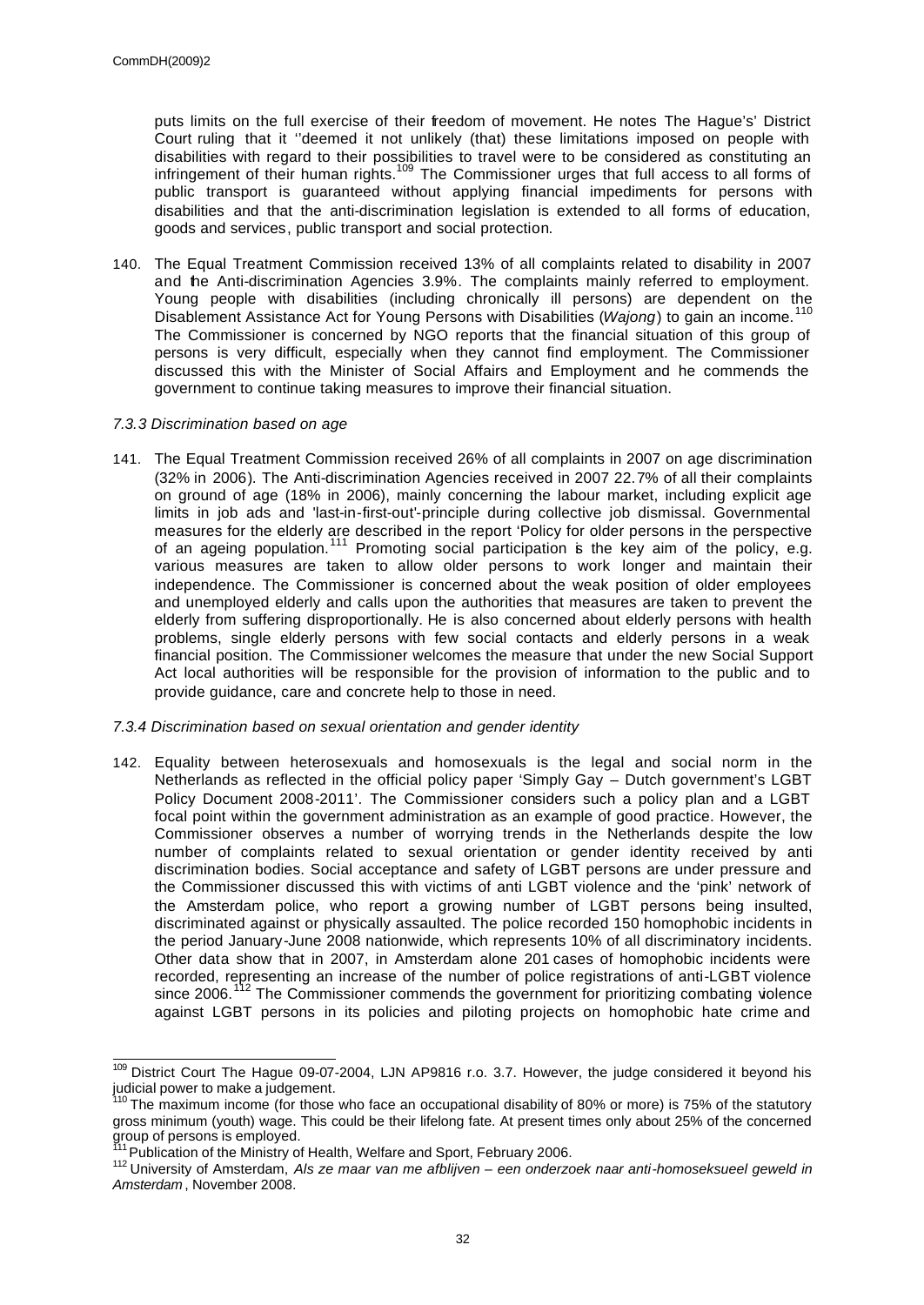puts limits on the full exercise of their freedom of movement. He notes The Hague's' District Court ruling that it ''deemed it not unlikely (that) these limitations imposed on people with disabilities with regard to their possibilities to travel were to be considered as constituting an infringement of their human rights.[109] The Commissioner urges that full access to all forms of public transport is guaranteed without applying financial impediments for persons with disabilities and that the anti-discrimination legislation is extended to all forms of education, goods and services, public transport and social protection.

140. The Equal Treatment Commission received 13% of all complaints related to disability in 2007 and the Anti-discrimination Agencies 3.9%. The complaints mainly referred to employment. Young people with disabilities (including chronically ill persons) are dependent on the Disablement Assistance Act for Young Persons with Disabilities (*Wajong*) to gain an income.[110] The Commissioner is concerned by NGO reports that the financial situation of this group of persons is very difficult, especially when they cannot find employment. The Commissioner discussed this with the Minister of Social Affairs and Employment and he commends the government to continue taking measures to improve their financial situation.

### *7.3.3 Discrimination based on age*

141. The Equal Treatment Commission received 26% of all complaints in 2007 on age discrimination (32% in 2006). The Anti-discrimination Agencies received in 2007 22.7% of all their complaints on ground of age (18% in 2006), mainly concerning the labour market, including explicit age limits in job ads and 'last-in-first-out'-principle during collective job dismissal. Governmental measures for the elderly are described in the report 'Policy for older persons in the perspective of an ageing population.[111] Promoting social participation is the key aim of the policy, e.g. various measures are taken to allow older persons to work longer and maintain their independence. The Commissioner is concerned about the weak position of older employees and unemployed elderly and calls upon the authorities that measures are taken to prevent the elderly from suffering disproportionally. He is also concerned about elderly persons with health problems, single elderly persons with few social contacts and elderly persons in a weak financial position. The Commissioner welcomes the measure that under the new Social Support Act local authorities will be responsible for the provision of information to the public and to provide guidance, care and concrete help to those in need.

### *7.3.4 Discrimination based on sexual orientation and gender identity*

142. Equality between heterosexuals and homosexuals is the legal and social norm in the Netherlands as reflected in the official policy paper 'Simply Gay – Dutch government's LGBT Policy Document 2008-2011'. The Commissioner considers such a policy plan and a LGBT focal point within the government administration as an example of good practice. However, the Commissioner observes a number of worrying trends in the Netherlands despite the low number of complaints related to sexual orientation or gender identity received by anti discrimination bodies. Social acceptance and safety of LGBT persons are under pressure and the Commissioner discussed this with victims of anti LGBT violence and the 'pink' network of the Amsterdam police, who report a growing number of LGBT persons being insulted, discriminated against or physically assaulted. The police recorded 150 homophobic incidents in the period January-June 2008 nationwide, which represents 10% of all discriminatory incidents. Other data show that in 2007, in Amsterdam alone 201 cases of homophobic incidents were recorded, representing an increase of the number of police registrations of anti-LGBT violence since 2006.[112] The Commissioner commends the government for prioritizing combating violence against LGBT persons in its policies and piloting projects on homophobic hate crime and

---

[109] District Court The Hague 09-07-2004, LJN AP9816 r.o. 3.7. However, the judge considered it beyond his judicial power to make a judgement.

[110] The maximum income (for those who face an occupational disability of 80% or more) is 75% of the statutory gross minimum (youth) wage. This could be their lifelong fate. At present times only about 25% of the concerned group of persons is employed.

[111] Publication of the Ministry of Health, Welfare and Sport, February 2006.

[112] University of Amsterdam, *Als ze maar van me afblijven – een onderzoek naar anti-homoseksueel geweld in Amsterdam*, November 2008.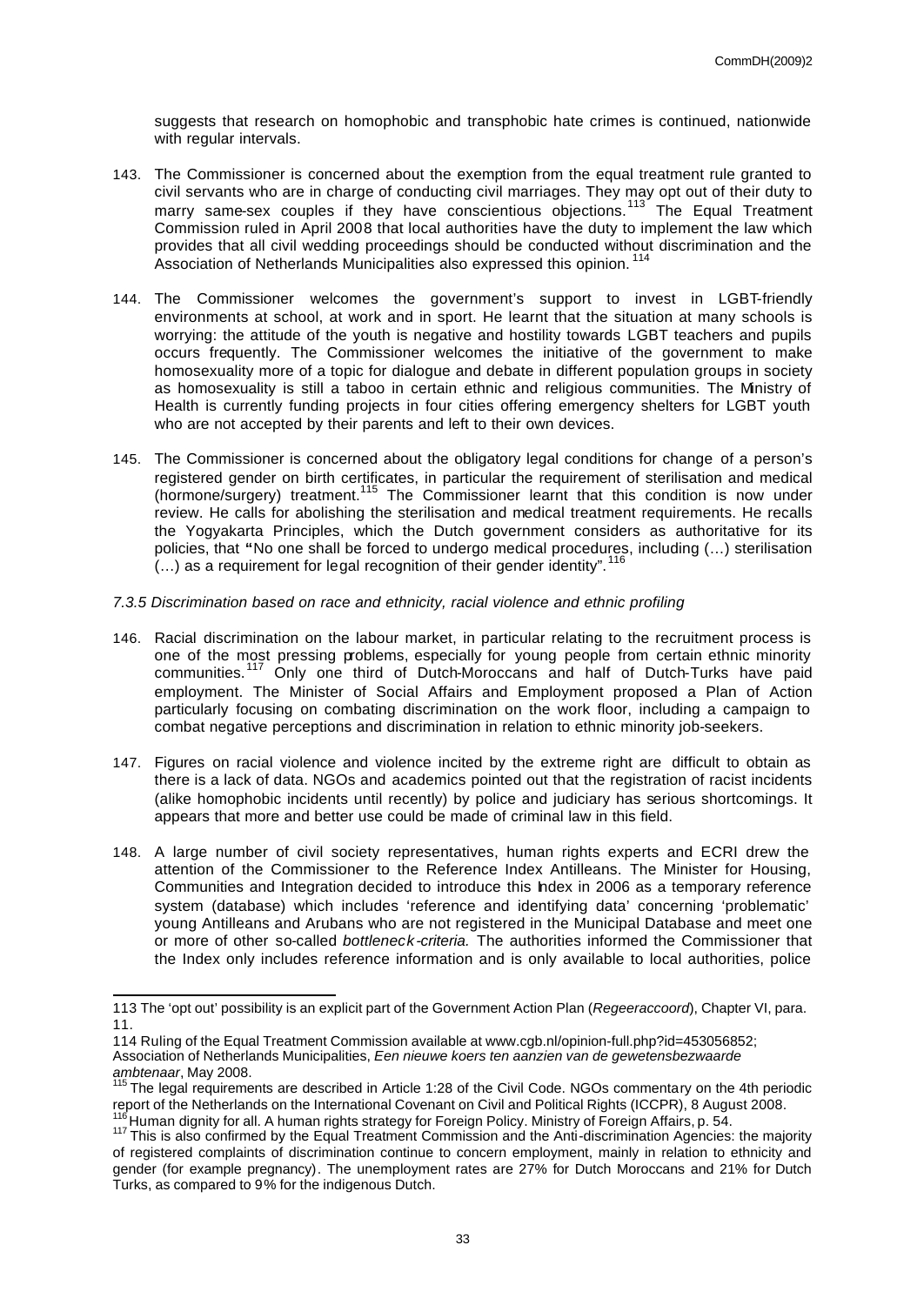suggests that research on homophobic and transphobic hate crimes is continued, nationwide with regular intervals.

143. The Commissioner is concerned about the exemption from the equal treatment rule granted to civil servants who are in charge of conducting civil marriages. They may opt out of their duty to marry same-sex couples if they have conscientious objections.[113] The Equal Treatment Commission ruled in April 2008 that local authorities have the duty to implement the law which provides that all civil wedding proceedings should be conducted without discrimination and the Association of Netherlands Municipalities also expressed this opinion.[114]

144. The Commissioner welcomes the government's support to invest in LGBT-friendly environments at school, at work and in sport. He learnt that the situation at many schools is worrying: the attitude of the youth is negative and hostility towards LGBT teachers and pupils occurs frequently. The Commissioner welcomes the initiative of the government to make homosexuality more of a topic for dialogue and debate in different population groups in society as homosexuality is still a taboo in certain ethnic and religious communities. The Ministry of Health is currently funding projects in four cities offering emergency shelters for LGBT youth who are not accepted by their parents and left to their own devices.

145. The Commissioner is concerned about the obligatory legal conditions for change of a person's registered gender on birth certificates, in particular the requirement of sterilisation and medical (hormone/surgery) treatment.[115] The Commissioner learnt that this condition is now under review. He calls for abolishing the sterilisation and medical treatment requirements. He recalls the Yogyakarta Principles, which the Dutch government considers as authoritative for its policies, that "No one shall be forced to undergo medical procedures, including (…) sterilisation (…) as a requirement for legal recognition of their gender identity".[116]

*7.3.5 Discrimination based on race and ethnicity, racial violence and ethnic profiling*

146. Racial discrimination on the labour market, in particular relating to the recruitment process is one of the most pressing problems, especially for young people from certain ethnic minority communities.[117] Only one third of Dutch-Moroccans and half of Dutch-Turks have paid employment. The Minister of Social Affairs and Employment proposed a Plan of Action particularly focusing on combating discrimination on the work floor, including a campaign to combat negative perceptions and discrimination in relation to ethnic minority job-seekers.

147. Figures on racial violence and violence incited by the extreme right are difficult to obtain as there is a lack of data. NGOs and academics pointed out that the registration of racist incidents (alike homophobic incidents until recently) by police and judiciary has serious shortcomings. It appears that more and better use could be made of criminal law in this field.

148. A large number of civil society representatives, human rights experts and ECRI drew the attention of the Commissioner to the Reference Index Antilleans. The Minister for Housing, Communities and Integration decided to introduce this Index in 2006 as a temporary reference system (database) which includes 'reference and identifying data' concerning 'problematic' young Antilleans and Arubans who are not registered in the Municipal Database and meet one or more of other so-called *bottleneck-criteria*. The authorities informed the Commissioner that the Index only includes reference information and is only available to local authorities, police

---

113 The 'opt out' possibility is an explicit part of the Government Action Plan (*Regeeraccoord*), Chapter VI, para. 11.

114 Ruling of the Equal Treatment Commission available at www.cgb.nl/opinion-full.php?id=453056852; Association of Netherlands Municipalities, *Een nieuwe koers ten aanzien van de gewetensbezwaarde ambtenaar*, May 2008.

115 The legal requirements are described in Article 1:28 of the Civil Code. NGOs commentary on the 4th periodic report of the Netherlands on the International Covenant on Civil and Political Rights (ICCPR), 8 August 2008.

116 Human dignity for all. A human rights strategy for Foreign Policy. Ministry of Foreign Affairs, p. 54.

117 This is also confirmed by the Equal Treatment Commission and the Anti-discrimination Agencies: the majority of registered complaints of discrimination continue to concern employment, mainly in relation to ethnicity and gender (for example pregnancy). The unemployment rates are 27% for Dutch Moroccans and 21% for Dutch Turks, as compared to 9% for the indigenous Dutch.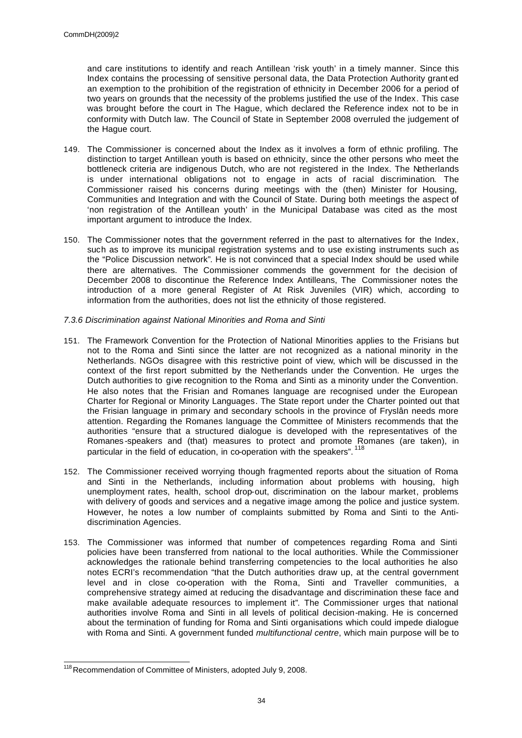and care institutions to identify and reach Antillean 'risk youth' in a timely manner. Since this Index contains the processing of sensitive personal data, the Data Protection Authority granted an exemption to the prohibition of the registration of ethnicity in December 2006 for a period of two years on grounds that the necessity of the problems justified the use of the Index. This case was brought before the court in The Hague, which declared the Reference index not to be in conformity with Dutch law. The Council of State in September 2008 overruled the judgement of the Hague court.

149. The Commissioner is concerned about the Index as it involves a form of ethnic profiling. The distinction to target Antillean youth is based on ethnicity, since the other persons who meet the bottleneck criteria are indigenous Dutch, who are not registered in the Index. The Netherlands is under international obligations not to engage in acts of racial discrimination. The Commissioner raised his concerns during meetings with the (then) Minister for Housing, Communities and Integration and with the Council of State. During both meetings the aspect of 'non registration of the Antillean youth' in the Municipal Database was cited as the most important argument to introduce the Index.

150. The Commissioner notes that the government referred in the past to alternatives for the Index, such as to improve its municipal registration systems and to use existing instruments such as the "Police Discussion network". He is not convinced that a special Index should be used while there are alternatives. The Commissioner commends the government for the decision of December 2008 to discontinue the Reference Index Antilleans, The Commissioner notes the introduction of a more general Register of At Risk Juveniles (VIR) which, according to information from the authorities, does not list the ethnicity of those registered.

*7.3.6 Discrimination against National Minorities and Roma and Sinti*

151. The Framework Convention for the Protection of National Minorities applies to the Frisians but not to the Roma and Sinti since the latter are not recognized as a national minority in the Netherlands. NGOs disagree with this restrictive point of view, which will be discussed in the context of the first report submitted by the Netherlands under the Convention. He urges the Dutch authorities to give recognition to the Roma and Sinti as a minority under the Convention. He also notes that the Frisian and Romanes language are recognised under the European Charter for Regional or Minority Languages. The State report under the Charter pointed out that the Frisian language in primary and secondary schools in the province of Fryslân needs more attention. Regarding the Romanes language the Committee of Ministers recommends that the authorities "ensure that a structured dialogue is developed with the representatives of the Romanes-speakers and (that) measures to protect and promote Romanes (are taken), in particular in the field of education, in co-operation with the speakers".[118]

152. The Commissioner received worrying though fragmented reports about the situation of Roma and Sinti in the Netherlands, including information about problems with housing, high unemployment rates, health, school drop-out, discrimination on the labour market, problems with delivery of goods and services and a negative image among the police and justice system. However, he notes a low number of complaints submitted by Roma and Sinti to the Anti-discrimination Agencies.

153. The Commissioner was informed that number of competences regarding Roma and Sinti policies have been transferred from national to the local authorities. While the Commissioner acknowledges the rationale behind transferring competencies to the local authorities he also notes ECRI's recommendation "that the Dutch authorities draw up, at the central government level and in close co-operation with the Roma, Sinti and Traveller communities, a comprehensive strategy aimed at reducing the disadvantage and discrimination these face and make available adequate resources to implement it". The Commissioner urges that national authorities involve Roma and Sinti in all levels of political decision-making. He is concerned about the termination of funding for Roma and Sinti organisations which could impede dialogue with Roma and Sinti. A government funded *multifunctional centre*, which main purpose will be to

[118] Recommendation of Committee of Ministers, adopted July 9, 2008.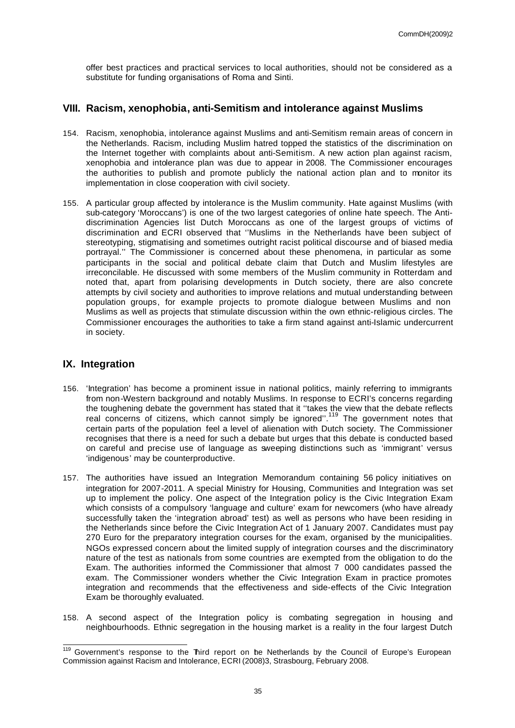offer best practices and practical services to local authorities, should not be considered as a substitute for funding organisations of Roma and Sinti.

## VIII. Racism, xenophobia, anti-Semitism and intolerance against Muslims

154. Racism, xenophobia, intolerance against Muslims and anti-Semitism remain areas of concern in the Netherlands. Racism, including Muslim hatred topped the statistics of the discrimination on the Internet together with complaints about anti-Semitism. A new action plan against racism, xenophobia and intolerance plan was due to appear in 2008. The Commissioner encourages the authorities to publish and promote publicly the national action plan and to monitor its implementation in close cooperation with civil society.

155. A particular group affected by intolerance is the Muslim community. Hate against Muslims (with sub-category 'Moroccans') is one of the two largest categories of online hate speech. The Anti-discrimination Agencies list Dutch Moroccans as one of the largest groups of victims of discrimination and ECRI observed that ''Muslims in the Netherlands have been subject of stereotyping, stigmatising and sometimes outright racist political discourse and of biased media portrayal.'' The Commissioner is concerned about these phenomena, in particular as some participants in the social and political debate claim that Dutch and Muslim lifestyles are irreconcilable. He discussed with some members of the Muslim community in Rotterdam and noted that, apart from polarising developments in Dutch society, there are also concrete attempts by civil society and authorities to improve relations and mutual understanding between population groups, for example projects to promote dialogue between Muslims and non Muslims as well as projects that stimulate discussion within the own ethnic-religious circles. The Commissioner encourages the authorities to take a firm stand against anti-Islamic undercurrent in society.

## IX. Integration

156. 'Integration' has become a prominent issue in national politics, mainly referring to immigrants from non-Western background and notably Muslims. In response to ECRI's concerns regarding the toughening debate the government has stated that it ''takes the view that the debate reflects real concerns of citizens, which cannot simply be ignored''.[119] The government notes that certain parts of the population feel a level of alienation with Dutch society. The Commissioner recognises that there is a need for such a debate but urges that this debate is conducted based on careful and precise use of language as sweeping distinctions such as 'immigrant' versus 'indigenous' may be counterproductive.

157. The authorities have issued an Integration Memorandum containing 56 policy initiatives on integration for 2007-2011. A special Ministry for Housing, Communities and Integration was set up to implement the policy. One aspect of the Integration policy is the Civic Integration Exam which consists of a compulsory 'language and culture' exam for newcomers (who have already successfully taken the 'integration abroad' test) as well as persons who have been residing in the Netherlands since before the Civic Integration Act of 1 January 2007. Candidates must pay 270 Euro for the preparatory integration courses for the exam, organised by the municipalities. NGOs expressed concern about the limited supply of integration courses and the discriminatory nature of the test as nationals from some countries are exempted from the obligation to do the Exam. The authorities informed the Commissioner that almost 7 000 candidates passed the exam. The Commissioner wonders whether the Civic Integration Exam in practice promotes integration and recommends that the effectiveness and side-effects of the Civic Integration Exam be thoroughly evaluated.

158. A second aspect of the Integration policy is combating segregation in housing and neighbourhoods. Ethnic segregation in the housing market is a reality in the four largest Dutch

---

[119] Government's response to the Third report on the Netherlands by the Council of Europe's European Commission against Racism and Intolerance, ECRI (2008)3, Strasbourg, February 2008.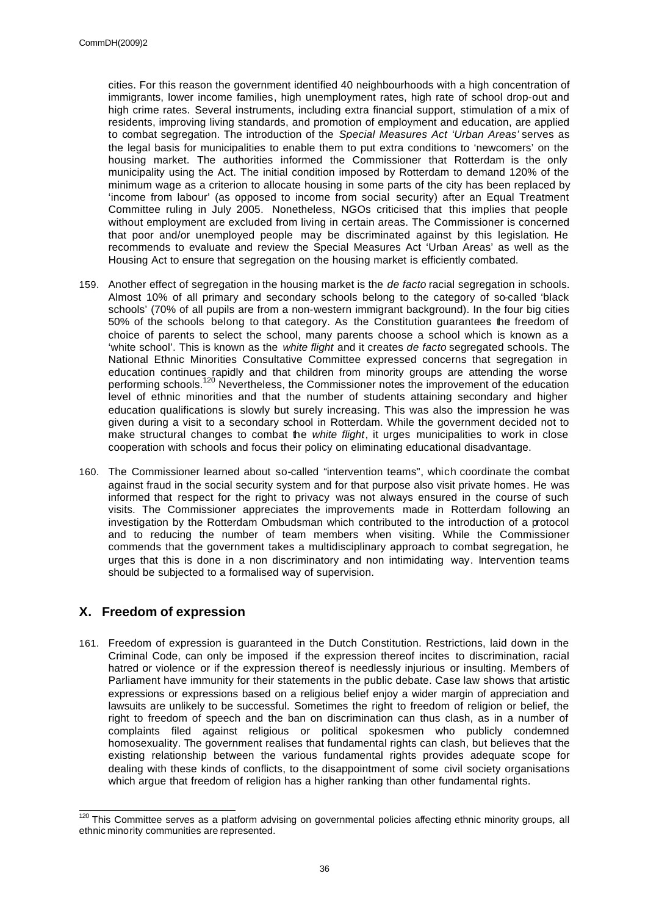cities. For this reason the government identified 40 neighbourhoods with a high concentration of immigrants, lower income families, high unemployment rates, high rate of school drop-out and high crime rates. Several instruments, including extra financial support, stimulation of a mix of residents, improving living standards, and promotion of employment and education, are applied to combat segregation. The introduction of the *Special Measures Act 'Urban Areas'* serves as the legal basis for municipalities to enable them to put extra conditions to 'newcomers' on the housing market. The authorities informed the Commissioner that Rotterdam is the only municipality using the Act. The initial condition imposed by Rotterdam to demand 120% of the minimum wage as a criterion to allocate housing in some parts of the city has been replaced by 'income from labour' (as opposed to income from social security) after an Equal Treatment Committee ruling in July 2005. Nonetheless, NGOs criticised that this implies that people without employment are excluded from living in certain areas. The Commissioner is concerned that poor and/or unemployed people may be discriminated against by this legislation. He recommends to evaluate and review the Special Measures Act 'Urban Areas' as well as the Housing Act to ensure that segregation on the housing market is efficiently combated.

159. Another effect of segregation in the housing market is the *de facto* racial segregation in schools. Almost 10% of all primary and secondary schools belong to the category of so-called 'black schools' (70% of all pupils are from a non-western immigrant background). In the four big cities 50% of the schools belong to that category. As the Constitution guarantees the freedom of choice of parents to select the school, many parents choose a school which is known as a 'white school'. This is known as the *white flight* and it creates *de facto* segregated schools. The National Ethnic Minorities Consultative Committee expressed concerns that segregation in education continues rapidly and that children from minority groups are attending the worse performing schools.[120] Nevertheless, the Commissioner notes the improvement of the education level of ethnic minorities and that the number of students attaining secondary and higher education qualifications is slowly but surely increasing. This was also the impression he was given during a visit to a secondary school in Rotterdam. While the government decided not to make structural changes to combat the *white flight*, it urges municipalities to work in close cooperation with schools and focus their policy on eliminating educational disadvantage.

160. The Commissioner learned about so-called "intervention teams", which coordinate the combat against fraud in the social security system and for that purpose also visit private homes. He was informed that respect for the right to privacy was not always ensured in the course of such visits. The Commissioner appreciates the improvements made in Rotterdam following an investigation by the Rotterdam Ombudsman which contributed to the introduction of a protocol and to reducing the number of team members when visiting. While the Commissioner commends that the government takes a multidisciplinary approach to combat segregation, he urges that this is done in a non discriminatory and non intimidating way. Intervention teams should be subjected to a formalised way of supervision.

## X. Freedom of expression

161. Freedom of expression is guaranteed in the Dutch Constitution. Restrictions, laid down in the Criminal Code, can only be imposed if the expression thereof incites to discrimination, racial hatred or violence or if the expression thereof is needlessly injurious or insulting. Members of Parliament have immunity for their statements in the public debate. Case law shows that artistic expressions or expressions based on a religious belief enjoy a wider margin of appreciation and lawsuits are unlikely to be successful. Sometimes the right to freedom of religion or belief, the right to freedom of speech and the ban on discrimination can thus clash, as in a number of complaints filed against religious or political spokesmen who publicly condemned homosexuality. The government realises that fundamental rights can clash, but believes that the existing relationship between the various fundamental rights provides adequate scope for dealing with these kinds of conflicts, to the disappointment of some civil society organisations which argue that freedom of religion has a higher ranking than other fundamental rights.

[120] This Committee serves as a platform advising on governmental policies affecting ethnic minority groups, all ethnic minority communities are represented.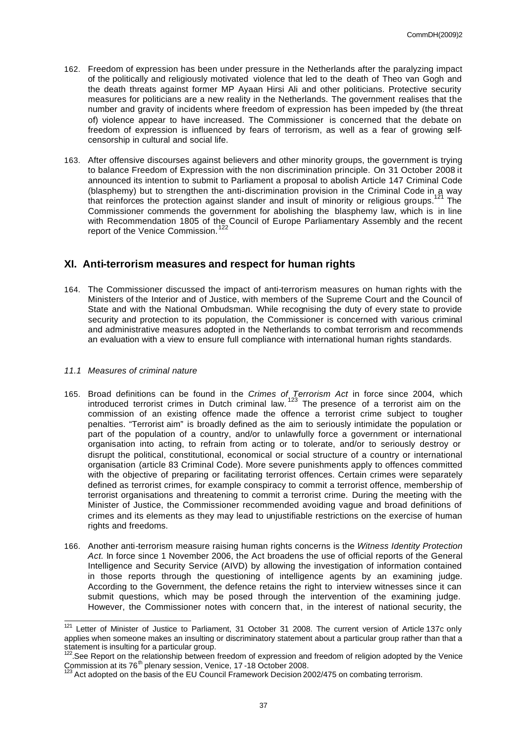162. Freedom of expression has been under pressure in the Netherlands after the paralyzing impact of the politically and religiously motivated violence that led to the death of Theo van Gogh and the death threats against former MP Ayaan Hirsi Ali and other politicians. Protective security measures for politicians are a new reality in the Netherlands. The government realises that the number and gravity of incidents where freedom of expression has been impeded by (the threat of) violence appear to have increased. The Commissioner is concerned that the debate on freedom of expression is influenced by fears of terrorism, as well as a fear of growing self-censorship in cultural and social life.

163. After offensive discourses against believers and other minority groups, the government is trying to balance Freedom of Expression with the non discrimination principle. On 31 October 2008 it announced its intention to submit to Parliament a proposal to abolish Article 147 Criminal Code (blasphemy) but to strengthen the anti-discrimination provision in the Criminal Code in a way that reinforces the protection against slander and insult of minority or religious groups.[121] The Commissioner commends the government for abolishing the blasphemy law, which is in line with Recommendation 1805 of the Council of Europe Parliamentary Assembly and the recent report of the Venice Commission.[122]

## XI. Anti-terrorism measures and respect for human rights

164. The Commissioner discussed the impact of anti-terrorism measures on human rights with the Ministers of the Interior and of Justice, with members of the Supreme Court and the Council of State and with the National Ombudsman. While recognising the duty of every state to provide security and protection to its population, the Commissioner is concerned with various criminal and administrative measures adopted in the Netherlands to combat terrorism and recommends an evaluation with a view to ensure full compliance with international human rights standards.

### *11.1 Measures of criminal nature*

165. Broad definitions can be found in the *Crimes of Terrorism Act* in force since 2004, which introduced terrorist crimes in Dutch criminal law.[123] The presence of a terrorist aim on the commission of an existing offence made the offence a terrorist crime subject to tougher penalties. "Terrorist aim" is broadly defined as the aim to seriously intimidate the population or part of the population of a country, and/or to unlawfully force a government or international organisation into acting, to refrain from acting or to tolerate, and/or to seriously destroy or disrupt the political, constitutional, economical or social structure of a country or international organisation (article 83 Criminal Code). More severe punishments apply to offences committed with the objective of preparing or facilitating terrorist offences. Certain crimes were separately defined as terrorist crimes, for example conspiracy to commit a terrorist offence, membership of terrorist organisations and threatening to commit a terrorist crime. During the meeting with the Minister of Justice, the Commissioner recommended avoiding vague and broad definitions of crimes and its elements as they may lead to unjustifiable restrictions on the exercise of human rights and freedoms.

166. Another anti-terrorism measure raising human rights concerns is the *Witness Identity Protection Act.* In force since 1 November 2006, the Act broadens the use of official reports of the General Intelligence and Security Service (AIVD) by allowing the investigation of information contained in those reports through the questioning of intelligence agents by an examining judge. According to the Government, the defence retains the right to interview witnesses since it can submit questions, which may be posed through the intervention of the examining judge. However, the Commissioner notes with concern that, in the interest of national security, the

---

[121] Letter of Minister of Justice to Parliament, 31 October 31 2008. The current version of Article 137c only applies when someone makes an insulting or discriminatory statement about a particular group rather than that a statement is insulting for a particular group.

[122] See Report on the relationship between freedom of expression and freedom of religion adopted by the Venice Commission at its 76th plenary session, Venice, 17 -18 October 2008.

[123] Act adopted on the basis of the EU Council Framework Decision 2002/475 on combating terrorism.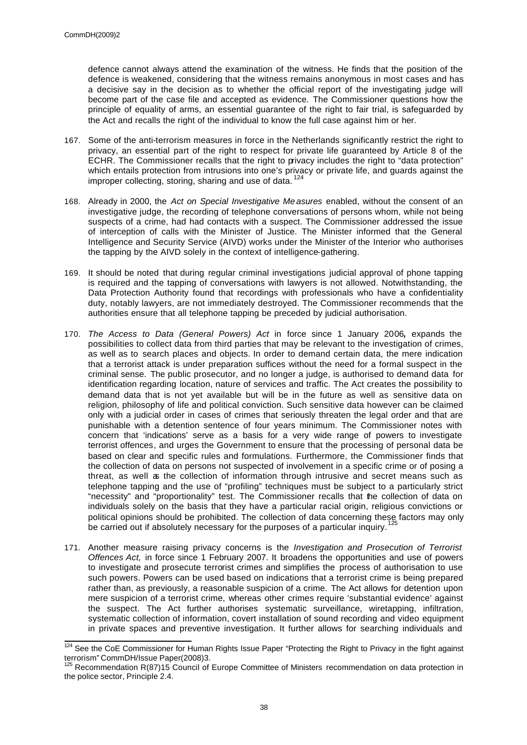defence cannot always attend the examination of the witness. He finds that the position of the defence is weakened, considering that the witness remains anonymous in most cases and has a decisive say in the decision as to whether the official report of the investigating judge will become part of the case file and accepted as evidence. The Commissioner questions how the principle of equality of arms, an essential guarantee of the right to fair trial, is safeguarded by the Act and recalls the right of the individual to know the full case against him or her.

167. Some of the anti-terrorism measures in force in the Netherlands significantly restrict the right to privacy, an essential part of the right to respect for private life guaranteed by Article 8 of the ECHR. The Commissioner recalls that the right to privacy includes the right to "data protection" which entails protection from intrusions into one's privacy or private life, and guards against the improper collecting, storing, sharing and use of data.[124]

168. Already in 2000, the *Act on Special Investigative Measures* enabled, without the consent of an investigative judge, the recording of telephone conversations of persons whom, while not being suspects of a crime, had had contacts with a suspect. The Commissioner addressed the issue of interception of calls with the Minister of Justice. The Minister informed that the General Intelligence and Security Service (AIVD) works under the Minister of the Interior who authorises the tapping by the AIVD solely in the context of intelligence-gathering.

169. It should be noted that during regular criminal investigations judicial approval of phone tapping is required and the tapping of conversations with lawyers is not allowed. Notwithstanding, the Data Protection Authority found that recordings with professionals who have a confidentiality duty, notably lawyers, are not immediately destroyed. The Commissioner recommends that the authorities ensure that all telephone tapping be preceded by judicial authorisation.

170. *The Access to Data (General Powers) Act* in force since 1 January 2006**,** expands the possibilities to collect data from third parties that may be relevant to the investigation of crimes, as well as to search places and objects. In order to demand certain data, the mere indication that a terrorist attack is under preparation suffices without the need for a formal suspect in the criminal sense. The public prosecutor, and no longer a judge, is authorised to demand data for identification regarding location, nature of services and traffic. The Act creates the possibility to demand data that is not yet available but will be in the future as well as sensitive data on religion, philosophy of life and political conviction. Such sensitive data however can be claimed only with a judicial order in cases of crimes that seriously threaten the legal order and that are punishable with a detention sentence of four years minimum. The Commissioner notes with concern that 'indications' serve as a basis for a very wide range of powers to investigate terrorist offences, and urges the Government to ensure that the processing of personal data be based on clear and specific rules and formulations. Furthermore, the Commissioner finds that the collection of data on persons not suspected of involvement in a specific crime or of posing a threat, as well as the collection of information through intrusive and secret means such as telephone tapping and the use of "profiling" techniques must be subject to a particularly strict "necessity" and "proportionality" test. The Commissioner recalls that the collection of data on individuals solely on the basis that they have a particular racial origin, religious convictions or political opinions should be prohibited. The collection of data concerning these factors may only be carried out if absolutely necessary for the purposes of a particular inquiry.[125]

171. Another measure raising privacy concerns is the *Investigation and Prosecution of Terrorist Offences Act,* in force since 1 February 2007. It broadens the opportunities and use of powers to investigate and prosecute terrorist crimes and simplifies the process of authorisation to use such powers. Powers can be used based on indications that a terrorist crime is being prepared rather than, as previously, a reasonable suspicion of a crime. The Act allows for detention upon mere suspicion of a terrorist crime, whereas other crimes require 'substantial evidence' against the suspect. The Act further authorises systematic surveillance, wiretapping, infiltration, systematic collection of information, covert installation of sound recording and video equipment in private spaces and preventive investigation. It further allows for searching individuals and

---

[124] See the CoE Commissioner for Human Rights Issue Paper "Protecting the Right to Privacy in the fight against terrorism" CommDH/Issue Paper(2008)3.

[125] Recommendation R(87)15 Council of Europe Committee of Ministers recommendation on data protection in the police sector, Principle 2.4.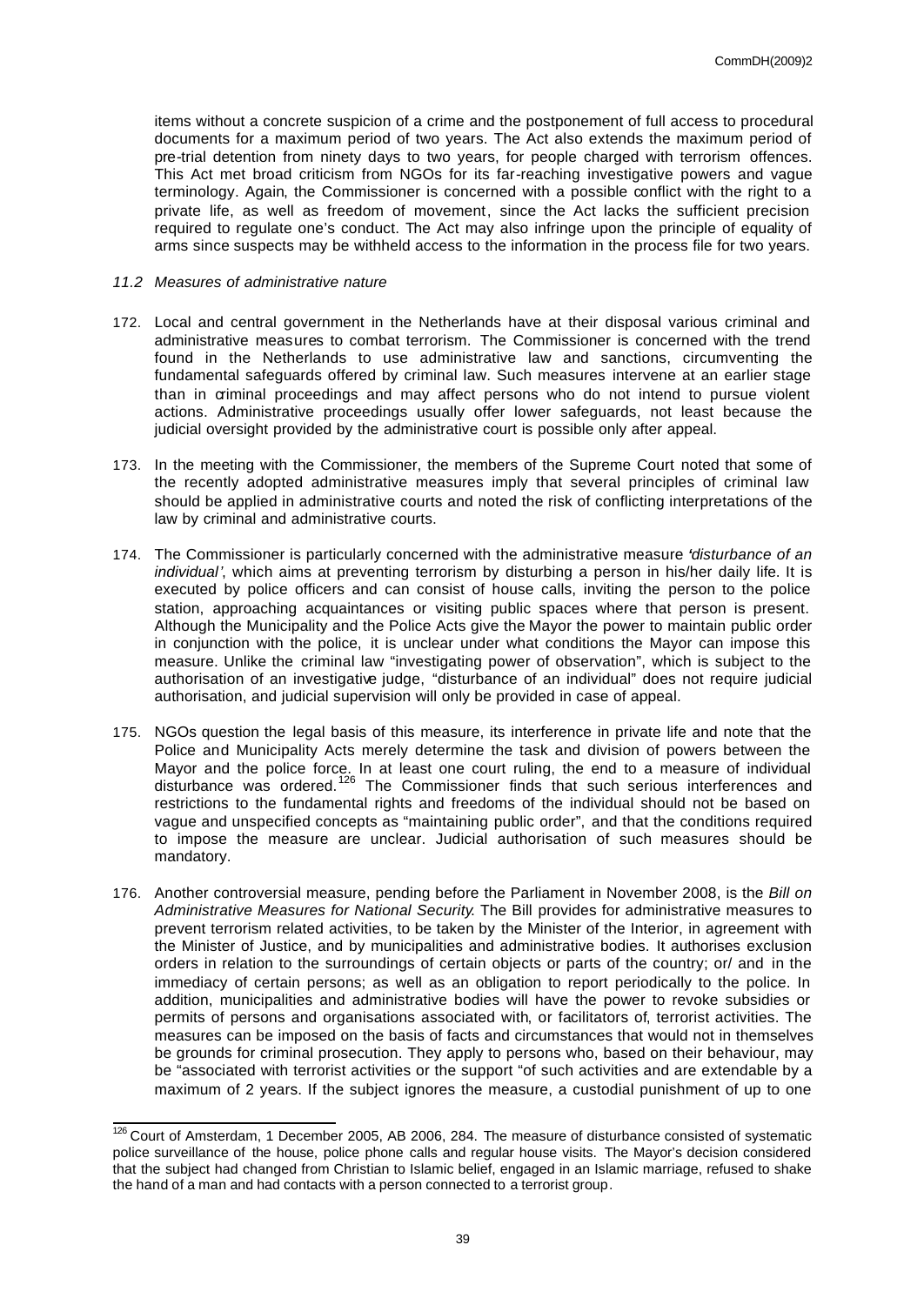items without a concrete suspicion of a crime and the postponement of full access to procedural documents for a maximum period of two years. The Act also extends the maximum period of pre-trial detention from ninety days to two years, for people charged with terrorism offences. This Act met broad criticism from NGOs for its far-reaching investigative powers and vague terminology. Again, the Commissioner is concerned with a possible conflict with the right to a private life, as well as freedom of movement, since the Act lacks the sufficient precision required to regulate one's conduct. The Act may also infringe upon the principle of equality of arms since suspects may be withheld access to the information in the process file for two years.

### *11.2 Measures of administrative nature*

172. Local and central government in the Netherlands have at their disposal various criminal and administrative measures to combat terrorism. The Commissioner is concerned with the trend found in the Netherlands to use administrative law and sanctions, circumventing the fundamental safeguards offered by criminal law. Such measures intervene at an earlier stage than in criminal proceedings and may affect persons who do not intend to pursue violent actions. Administrative proceedings usually offer lower safeguards, not least because the judicial oversight provided by the administrative court is possible only after appeal.

173. In the meeting with the Commissioner, the members of the Supreme Court noted that some of the recently adopted administrative measures imply that several principles of criminal law should be applied in administrative courts and noted the risk of conflicting interpretations of the law by criminal and administrative courts.

174. The Commissioner is particularly concerned with the administrative measure '*disturbance of an individual'*, which aims at preventing terrorism by disturbing a person in his/her daily life. It is executed by police officers and can consist of house calls, inviting the person to the police station, approaching acquaintances or visiting public spaces where that person is present. Although the Municipality and the Police Acts give the Mayor the power to maintain public order in conjunction with the police, it is unclear under what conditions the Mayor can impose this measure. Unlike the criminal law "investigating power of observation", which is subject to the authorisation of an investigative judge, "disturbance of an individual" does not require judicial authorisation, and judicial supervision will only be provided in case of appeal.

175. NGOs question the legal basis of this measure, its interference in private life and note that the Police and Municipality Acts merely determine the task and division of powers between the Mayor and the police force. In at least one court ruling, the end to a measure of individual disturbance was ordered.[126] The Commissioner finds that such serious interferences and restrictions to the fundamental rights and freedoms of the individual should not be based on vague and unspecified concepts as "maintaining public order", and that the conditions required to impose the measure are unclear. Judicial authorisation of such measures should be mandatory.

176. Another controversial measure, pending before the Parliament in November 2008, is the *Bill on Administrative Measures for National Security*. The Bill provides for administrative measures to prevent terrorism related activities, to be taken by the Minister of the Interior, in agreement with the Minister of Justice, and by municipalities and administrative bodies. It authorises exclusion orders in relation to the surroundings of certain objects or parts of the country; or/ and in the immediacy of certain persons; as well as an obligation to report periodically to the police. In addition, municipalities and administrative bodies will have the power to revoke subsidies or permits of persons and organisations associated with, or facilitators of, terrorist activities. The measures can be imposed on the basis of facts and circumstances that would not in themselves be grounds for criminal prosecution. They apply to persons who, based on their behaviour, may be "associated with terrorist activities or the support "of such activities and are extendable by a maximum of 2 years. If the subject ignores the measure, a custodial punishment of up to one

---

[126] Court of Amsterdam, 1 December 2005, AB 2006, 284. The measure of disturbance consisted of systematic police surveillance of the house, police phone calls and regular house visits. The Mayor's decision considered that the subject had changed from Christian to Islamic belief, engaged in an Islamic marriage, refused to shake the hand of a man and had contacts with a person connected to a terrorist group.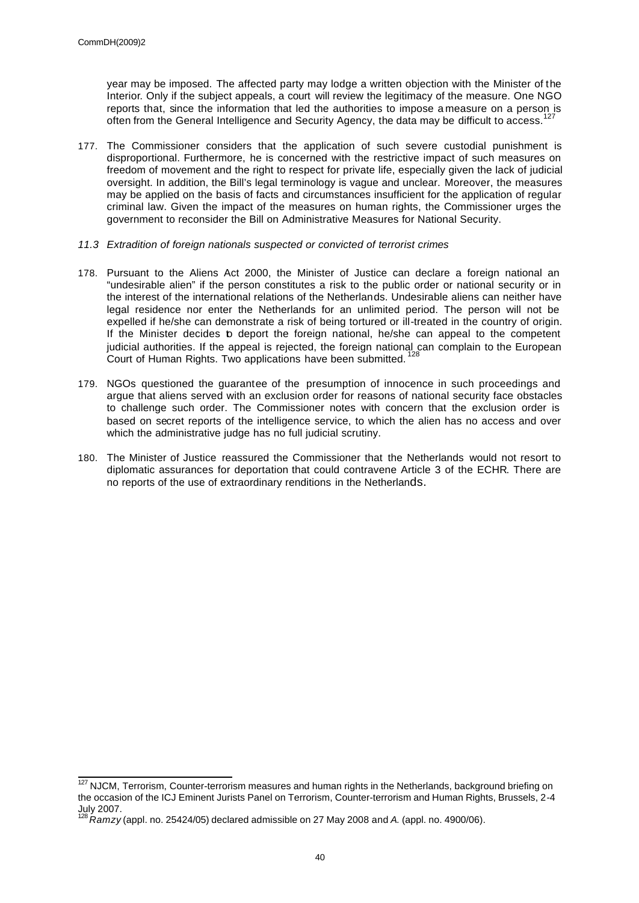year may be imposed. The affected party may lodge a written objection with the Minister of the Interior. Only if the subject appeals, a court will review the legitimacy of the measure. One NGO reports that, since the information that led the authorities to impose a measure on a person is often from the General Intelligence and Security Agency, the data may be difficult to access.[127]

177. The Commissioner considers that the application of such severe custodial punishment is disproportional. Furthermore, he is concerned with the restrictive impact of such measures on freedom of movement and the right to respect for private life, especially given the lack of judicial oversight. In addition, the Bill's legal terminology is vague and unclear. Moreover, the measures may be applied on the basis of facts and circumstances insufficient for the application of regular criminal law. Given the impact of the measures on human rights, the Commissioner urges the government to reconsider the Bill on Administrative Measures for National Security.

### *11.3 Extradition of foreign nationals suspected or convicted of terrorist crimes*

178. Pursuant to the Aliens Act 2000, the Minister of Justice can declare a foreign national an "undesirable alien" if the person constitutes a risk to the public order or national security or in the interest of the international relations of the Netherlands. Undesirable aliens can neither have legal residence nor enter the Netherlands for an unlimited period. The person will not be expelled if he/she can demonstrate a risk of being tortured or ill-treated in the country of origin. If the Minister decides to deport the foreign national, he/she can appeal to the competent judicial authorities. If the appeal is rejected, the foreign national can complain to the European Court of Human Rights. Two applications have been submitted.[128]

179. NGOs questioned the guarantee of the presumption of innocence in such proceedings and argue that aliens served with an exclusion order for reasons of national security face obstacles to challenge such order. The Commissioner notes with concern that the exclusion order is based on secret reports of the intelligence service, to which the alien has no access and over which the administrative judge has no full judicial scrutiny.

180. The Minister of Justice reassured the Commissioner that the Netherlands would not resort to diplomatic assurances for deportation that could contravene Article 3 of the ECHR. There are no reports of the use of extraordinary renditions in the Netherlands.

---

[127] NJCM, Terrorism, Counter-terrorism measures and human rights in the Netherlands, background briefing on the occasion of the ICJ Eminent Jurists Panel on Terrorism, Counter-terrorism and Human Rights, Brussels, 2-4 July 2007.

[128] *Ramzy* (appl. no. 25424/05) declared admissible on 27 May 2008 and *A.* (appl. no. 4900/06).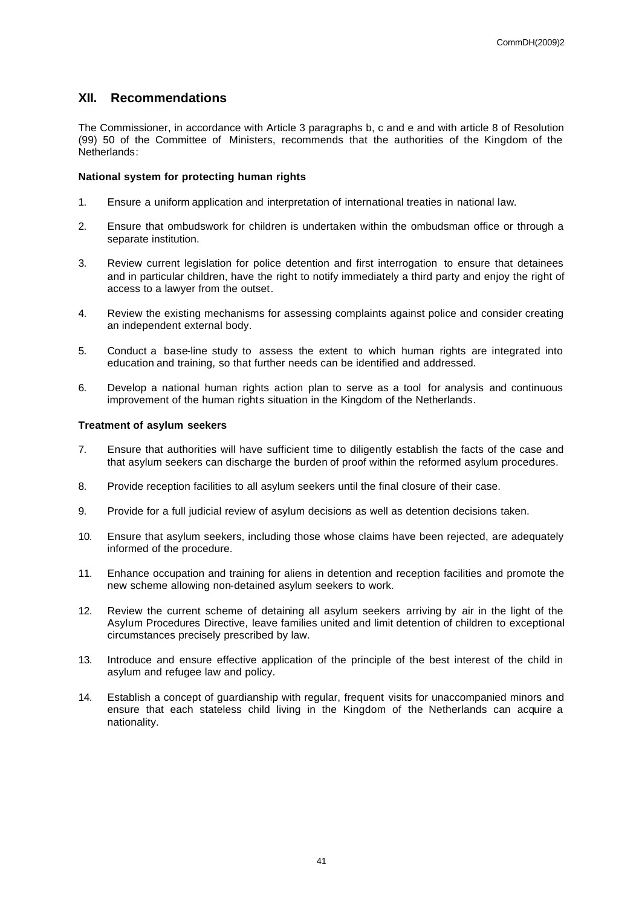## XII. Recommendations

The Commissioner, in accordance with Article 3 paragraphs b, c and e and with article 8 of Resolution (99) 50 of the Committee of Ministers, recommends that the authorities of the Kingdom of the Netherlands:

**National system for protecting human rights**

1. Ensure a uniform application and interpretation of international treaties in national law.

2. Ensure that ombudswork for children is undertaken within the ombudsman office or through a separate institution.

3. Review current legislation for police detention and first interrogation to ensure that detainees and in particular children, have the right to notify immediately a third party and enjoy the right of access to a lawyer from the outset.

4. Review the existing mechanisms for assessing complaints against police and consider creating an independent external body.

5. Conduct a base-line study to assess the extent to which human rights are integrated into education and training, so that further needs can be identified and addressed.

6. Develop a national human rights action plan to serve as a tool for analysis and continuous improvement of the human rights situation in the Kingdom of the Netherlands.

**Treatment of asylum seekers**

7. Ensure that authorities will have sufficient time to diligently establish the facts of the case and that asylum seekers can discharge the burden of proof within the reformed asylum procedures.

8. Provide reception facilities to all asylum seekers until the final closure of their case.

9. Provide for a full judicial review of asylum decisions as well as detention decisions taken.

10. Ensure that asylum seekers, including those whose claims have been rejected, are adequately informed of the procedure.

11. Enhance occupation and training for aliens in detention and reception facilities and promote the new scheme allowing non-detained asylum seekers to work.

12. Review the current scheme of detaining all asylum seekers arriving by air in the light of the Asylum Procedures Directive, leave families united and limit detention of children to exceptional circumstances precisely prescribed by law.

13. Introduce and ensure effective application of the principle of the best interest of the child in asylum and refugee law and policy.

14. Establish a concept of guardianship with regular, frequent visits for unaccompanied minors and ensure that each stateless child living in the Kingdom of the Netherlands can acquire a nationality.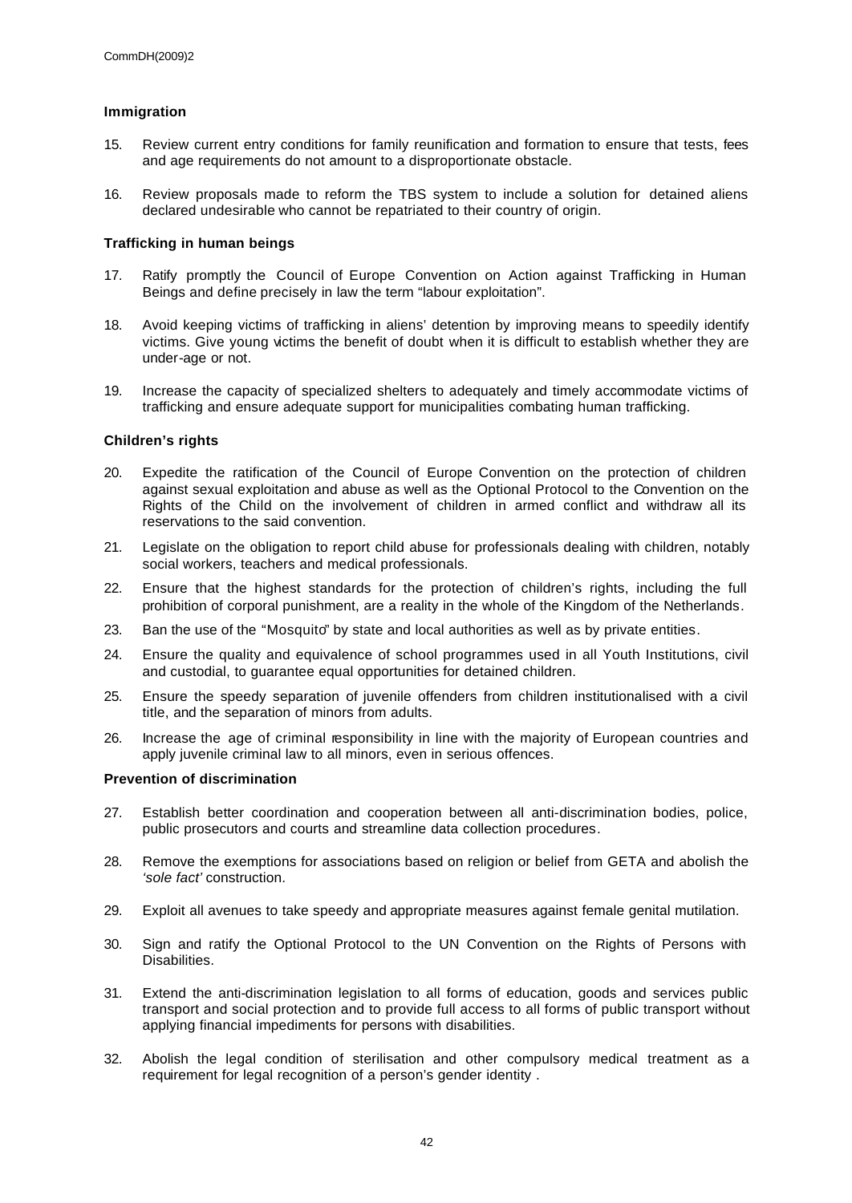**Immigration**

15. Review current entry conditions for family reunification and formation to ensure that tests, fees and age requirements do not amount to a disproportionate obstacle.

16. Review proposals made to reform the TBS system to include a solution for detained aliens declared undesirable who cannot be repatriated to their country of origin.

**Trafficking in human beings**

17. Ratify promptly the Council of Europe Convention on Action against Trafficking in Human Beings and define precisely in law the term "labour exploitation".

18. Avoid keeping victims of trafficking in aliens' detention by improving means to speedily identify victims. Give young victims the benefit of doubt when it is difficult to establish whether they are under-age or not.

19. Increase the capacity of specialized shelters to adequately and timely accommodate victims of trafficking and ensure adequate support for municipalities combating human trafficking.

**Children's rights**

20. Expedite the ratification of the Council of Europe Convention on the protection of children against sexual exploitation and abuse as well as the Optional Protocol to the Convention on the Rights of the Child on the involvement of children in armed conflict and withdraw all its reservations to the said convention.

21. Legislate on the obligation to report child abuse for professionals dealing with children, notably social workers, teachers and medical professionals.

22. Ensure that the highest standards for the protection of children's rights, including the full prohibition of corporal punishment, are a reality in the whole of the Kingdom of the Netherlands.

23. Ban the use of the "Mosquito" by state and local authorities as well as by private entities.

24. Ensure the quality and equivalence of school programmes used in all Youth Institutions, civil and custodial, to guarantee equal opportunities for detained children.

25. Ensure the speedy separation of juvenile offenders from children institutionalised with a civil title, and the separation of minors from adults.

26. Increase the age of criminal responsibility in line with the majority of European countries and apply juvenile criminal law to all minors, even in serious offences.

**Prevention of discrimination**

27. Establish better coordination and cooperation between all anti-discrimination bodies, police, public prosecutors and courts and streamline data collection procedures.

28. Remove the exemptions for associations based on religion or belief from GETA and abolish the *'sole fact'* construction.

29. Exploit all avenues to take speedy and appropriate measures against female genital mutilation.

30. Sign and ratify the Optional Protocol to the UN Convention on the Rights of Persons with Disabilities.

31. Extend the anti-discrimination legislation to all forms of education, goods and services public transport and social protection and to provide full access to all forms of public transport without applying financial impediments for persons with disabilities.

32. Abolish the legal condition of sterilisation and other compulsory medical treatment as a requirement for legal recognition of a person's gender identity .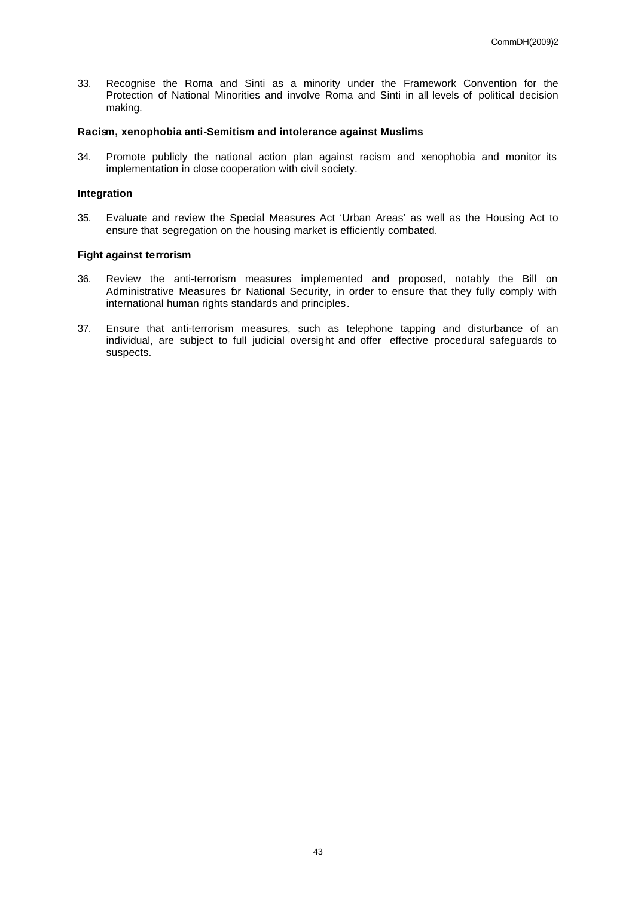33. Recognise the Roma and Sinti as a minority under the Framework Convention for the Protection of National Minorities and involve Roma and Sinti in all levels of political decision making.

**Racism, xenophobia anti-Semitism and intolerance against Muslims**

34. Promote publicly the national action plan against racism and xenophobia and monitor its implementation in close cooperation with civil society.

**Integration**

35. Evaluate and review the Special Measures Act 'Urban Areas' as well as the Housing Act to ensure that segregation on the housing market is efficiently combated.

**Fight against terrorism**

36. Review the anti-terrorism measures implemented and proposed, notably the Bill on Administrative Measures for National Security, in order to ensure that they fully comply with international human rights standards and principles.

37. Ensure that anti-terrorism measures, such as telephone tapping and disturbance of an individual, are subject to full judicial oversight and offer effective procedural safeguards to suspects.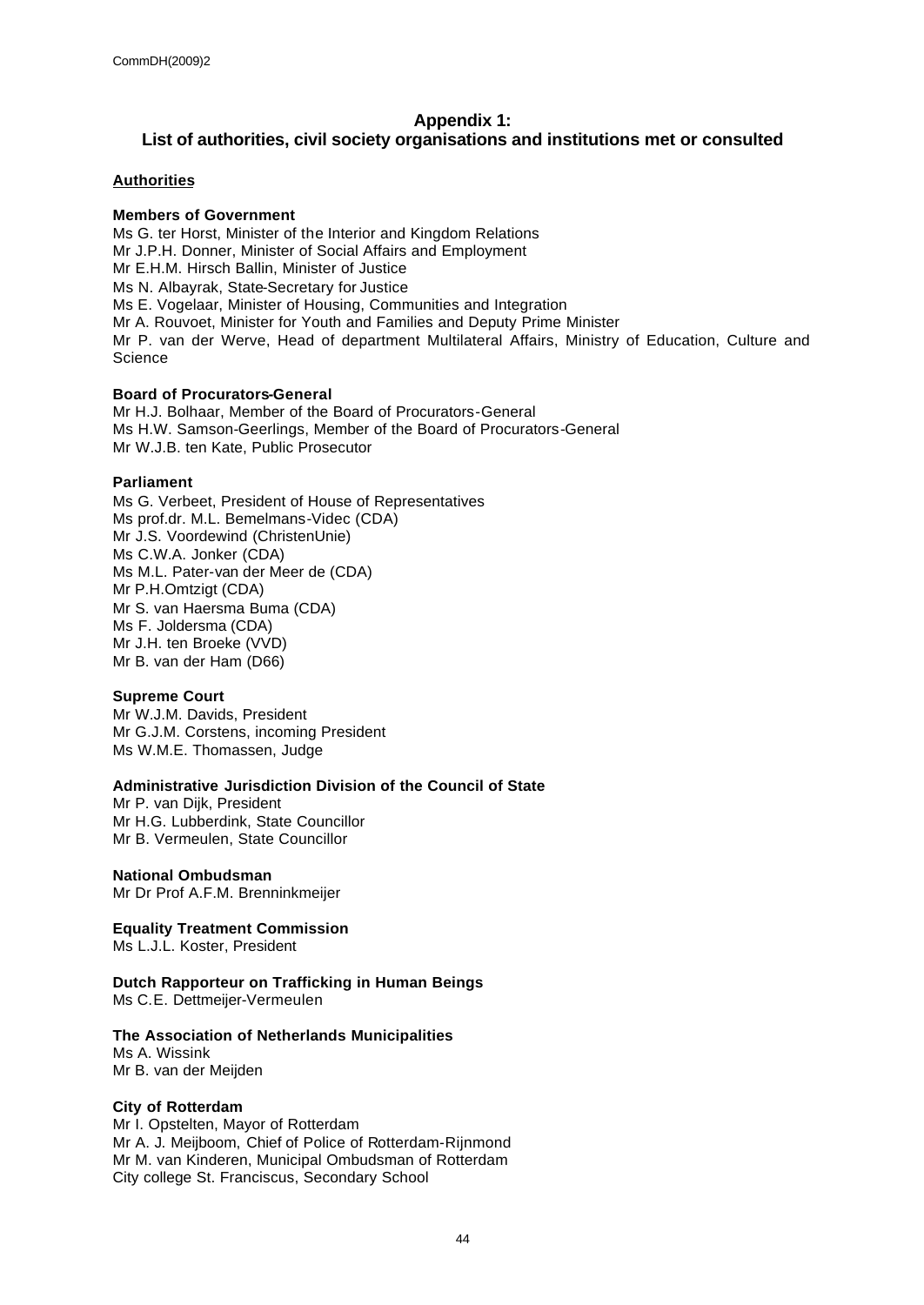## Appendix 1:
## List of authorities, civil society organisations and institutions met or consulted

### Authorities

**Members of Government**
Ms G. ter Horst, Minister of the Interior and Kingdom Relations
Mr J.P.H. Donner, Minister of Social Affairs and Employment
Mr E.H.M. Hirsch Ballin, Minister of Justice
Ms N. Albayrak, State-Secretary for Justice
Ms E. Vogelaar, Minister of Housing, Communities and Integration
Mr A. Rouvoet, Minister for Youth and Families and Deputy Prime Minister
Mr P. van der Werve, Head of department Multilateral Affairs, Ministry of Education, Culture and Science

**Board of Procurators-General**
Mr H.J. Bolhaar, Member of the Board of Procurators-General
Ms H.W. Samson-Geerlings, Member of the Board of Procurators-General
Mr W.J.B. ten Kate, Public Prosecutor

**Parliament**
Ms G. Verbeet, President of House of Representatives
Ms prof.dr. M.L. Bemelmans-Videc (CDA)
Mr J.S. Voordewind (ChristenUnie)
Ms C.W.A. Jonker (CDA)
Ms M.L. Pater-van der Meer de (CDA)
Mr P.H.Omtzigt (CDA)
Mr S. van Haersma Buma (CDA)
Ms F. Joldersma (CDA)
Mr J.H. ten Broeke (VVD)
Mr B. van der Ham (D66)

**Supreme Court**
Mr W.J.M. Davids, President
Mr G.J.M. Corstens, incoming President
Ms W.M.E. Thomassen, Judge

**Administrative Jurisdiction Division of the Council of State**
Mr P. van Dijk, President
Mr H.G. Lubberdink, State Councillor
Mr B. Vermeulen, State Councillor

**National Ombudsman**
Mr Dr Prof A.F.M. Brenninkmeijer

**Equality Treatment Commission**
Ms L.J.L. Koster, President

**Dutch Rapporteur on Trafficking in Human Beings**
Ms C.E. Dettmeijer-Vermeulen

**The Association of Netherlands Municipalities**
Ms A. Wissink
Mr B. van der Meijden

**City of Rotterdam**
Mr I. Opstelten, Mayor of Rotterdam
Mr A. J. Meijboom, Chief of Police of Rotterdam-Rijnmond
Mr M. van Kinderen, Municipal Ombudsman of Rotterdam
City college St. Franciscus, Secondary School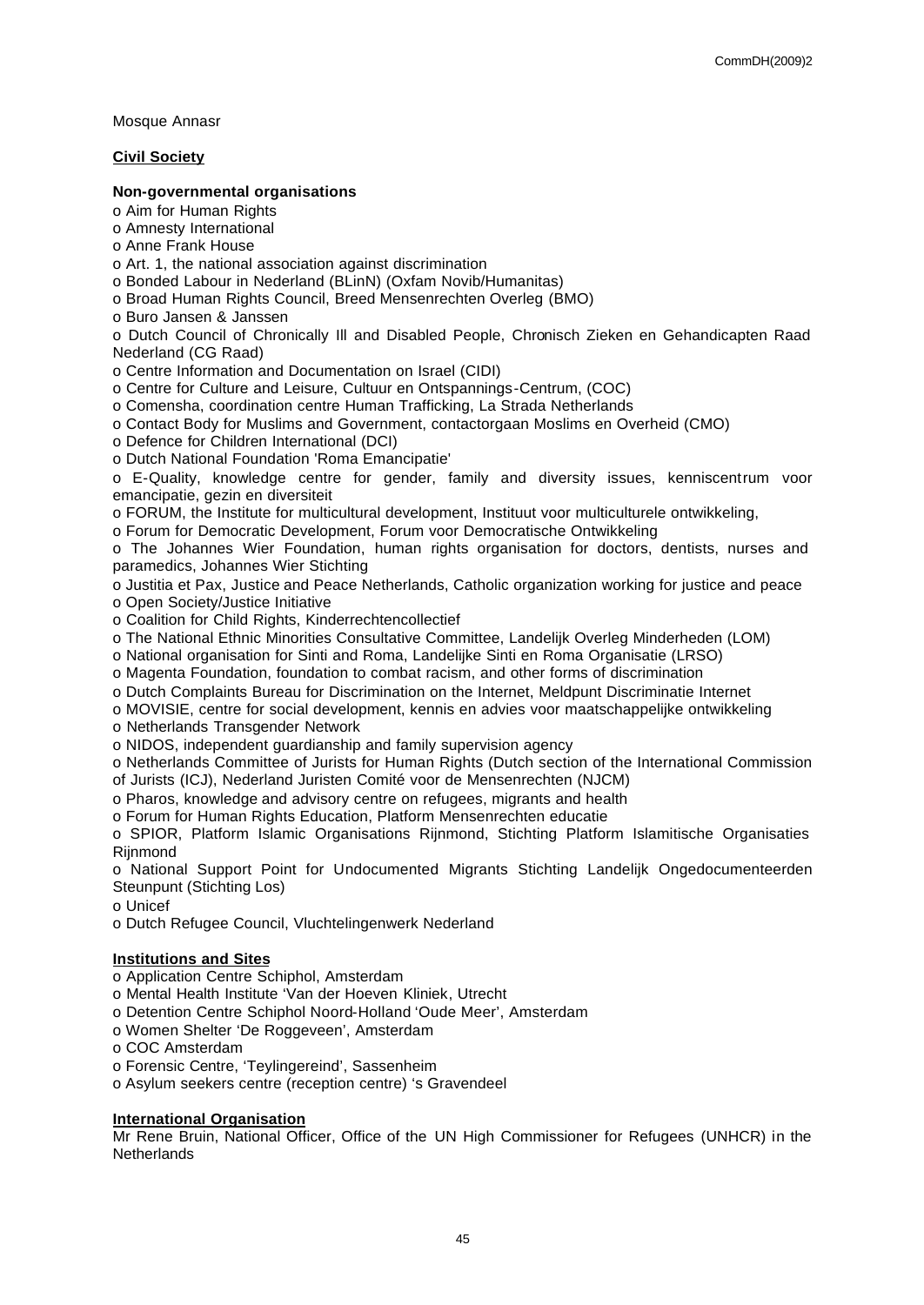Mosque Annasr

**Civil Society**

**Non-governmental organisations**

- o Aim for Human Rights
- o Amnesty International
- o Anne Frank House
- o Art. 1, the national association against discrimination
- o Bonded Labour in Nederland (BLinN) (Oxfam Novib/Humanitas)
- o Broad Human Rights Council, Breed Mensenrechten Overleg (BMO)
- o Buro Jansen & Janssen
- o Dutch Council of Chronically Ill and Disabled People, Chronisch Zieken en Gehandicapten Raad Nederland (CG Raad)
- o Centre Information and Documentation on Israel (CIDI)
- o Centre for Culture and Leisure, Cultuur en Ontspannings-Centrum, (COC)
- o Comensha, coordination centre Human Trafficking, La Strada Netherlands
- o Contact Body for Muslims and Government, contactorgaan Moslims en Overheid (CMO)
- o Defence for Children International (DCI)
- o Dutch National Foundation 'Roma Emancipatie'
- o E-Quality, knowledge centre for gender, family and diversity issues, kenniscentrum voor emancipatie, gezin en diversiteit
- o FORUM, the Institute for multicultural development, Instituut voor multiculturele ontwikkeling,
- o Forum for Democratic Development, Forum voor Democratische Ontwikkeling
- o The Johannes Wier Foundation, human rights organisation for doctors, dentists, nurses and paramedics, Johannes Wier Stichting
- o Justitia et Pax, Justice and Peace Netherlands, Catholic organization working for justice and peace
- o Open Society/Justice Initiative
- o Coalition for Child Rights, Kinderrechtencollectief
- o The National Ethnic Minorities Consultative Committee, Landelijk Overleg Minderheden (LOM)
- o National organisation for Sinti and Roma, Landelijke Sinti en Roma Organisatie (LRSO)
- o Magenta Foundation, foundation to combat racism, and other forms of discrimination
- o Dutch Complaints Bureau for Discrimination on the Internet, Meldpunt Discriminatie Internet
- o MOVISIE, centre for social development, kennis en advies voor maatschappelijke ontwikkeling
- o Netherlands Transgender Network
- o NIDOS, independent guardianship and family supervision agency
- o Netherlands Committee of Jurists for Human Rights (Dutch section of the International Commission of Jurists (ICJ), Nederland Juristen Comité voor de Mensenrechten (NJCM)
- o Pharos, knowledge and advisory centre on refugees, migrants and health
- o Forum for Human Rights Education, Platform Mensenrechten educatie
- o SPIOR, Platform Islamic Organisations Rijnmond, Stichting Platform Islamitische Organisaties Rijnmond
- o National Support Point for Undocumented Migrants Stichting Landelijk Ongedocumenteerden Steunpunt (Stichting Los)
- o Unicef
- o Dutch Refugee Council, Vluchtelingenwerk Nederland

**Institutions and Sites**

- o Application Centre Schiphol, Amsterdam
- o Mental Health Institute 'Van der Hoeven Kliniek, Utrecht
- o Detention Centre Schiphol Noord-Holland 'Oude Meer', Amsterdam
- o Women Shelter 'De Roggeveen', Amsterdam
- o COC Amsterdam
- o Forensic Centre, 'Teylingereind', Sassenheim
- o Asylum seekers centre (reception centre) 's Gravendeel

**International Organisation**

Mr Rene Bruin, National Officer, Office of the UN High Commissioner for Refugees (UNHCR) in the Netherlands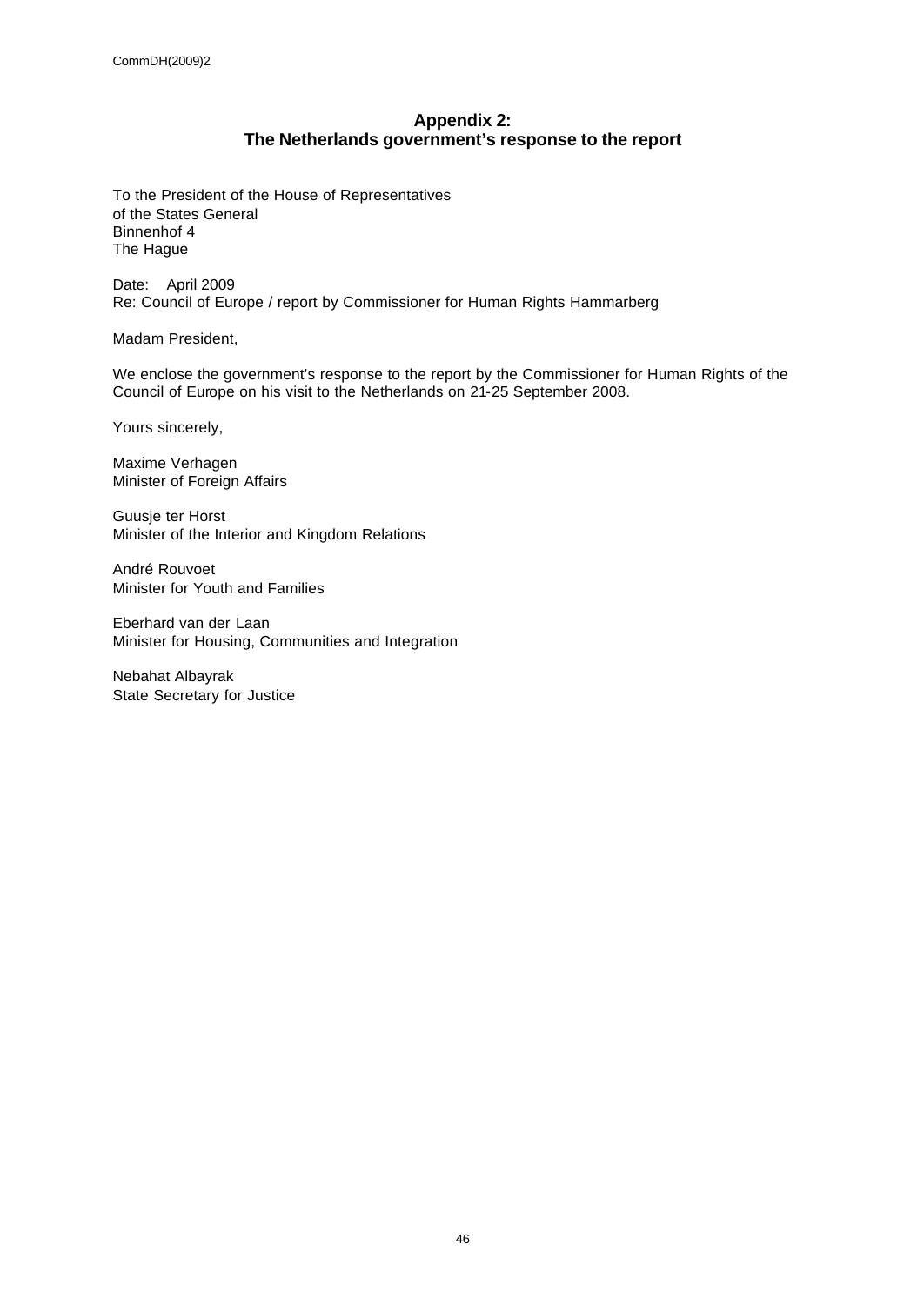## Appendix 2:
## The Netherlands government's response to the report

To the President of the House of Representatives
of the States General
Binnenhof 4
The Hague

Date: April 2009
Re: Council of Europe / report by Commissioner for Human Rights Hammarberg

Madam President,

We enclose the government's response to the report by the Commissioner for Human Rights of the Council of Europe on his visit to the Netherlands on 21-25 September 2008.

Yours sincerely,

Maxime Verhagen
Minister of Foreign Affairs

Guusje ter Horst
Minister of the Interior and Kingdom Relations

André Rouvoet
Minister for Youth and Families

Eberhard van der Laan
Minister for Housing, Communities and Integration

Nebahat Albayrak
State Secretary for Justice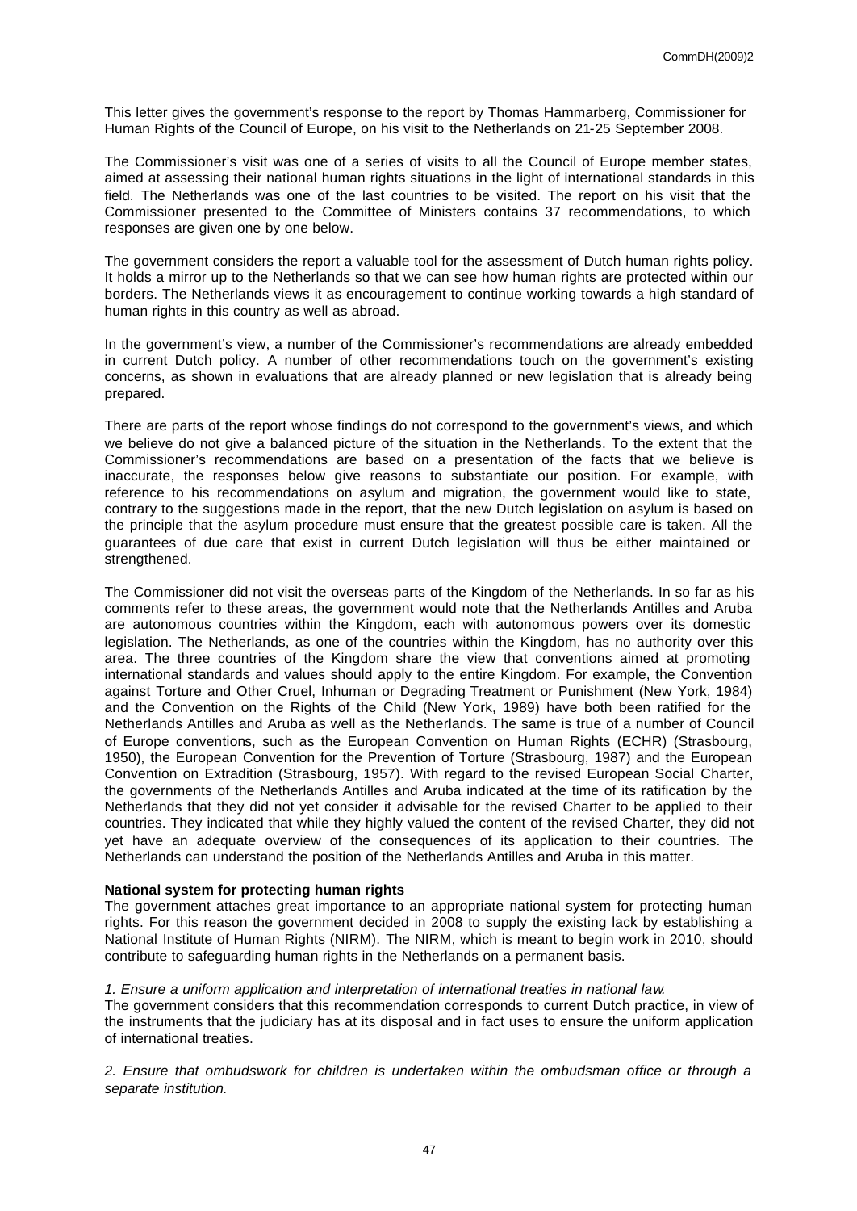This letter gives the government's response to the report by Thomas Hammarberg, Commissioner for Human Rights of the Council of Europe, on his visit to the Netherlands on 21-25 September 2008.

The Commissioner's visit was one of a series of visits to all the Council of Europe member states, aimed at assessing their national human rights situations in the light of international standards in this field. The Netherlands was one of the last countries to be visited. The report on his visit that the Commissioner presented to the Committee of Ministers contains 37 recommendations, to which responses are given one by one below.

The government considers the report a valuable tool for the assessment of Dutch human rights policy. It holds a mirror up to the Netherlands so that we can see how human rights are protected within our borders. The Netherlands views it as encouragement to continue working towards a high standard of human rights in this country as well as abroad.

In the government's view, a number of the Commissioner's recommendations are already embedded in current Dutch policy. A number of other recommendations touch on the government's existing concerns, as shown in evaluations that are already planned or new legislation that is already being prepared.

There are parts of the report whose findings do not correspond to the government's views, and which we believe do not give a balanced picture of the situation in the Netherlands. To the extent that the Commissioner's recommendations are based on a presentation of the facts that we believe is inaccurate, the responses below give reasons to substantiate our position. For example, with reference to his recommendations on asylum and migration, the government would like to state, contrary to the suggestions made in the report, that the new Dutch legislation on asylum is based on the principle that the asylum procedure must ensure that the greatest possible care is taken. All the guarantees of due care that exist in current Dutch legislation will thus be either maintained or strengthened.

The Commissioner did not visit the overseas parts of the Kingdom of the Netherlands. In so far as his comments refer to these areas, the government would note that the Netherlands Antilles and Aruba are autonomous countries within the Kingdom, each with autonomous powers over its domestic legislation. The Netherlands, as one of the countries within the Kingdom, has no authority over this area. The three countries of the Kingdom share the view that conventions aimed at promoting international standards and values should apply to the entire Kingdom. For example, the Convention against Torture and Other Cruel, Inhuman or Degrading Treatment or Punishment (New York, 1984) and the Convention on the Rights of the Child (New York, 1989) have both been ratified for the Netherlands Antilles and Aruba as well as the Netherlands. The same is true of a number of Council of Europe conventions, such as the European Convention on Human Rights (ECHR) (Strasbourg, 1950), the European Convention for the Prevention of Torture (Strasbourg, 1987) and the European Convention on Extradition (Strasbourg, 1957). With regard to the revised European Social Charter, the governments of the Netherlands Antilles and Aruba indicated at the time of its ratification by the Netherlands that they did not yet consider it advisable for the revised Charter to be applied to their countries. They indicated that while they highly valued the content of the revised Charter, they did not yet have an adequate overview of the consequences of its application to their countries. The Netherlands can understand the position of the Netherlands Antilles and Aruba in this matter.

**National system for protecting human rights**

The government attaches great importance to an appropriate national system for protecting human rights. For this reason the government decided in 2008 to supply the existing lack by establishing a National Institute of Human Rights (NIRM). The NIRM, which is meant to begin work in 2010, should contribute to safeguarding human rights in the Netherlands on a permanent basis.

*1. Ensure a uniform application and interpretation of international treaties in national law.*

The government considers that this recommendation corresponds to current Dutch practice, in view of the instruments that the judiciary has at its disposal and in fact uses to ensure the uniform application of international treaties.

*2. Ensure that ombudswork for children is undertaken within the ombudsman office or through a separate institution.*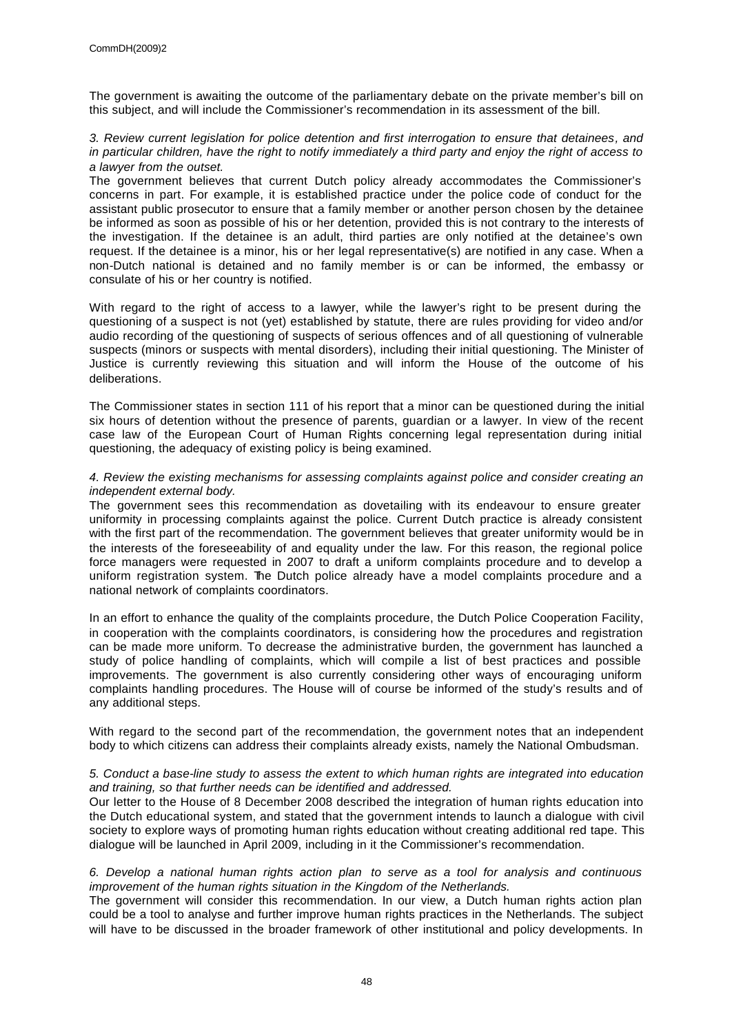The government is awaiting the outcome of the parliamentary debate on the private member's bill on this subject, and will include the Commissioner's recommendation in its assessment of the bill.

*3. Review current legislation for police detention and first interrogation to ensure that detainees, and in particular children, have the right to notify immediately a third party and enjoy the right of access to a lawyer from the outset.*

The government believes that current Dutch policy already accommodates the Commissioner's concerns in part. For example, it is established practice under the police code of conduct for the assistant public prosecutor to ensure that a family member or another person chosen by the detainee be informed as soon as possible of his or her detention, provided this is not contrary to the interests of the investigation. If the detainee is an adult, third parties are only notified at the detainee's own request. If the detainee is a minor, his or her legal representative(s) are notified in any case. When a non-Dutch national is detained and no family member is or can be informed, the embassy or consulate of his or her country is notified.

With regard to the right of access to a lawyer, while the lawyer's right to be present during the questioning of a suspect is not (yet) established by statute, there are rules providing for video and/or audio recording of the questioning of suspects of serious offences and of all questioning of vulnerable suspects (minors or suspects with mental disorders), including their initial questioning. The Minister of Justice is currently reviewing this situation and will inform the House of the outcome of his deliberations.

The Commissioner states in section 111 of his report that a minor can be questioned during the initial six hours of detention without the presence of parents, guardian or a lawyer. In view of the recent case law of the European Court of Human Rights concerning legal representation during initial questioning, the adequacy of existing policy is being examined.

*4. Review the existing mechanisms for assessing complaints against police and consider creating an independent external body.*

The government sees this recommendation as dovetailing with its endeavour to ensure greater uniformity in processing complaints against the police. Current Dutch practice is already consistent with the first part of the recommendation. The government believes that greater uniformity would be in the interests of the foreseeability of and equality under the law. For this reason, the regional police force managers were requested in 2007 to draft a uniform complaints procedure and to develop a uniform registration system. The Dutch police already have a model complaints procedure and a national network of complaints coordinators.

In an effort to enhance the quality of the complaints procedure, the Dutch Police Cooperation Facility, in cooperation with the complaints coordinators, is considering how the procedures and registration can be made more uniform. To decrease the administrative burden, the government has launched a study of police handling of complaints, which will compile a list of best practices and possible improvements. The government is also currently considering other ways of encouraging uniform complaints handling procedures. The House will of course be informed of the study's results and of any additional steps.

With regard to the second part of the recommendation, the government notes that an independent body to which citizens can address their complaints already exists, namely the National Ombudsman.

*5. Conduct a base-line study to assess the extent to which human rights are integrated into education and training, so that further needs can be identified and addressed.*

Our letter to the House of 8 December 2008 described the integration of human rights education into the Dutch educational system, and stated that the government intends to launch a dialogue with civil society to explore ways of promoting human rights education without creating additional red tape. This dialogue will be launched in April 2009, including in it the Commissioner's recommendation.

*6. Develop a national human rights action plan to serve as a tool for analysis and continuous improvement of the human rights situation in the Kingdom of the Netherlands.*

The government will consider this recommendation. In our view, a Dutch human rights action plan could be a tool to analyse and further improve human rights practices in the Netherlands. The subject will have to be discussed in the broader framework of other institutional and policy developments. In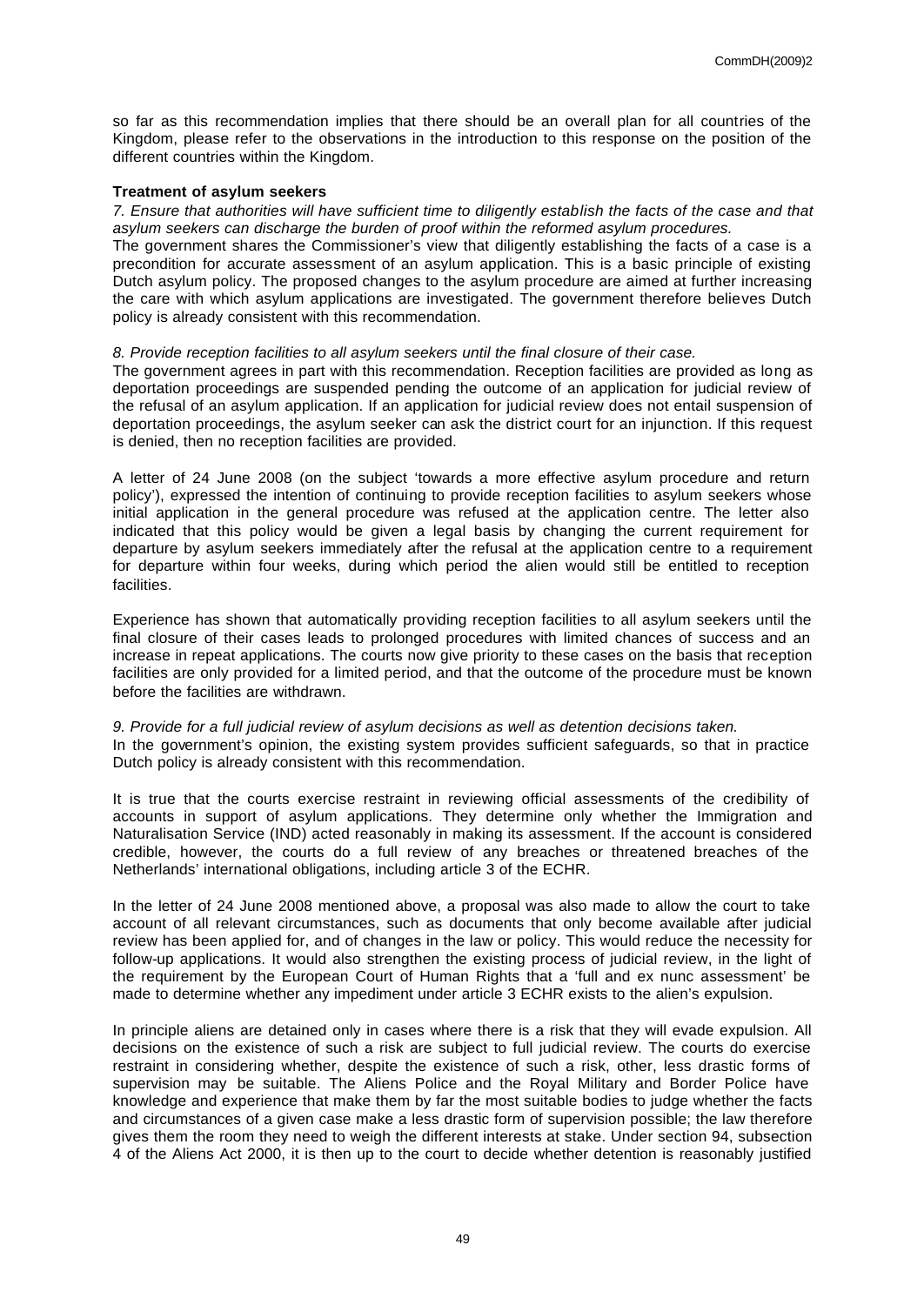so far as this recommendation implies that there should be an overall plan for all countries of the Kingdom, please refer to the observations in the introduction to this response on the position of the different countries within the Kingdom.

**Treatment of asylum seekers**

*7. Ensure that authorities will have sufficient time to diligently establish the facts of the case and that asylum seekers can discharge the burden of proof within the reformed asylum procedures.*

The government shares the Commissioner's view that diligently establishing the facts of a case is a precondition for accurate assessment of an asylum application. This is a basic principle of existing Dutch asylum policy. The proposed changes to the asylum procedure are aimed at further increasing the care with which asylum applications are investigated. The government therefore believes Dutch policy is already consistent with this recommendation.

*8. Provide reception facilities to all asylum seekers until the final closure of their case.*

The government agrees in part with this recommendation. Reception facilities are provided as long as deportation proceedings are suspended pending the outcome of an application for judicial review of the refusal of an asylum application. If an application for judicial review does not entail suspension of deportation proceedings, the asylum seeker can ask the district court for an injunction. If this request is denied, then no reception facilities are provided.

A letter of 24 June 2008 (on the subject 'towards a more effective asylum procedure and return policy'), expressed the intention of continuing to provide reception facilities to asylum seekers whose initial application in the general procedure was refused at the application centre. The letter also indicated that this policy would be given a legal basis by changing the current requirement for departure by asylum seekers immediately after the refusal at the application centre to a requirement for departure within four weeks, during which period the alien would still be entitled to reception facilities.

Experience has shown that automatically providing reception facilities to all asylum seekers until the final closure of their cases leads to prolonged procedures with limited chances of success and an increase in repeat applications. The courts now give priority to these cases on the basis that reception facilities are only provided for a limited period, and that the outcome of the procedure must be known before the facilities are withdrawn.

*9. Provide for a full judicial review of asylum decisions as well as detention decisions taken.*

In the government's opinion, the existing system provides sufficient safeguards, so that in practice Dutch policy is already consistent with this recommendation.

It is true that the courts exercise restraint in reviewing official assessments of the credibility of accounts in support of asylum applications. They determine only whether the Immigration and Naturalisation Service (IND) acted reasonably in making its assessment. If the account is considered credible, however, the courts do a full review of any breaches or threatened breaches of the Netherlands' international obligations, including article 3 of the ECHR.

In the letter of 24 June 2008 mentioned above, a proposal was also made to allow the court to take account of all relevant circumstances, such as documents that only become available after judicial review has been applied for, and of changes in the law or policy. This would reduce the necessity for follow-up applications. It would also strengthen the existing process of judicial review, in the light of the requirement by the European Court of Human Rights that a 'full and ex nunc assessment' be made to determine whether any impediment under article 3 ECHR exists to the alien's expulsion.

In principle aliens are detained only in cases where there is a risk that they will evade expulsion. All decisions on the existence of such a risk are subject to full judicial review. The courts do exercise restraint in considering whether, despite the existence of such a risk, other, less drastic forms of supervision may be suitable. The Aliens Police and the Royal Military and Border Police have knowledge and experience that make them by far the most suitable bodies to judge whether the facts and circumstances of a given case make a less drastic form of supervision possible; the law therefore gives them the room they need to weigh the different interests at stake. Under section 94, subsection 4 of the Aliens Act 2000, it is then up to the court to decide whether detention is reasonably justified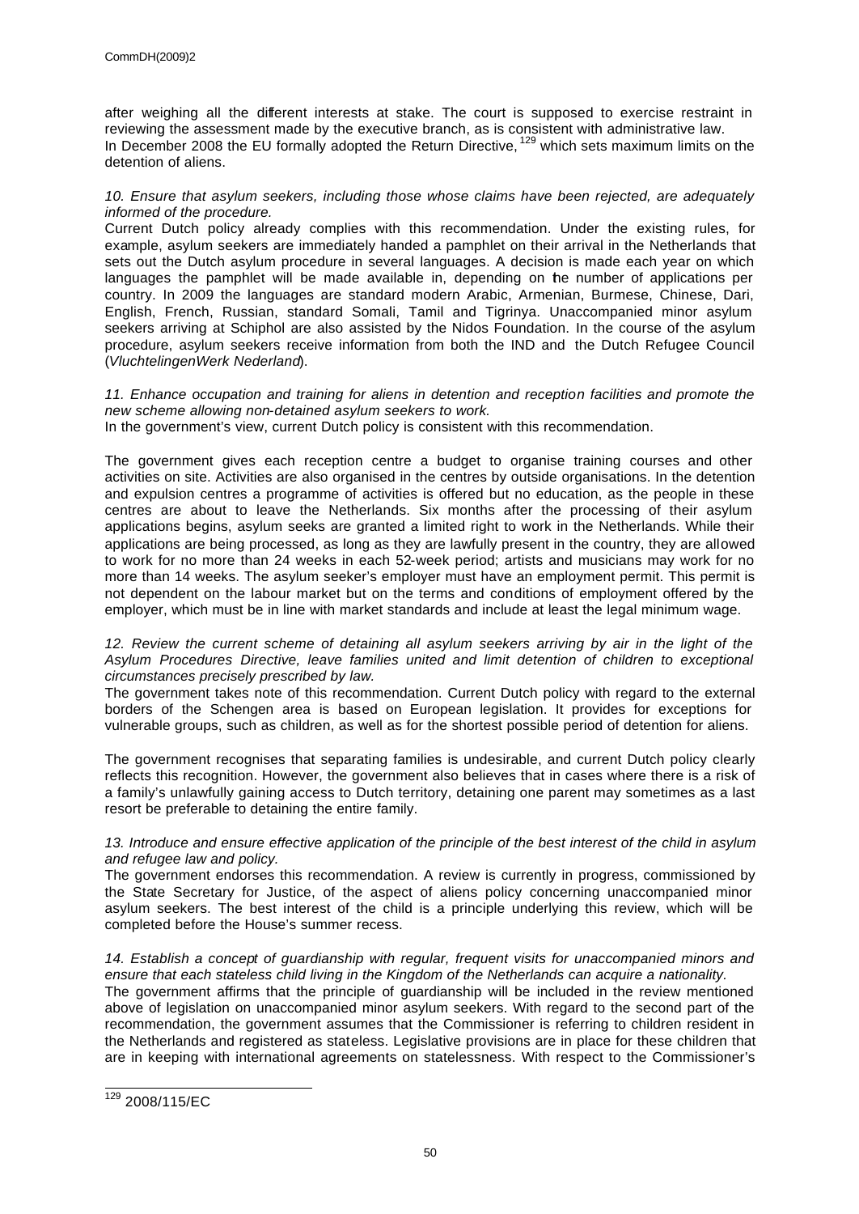after weighing all the different interests at stake. The court is supposed to exercise restraint in reviewing the assessment made by the executive branch, as is consistent with administrative law. In December 2008 the EU formally adopted the Return Directive,[129] which sets maximum limits on the detention of aliens.

*10. Ensure that asylum seekers, including those whose claims have been rejected, are adequately informed of the procedure.*

Current Dutch policy already complies with this recommendation. Under the existing rules, for example, asylum seekers are immediately handed a pamphlet on their arrival in the Netherlands that sets out the Dutch asylum procedure in several languages. A decision is made each year on which languages the pamphlet will be made available in, depending on the number of applications per country. In 2009 the languages are standard modern Arabic, Armenian, Burmese, Chinese, Dari, English, French, Russian, standard Somali, Tamil and Tigrinya. Unaccompanied minor asylum seekers arriving at Schiphol are also assisted by the Nidos Foundation. In the course of the asylum procedure, asylum seekers receive information from both the IND and the Dutch Refugee Council (*VluchtelingenWerk Nederland*).

*11. Enhance occupation and training for aliens in detention and reception facilities and promote the new scheme allowing non-detained asylum seekers to work.*

In the government's view, current Dutch policy is consistent with this recommendation.

The government gives each reception centre a budget to organise training courses and other activities on site. Activities are also organised in the centres by outside organisations. In the detention and expulsion centres a programme of activities is offered but no education, as the people in these centres are about to leave the Netherlands. Six months after the processing of their asylum applications begins, asylum seeks are granted a limited right to work in the Netherlands. While their applications are being processed, as long as they are lawfully present in the country, they are allowed to work for no more than 24 weeks in each 52-week period; artists and musicians may work for no more than 14 weeks. The asylum seeker's employer must have an employment permit. This permit is not dependent on the labour market but on the terms and conditions of employment offered by the employer, which must be in line with market standards and include at least the legal minimum wage.

*12. Review the current scheme of detaining all asylum seekers arriving by air in the light of the Asylum Procedures Directive, leave families united and limit detention of children to exceptional circumstances precisely prescribed by law.*

The government takes note of this recommendation. Current Dutch policy with regard to the external borders of the Schengen area is based on European legislation. It provides for exceptions for vulnerable groups, such as children, as well as for the shortest possible period of detention for aliens.

The government recognises that separating families is undesirable, and current Dutch policy clearly reflects this recognition. However, the government also believes that in cases where there is a risk of a family's unlawfully gaining access to Dutch territory, detaining one parent may sometimes as a last resort be preferable to detaining the entire family.

*13. Introduce and ensure effective application of the principle of the best interest of the child in asylum and refugee law and policy.*

The government endorses this recommendation. A review is currently in progress, commissioned by the State Secretary for Justice, of the aspect of aliens policy concerning unaccompanied minor asylum seekers. The best interest of the child is a principle underlying this review, which will be completed before the House's summer recess.

*14. Establish a concept of guardianship with regular, frequent visits for unaccompanied minors and ensure that each stateless child living in the Kingdom of the Netherlands can acquire a nationality.*

The government affirms that the principle of guardianship will be included in the review mentioned above of legislation on unaccompanied minor asylum seekers. With regard to the second part of the recommendation, the government assumes that the Commissioner is referring to children resident in the Netherlands and registered as stateless. Legislative provisions are in place for these children that are in keeping with international agreements on statelessness. With respect to the Commissioner's

[129] 2008/115/EC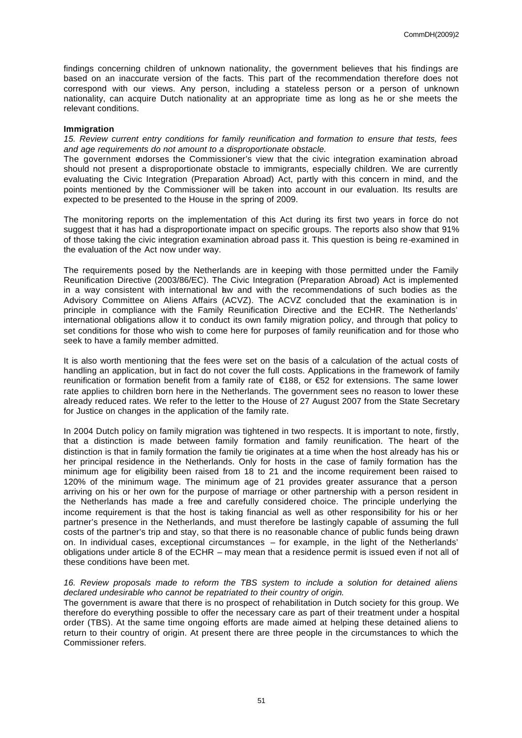findings concerning children of unknown nationality, the government believes that his findings are based on an inaccurate version of the facts. This part of the recommendation therefore does not correspond with our views. Any person, including a stateless person or a person of unknown nationality, can acquire Dutch nationality at an appropriate time as long as he or she meets the relevant conditions.

**Immigration**

*15. Review current entry conditions for family reunification and formation to ensure that tests, fees and age requirements do not amount to a disproportionate obstacle.*

The government endorses the Commissioner's view that the civic integration examination abroad should not present a disproportionate obstacle to immigrants, especially children. We are currently evaluating the Civic Integration (Preparation Abroad) Act, partly with this concern in mind, and the points mentioned by the Commissioner will be taken into account in our evaluation. Its results are expected to be presented to the House in the spring of 2009.

The monitoring reports on the implementation of this Act during its first two years in force do not suggest that it has had a disproportionate impact on specific groups. The reports also show that 91% of those taking the civic integration examination abroad pass it. This question is being re-examined in the evaluation of the Act now under way.

The requirements posed by the Netherlands are in keeping with those permitted under the Family Reunification Directive (2003/86/EC). The Civic Integration (Preparation Abroad) Act is implemented in a way consistent with international law and with the recommendations of such bodies as the Advisory Committee on Aliens Affairs (ACVZ). The ACVZ concluded that the examination is in principle in compliance with the Family Reunification Directive and the ECHR. The Netherlands' international obligations allow it to conduct its own family migration policy, and through that policy to set conditions for those who wish to come here for purposes of family reunification and for those who seek to have a family member admitted.

It is also worth mentioning that the fees were set on the basis of a calculation of the actual costs of handling an application, but in fact do not cover the full costs. Applications in the framework of family reunification or formation benefit from a family rate of €188, or €52 for extensions. The same lower rate applies to children born here in the Netherlands. The government sees no reason to lower these already reduced rates. We refer to the letter to the House of 27 August 2007 from the State Secretary for Justice on changes in the application of the family rate.

In 2004 Dutch policy on family migration was tightened in two respects. It is important to note, firstly, that a distinction is made between family formation and family reunification. The heart of the distinction is that in family formation the family tie originates at a time when the host already has his or her principal residence in the Netherlands. Only for hosts in the case of family formation has the minimum age for eligibility been raised from 18 to 21 and the income requirement been raised to 120% of the minimum wage. The minimum age of 21 provides greater assurance that a person arriving on his or her own for the purpose of marriage or other partnership with a person resident in the Netherlands has made a free and carefully considered choice. The principle underlying the income requirement is that the host is taking financial as well as other responsibility for his or her partner's presence in the Netherlands, and must therefore be lastingly capable of assuming the full costs of the partner's trip and stay, so that there is no reasonable chance of public funds being drawn on. In individual cases, exceptional circumstances – for example, in the light of the Netherlands' obligations under article 8 of the ECHR – may mean that a residence permit is issued even if not all of these conditions have been met.

*16. Review proposals made to reform the TBS system to include a solution for detained aliens declared undesirable who cannot be repatriated to their country of origin.*

The government is aware that there is no prospect of rehabilitation in Dutch society for this group. We therefore do everything possible to offer the necessary care as part of their treatment under a hospital order (TBS). At the same time ongoing efforts are made aimed at helping these detained aliens to return to their country of origin. At present there are three people in the circumstances to which the Commissioner refers.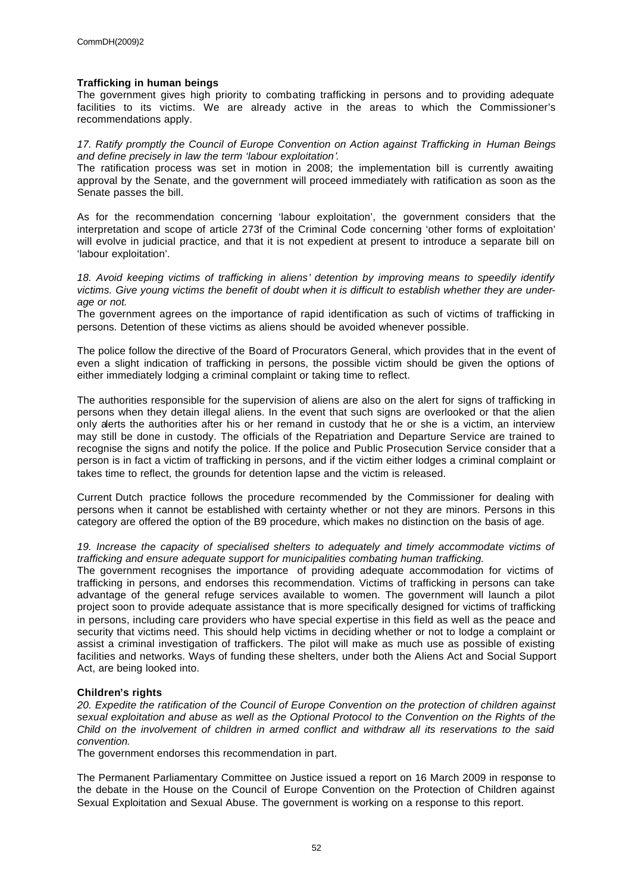**Trafficking in human beings**

The government gives high priority to combating trafficking in persons and to providing adequate facilities to its victims. We are already active in the areas to which the Commissioner's recommendations apply.

*17. Ratify promptly the Council of Europe Convention on Action against Trafficking in Human Beings and define precisely in law the term 'labour exploitation'.*

The ratification process was set in motion in 2008; the implementation bill is currently awaiting approval by the Senate, and the government will proceed immediately with ratification as soon as the Senate passes the bill.

As for the recommendation concerning 'labour exploitation', the government considers that the interpretation and scope of article 273f of the Criminal Code concerning 'other forms of exploitation' will evolve in judicial practice, and that it is not expedient at present to introduce a separate bill on 'labour exploitation'.

*18. Avoid keeping victims of trafficking in aliens' detention by improving means to speedily identify victims. Give young victims the benefit of doubt when it is difficult to establish whether they are under-age or not.*

The government agrees on the importance of rapid identification as such of victims of trafficking in persons. Detention of these victims as aliens should be avoided whenever possible.

The police follow the directive of the Board of Procurators General, which provides that in the event of even a slight indication of trafficking in persons, the possible victim should be given the options of either immediately lodging a criminal complaint or taking time to reflect.

The authorities responsible for the supervision of aliens are also on the alert for signs of trafficking in persons when they detain illegal aliens. In the event that such signs are overlooked or that the alien only alerts the authorities after his or her remand in custody that he or she is a victim, an interview may still be done in custody. The officials of the Repatriation and Departure Service are trained to recognise the signs and notify the police. If the police and Public Prosecution Service consider that a person is in fact a victim of trafficking in persons, and if the victim either lodges a criminal complaint or takes time to reflect, the grounds for detention lapse and the victim is released.

Current Dutch practice follows the procedure recommended by the Commissioner for dealing with persons when it cannot be established with certainty whether or not they are minors. Persons in this category are offered the option of the B9 procedure, which makes no distinction on the basis of age.

*19. Increase the capacity of specialised shelters to adequately and timely accommodate victims of trafficking and ensure adequate support for municipalities combating human trafficking.*

The government recognises the importance of providing adequate accommodation for victims of trafficking in persons, and endorses this recommendation. Victims of trafficking in persons can take advantage of the general refuge services available to women. The government will launch a pilot project soon to provide adequate assistance that is more specifically designed for victims of trafficking in persons, including care providers who have special expertise in this field as well as the peace and security that victims need. This should help victims in deciding whether or not to lodge a complaint or assist a criminal investigation of traffickers. The pilot will make as much use as possible of existing facilities and networks. Ways of funding these shelters, under both the Aliens Act and Social Support Act, are being looked into.

**Children's rights**

*20. Expedite the ratification of the Council of Europe Convention on the protection of children against sexual exploitation and abuse as well as the Optional Protocol to the Convention on the Rights of the Child on the involvement of children in armed conflict and withdraw all its reservations to the said convention.*

The government endorses this recommendation in part.

The Permanent Parliamentary Committee on Justice issued a report on 16 March 2009 in response to the debate in the House on the Council of Europe Convention on the Protection of Children against Sexual Exploitation and Sexual Abuse. The government is working on a response to this report.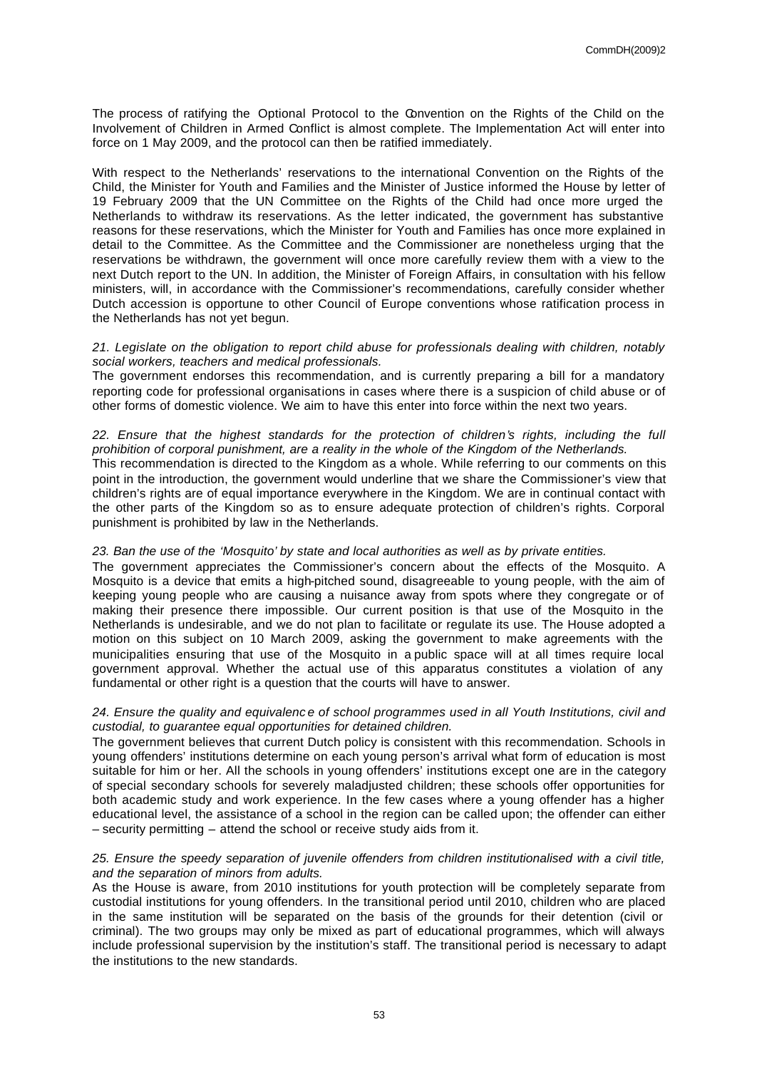The process of ratifying the Optional Protocol to the Convention on the Rights of the Child on the Involvement of Children in Armed Conflict is almost complete. The Implementation Act will enter into force on 1 May 2009, and the protocol can then be ratified immediately.

With respect to the Netherlands' reservations to the international Convention on the Rights of the Child, the Minister for Youth and Families and the Minister of Justice informed the House by letter of 19 February 2009 that the UN Committee on the Rights of the Child had once more urged the Netherlands to withdraw its reservations. As the letter indicated, the government has substantive reasons for these reservations, which the Minister for Youth and Families has once more explained in detail to the Committee. As the Committee and the Commissioner are nonetheless urging that the reservations be withdrawn, the government will once more carefully review them with a view to the next Dutch report to the UN. In addition, the Minister of Foreign Affairs, in consultation with his fellow ministers, will, in accordance with the Commissioner's recommendations, carefully consider whether Dutch accession is opportune to other Council of Europe conventions whose ratification process in the Netherlands has not yet begun.

*21. Legislate on the obligation to report child abuse for professionals dealing with children, notably social workers, teachers and medical professionals.*

The government endorses this recommendation, and is currently preparing a bill for a mandatory reporting code for professional organisations in cases where there is a suspicion of child abuse or of other forms of domestic violence. We aim to have this enter into force within the next two years.

*22. Ensure that the highest standards for the protection of children's rights, including the full prohibition of corporal punishment, are a reality in the whole of the Kingdom of the Netherlands.*

This recommendation is directed to the Kingdom as a whole. While referring to our comments on this point in the introduction, the government would underline that we share the Commissioner's view that children's rights are of equal importance everywhere in the Kingdom. We are in continual contact with the other parts of the Kingdom so as to ensure adequate protection of children's rights. Corporal punishment is prohibited by law in the Netherlands.

*23. Ban the use of the 'Mosquito' by state and local authorities as well as by private entities.*

The government appreciates the Commissioner's concern about the effects of the Mosquito. A Mosquito is a device that emits a high-pitched sound, disagreeable to young people, with the aim of keeping young people who are causing a nuisance away from spots where they congregate or of making their presence there impossible. Our current position is that use of the Mosquito in the Netherlands is undesirable, and we do not plan to facilitate or regulate its use. The House adopted a motion on this subject on 10 March 2009, asking the government to make agreements with the municipalities ensuring that use of the Mosquito in a public space will at all times require local government approval. Whether the actual use of this apparatus constitutes a violation of any fundamental or other right is a question that the courts will have to answer.

*24. Ensure the quality and equivalence of school programmes used in all Youth Institutions, civil and custodial, to guarantee equal opportunities for detained children.*

The government believes that current Dutch policy is consistent with this recommendation. Schools in young offenders' institutions determine on each young person's arrival what form of education is most suitable for him or her. All the schools in young offenders' institutions except one are in the category of special secondary schools for severely maladjusted children; these schools offer opportunities for both academic study and work experience. In the few cases where a young offender has a higher educational level, the assistance of a school in the region can be called upon; the offender can either – security permitting – attend the school or receive study aids from it.

*25. Ensure the speedy separation of juvenile offenders from children institutionalised with a civil title, and the separation of minors from adults.*

As the House is aware, from 2010 institutions for youth protection will be completely separate from custodial institutions for young offenders. In the transitional period until 2010, children who are placed in the same institution will be separated on the basis of the grounds for their detention (civil or criminal). The two groups may only be mixed as part of educational programmes, which will always include professional supervision by the institution's staff. The transitional period is necessary to adapt the institutions to the new standards.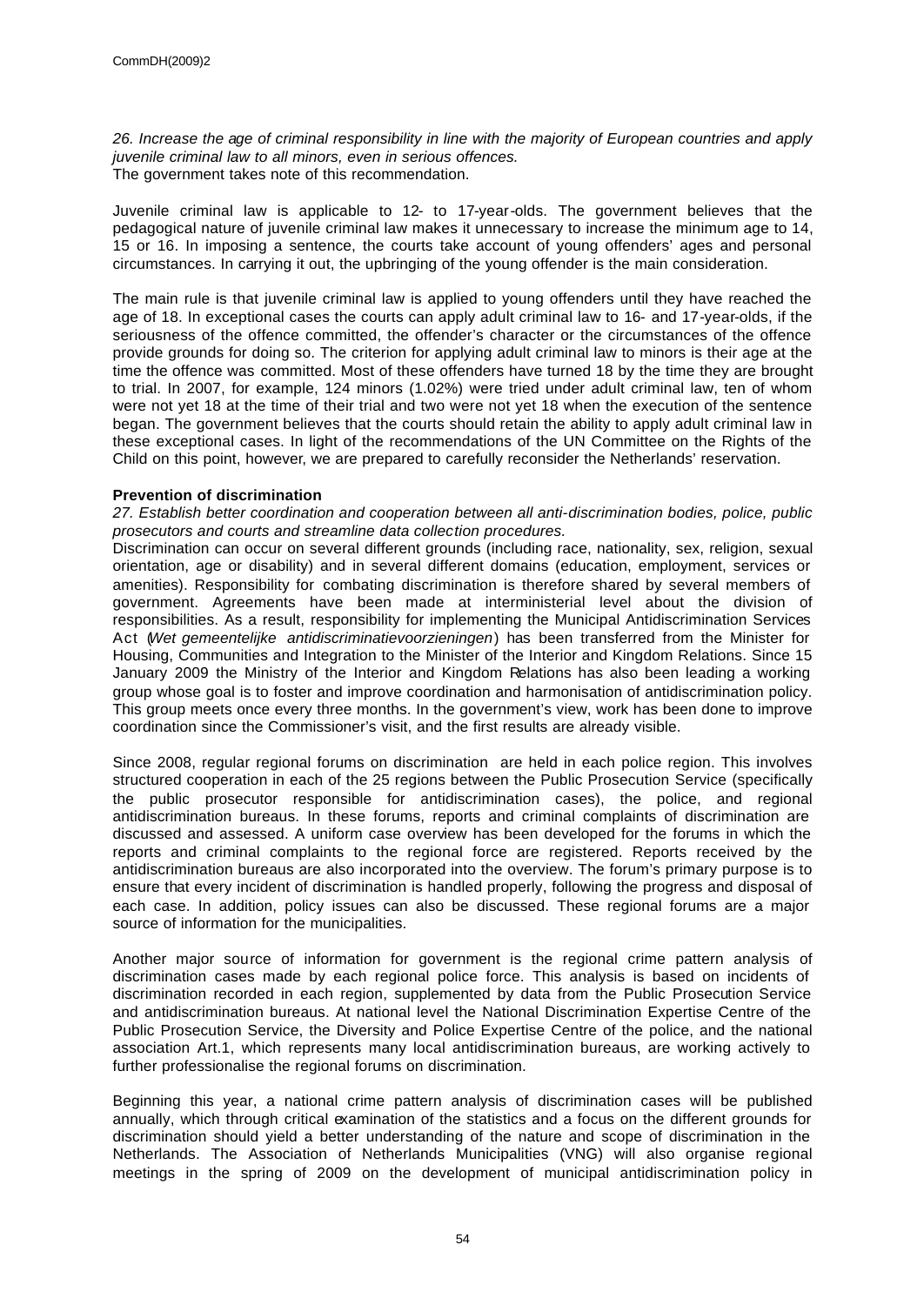*26. Increase the age of criminal responsibility in line with the majority of European countries and apply juvenile criminal law to all minors, even in serious offences.*
The government takes note of this recommendation.

Juvenile criminal law is applicable to 12- to 17-year-olds. The government believes that the pedagogical nature of juvenile criminal law makes it unnecessary to increase the minimum age to 14, 15 or 16. In imposing a sentence, the courts take account of young offenders' ages and personal circumstances. In carrying it out, the upbringing of the young offender is the main consideration.

The main rule is that juvenile criminal law is applied to young offenders until they have reached the age of 18. In exceptional cases the courts can apply adult criminal law to 16- and 17-year-olds, if the seriousness of the offence committed, the offender's character or the circumstances of the offence provide grounds for doing so. The criterion for applying adult criminal law to minors is their age at the time the offence was committed. Most of these offenders have turned 18 by the time they are brought to trial. In 2007, for example, 124 minors (1.02%) were tried under adult criminal law, ten of whom were not yet 18 at the time of their trial and two were not yet 18 when the execution of the sentence began. The government believes that the courts should retain the ability to apply adult criminal law in these exceptional cases. In light of the recommendations of the UN Committee on the Rights of the Child on this point, however, we are prepared to carefully reconsider the Netherlands' reservation.

**Prevention of discrimination**

*27. Establish better coordination and cooperation between all anti-discrimination bodies, police, public prosecutors and courts and streamline data collection procedures.*
Discrimination can occur on several different grounds (including race, nationality, sex, religion, sexual orientation, age or disability) and in several different domains (education, employment, services or amenities). Responsibility for combating discrimination is therefore shared by several members of government. Agreements have been made at interministerial level about the division of responsibilities. As a result, responsibility for implementing the Municipal Antidiscrimination Services Act (*Wet gemeentelijke antidiscriminatievoorzieningen*) has been transferred from the Minister for Housing, Communities and Integration to the Minister of the Interior and Kingdom Relations. Since 15 January 2009 the Ministry of the Interior and Kingdom Relations has also been leading a working group whose goal is to foster and improve coordination and harmonisation of antidiscrimination policy. This group meets once every three months. In the government's view, work has been done to improve coordination since the Commissioner's visit, and the first results are already visible.

Since 2008, regular regional forums on discrimination are held in each police region. This involves structured cooperation in each of the 25 regions between the Public Prosecution Service (specifically the public prosecutor responsible for antidiscrimination cases), the police, and regional antidiscrimination bureaus. In these forums, reports and criminal complaints of discrimination are discussed and assessed. A uniform case overview has been developed for the forums in which the reports and criminal complaints to the regional force are registered. Reports received by the antidiscrimination bureaus are also incorporated into the overview. The forum's primary purpose is to ensure that every incident of discrimination is handled properly, following the progress and disposal of each case. In addition, policy issues can also be discussed. These regional forums are a major source of information for the municipalities.

Another major source of information for government is the regional crime pattern analysis of discrimination cases made by each regional police force. This analysis is based on incidents of discrimination recorded in each region, supplemented by data from the Public Prosecution Service and antidiscrimination bureaus. At national level the National Discrimination Expertise Centre of the Public Prosecution Service, the Diversity and Police Expertise Centre of the police, and the national association Art.1, which represents many local antidiscrimination bureaus, are working actively to further professionalise the regional forums on discrimination.

Beginning this year, a national crime pattern analysis of discrimination cases will be published annually, which through critical examination of the statistics and a focus on the different grounds for discrimination should yield a better understanding of the nature and scope of discrimination in the Netherlands. The Association of Netherlands Municipalities (VNG) will also organise regional meetings in the spring of 2009 on the development of municipal antidiscrimination policy in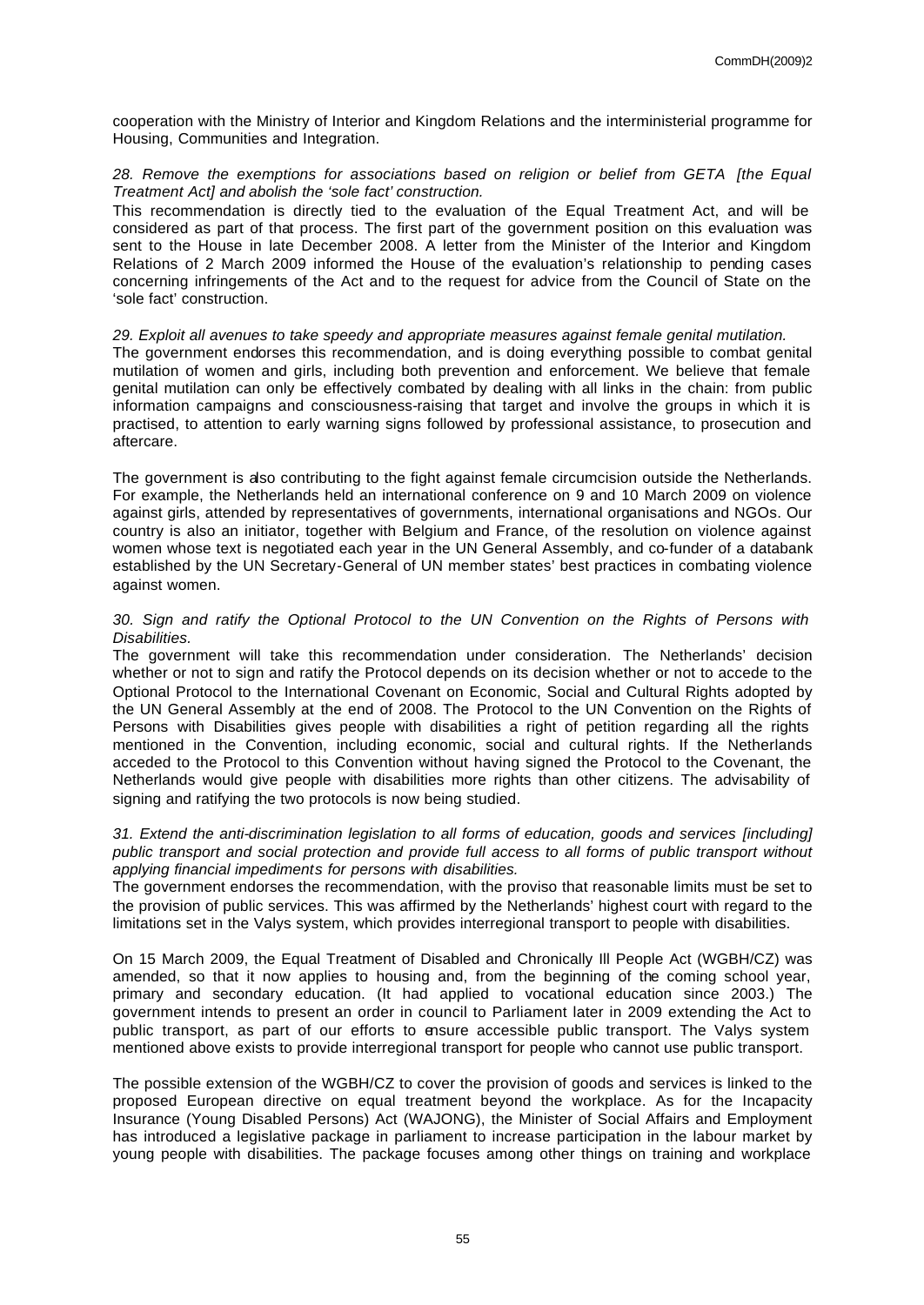cooperation with the Ministry of Interior and Kingdom Relations and the interministerial programme for Housing, Communities and Integration.

*28. Remove the exemptions for associations based on religion or belief from GETA [the Equal Treatment Act] and abolish the 'sole fact' construction.*

This recommendation is directly tied to the evaluation of the Equal Treatment Act, and will be considered as part of that process. The first part of the government position on this evaluation was sent to the House in late December 2008. A letter from the Minister of the Interior and Kingdom Relations of 2 March 2009 informed the House of the evaluation's relationship to pending cases concerning infringements of the Act and to the request for advice from the Council of State on the 'sole fact' construction.

*29. Exploit all avenues to take speedy and appropriate measures against female genital mutilation.*

The government endorses this recommendation, and is doing everything possible to combat genital mutilation of women and girls, including both prevention and enforcement. We believe that female genital mutilation can only be effectively combated by dealing with all links in the chain: from public information campaigns and consciousness-raising that target and involve the groups in which it is practised, to attention to early warning signs followed by professional assistance, to prosecution and aftercare.

The government is also contributing to the fight against female circumcision outside the Netherlands. For example, the Netherlands held an international conference on 9 and 10 March 2009 on violence against girls, attended by representatives of governments, international organisations and NGOs. Our country is also an initiator, together with Belgium and France, of the resolution on violence against women whose text is negotiated each year in the UN General Assembly, and co-funder of a databank established by the UN Secretary-General of UN member states' best practices in combating violence against women.

*30. Sign and ratify the Optional Protocol to the UN Convention on the Rights of Persons with Disabilities.*

The government will take this recommendation under consideration. The Netherlands' decision whether or not to sign and ratify the Protocol depends on its decision whether or not to accede to the Optional Protocol to the International Covenant on Economic, Social and Cultural Rights adopted by the UN General Assembly at the end of 2008. The Protocol to the UN Convention on the Rights of Persons with Disabilities gives people with disabilities a right of petition regarding all the rights mentioned in the Convention, including economic, social and cultural rights. If the Netherlands acceded to the Protocol to this Convention without having signed the Protocol to the Covenant, the Netherlands would give people with disabilities more rights than other citizens. The advisability of signing and ratifying the two protocols is now being studied.

*31. Extend the anti-discrimination legislation to all forms of education, goods and services [including] public transport and social protection and provide full access to all forms of public transport without applying financial impediments for persons with disabilities.*

The government endorses the recommendation, with the proviso that reasonable limits must be set to the provision of public services. This was affirmed by the Netherlands' highest court with regard to the limitations set in the Valys system, which provides interregional transport to people with disabilities.

On 15 March 2009, the Equal Treatment of Disabled and Chronically Ill People Act (WGBH/CZ) was amended, so that it now applies to housing and, from the beginning of the coming school year, primary and secondary education. (It had applied to vocational education since 2003.) The government intends to present an order in council to Parliament later in 2009 extending the Act to public transport, as part of our efforts to ensure accessible public transport. The Valys system mentioned above exists to provide interregional transport for people who cannot use public transport.

The possible extension of the WGBH/CZ to cover the provision of goods and services is linked to the proposed European directive on equal treatment beyond the workplace. As for the Incapacity Insurance (Young Disabled Persons) Act (WAJONG), the Minister of Social Affairs and Employment has introduced a legislative package in parliament to increase participation in the labour market by young people with disabilities. The package focuses among other things on training and workplace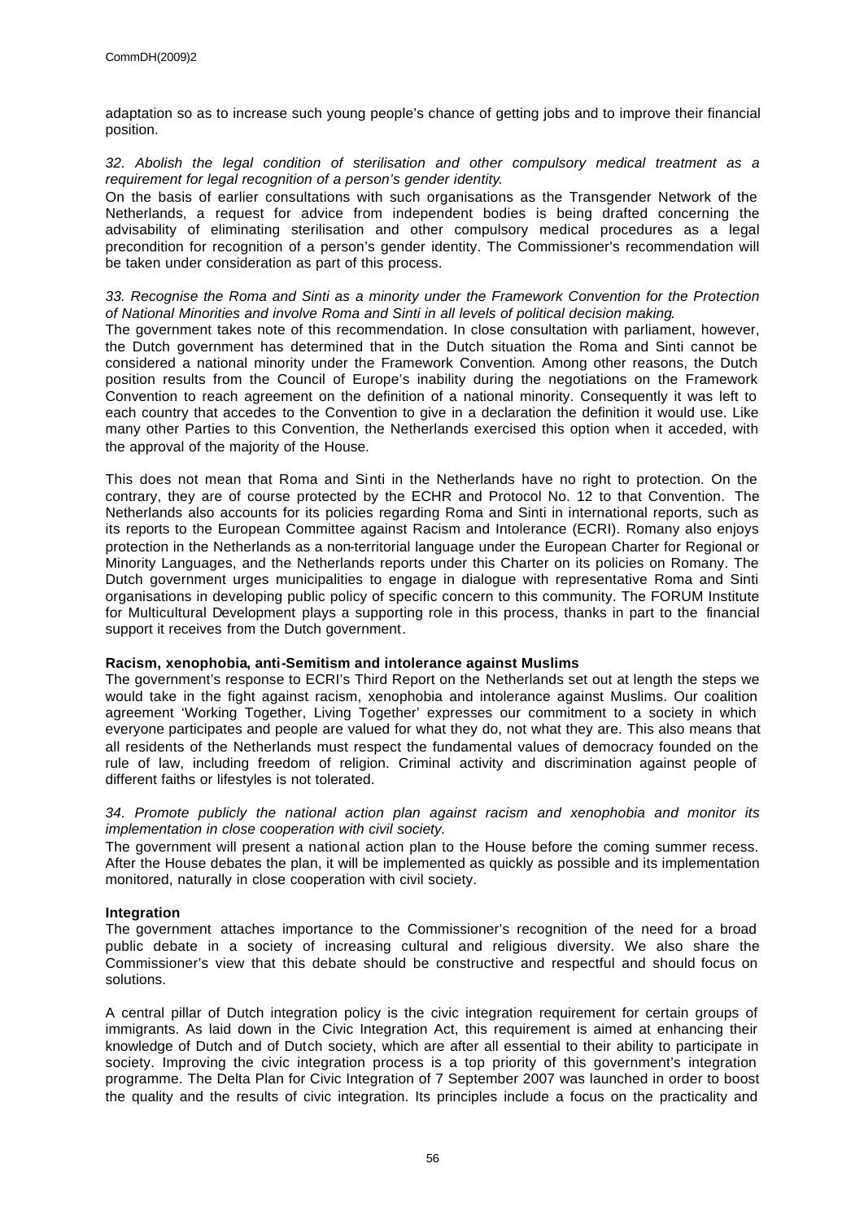adaptation so as to increase such young people's chance of getting jobs and to improve their financial position.

*32. Abolish the legal condition of sterilisation and other compulsory medical treatment as a requirement for legal recognition of a person's gender identity.*

On the basis of earlier consultations with such organisations as the Transgender Network of the Netherlands, a request for advice from independent bodies is being drafted concerning the advisability of eliminating sterilisation and other compulsory medical procedures as a legal precondition for recognition of a person's gender identity. The Commissioner's recommendation will be taken under consideration as part of this process.

*33. Recognise the Roma and Sinti as a minority under the Framework Convention for the Protection of National Minorities and involve Roma and Sinti in all levels of political decision making.*

The government takes note of this recommendation. In close consultation with parliament, however, the Dutch government has determined that in the Dutch situation the Roma and Sinti cannot be considered a national minority under the Framework Convention. Among other reasons, the Dutch position results from the Council of Europe's inability during the negotiations on the Framework Convention to reach agreement on the definition of a national minority. Consequently it was left to each country that accedes to the Convention to give in a declaration the definition it would use. Like many other Parties to this Convention, the Netherlands exercised this option when it acceded, with the approval of the majority of the House.

This does not mean that Roma and Sinti in the Netherlands have no right to protection. On the contrary, they are of course protected by the ECHR and Protocol No. 12 to that Convention. The Netherlands also accounts for its policies regarding Roma and Sinti in international reports, such as its reports to the European Committee against Racism and Intolerance (ECRI). Romany also enjoys protection in the Netherlands as a non-territorial language under the European Charter for Regional or Minority Languages, and the Netherlands reports under this Charter on its policies on Romany. The Dutch government urges municipalities to engage in dialogue with representative Roma and Sinti organisations in developing public policy of specific concern to this community. The FORUM Institute for Multicultural Development plays a supporting role in this process, thanks in part to the financial support it receives from the Dutch government.

**Racism, xenophobia, anti-Semitism and intolerance against Muslims**

The government's response to ECRI's Third Report on the Netherlands set out at length the steps we would take in the fight against racism, xenophobia and intolerance against Muslims. Our coalition agreement 'Working Together, Living Together' expresses our commitment to a society in which everyone participates and people are valued for what they do, not what they are. This also means that all residents of the Netherlands must respect the fundamental values of democracy founded on the rule of law, including freedom of religion. Criminal activity and discrimination against people of different faiths or lifestyles is not tolerated.

*34. Promote publicly the national action plan against racism and xenophobia and monitor its implementation in close cooperation with civil society.*

The government will present a national action plan to the House before the coming summer recess. After the House debates the plan, it will be implemented as quickly as possible and its implementation monitored, naturally in close cooperation with civil society.

**Integration**

The government attaches importance to the Commissioner's recognition of the need for a broad public debate in a society of increasing cultural and religious diversity. We also share the Commissioner's view that this debate should be constructive and respectful and should focus on solutions.

A central pillar of Dutch integration policy is the civic integration requirement for certain groups of immigrants. As laid down in the Civic Integration Act, this requirement is aimed at enhancing their knowledge of Dutch and of Dutch society, which are after all essential to their ability to participate in society. Improving the civic integration process is a top priority of this government's integration programme. The Delta Plan for Civic Integration of 7 September 2007 was launched in order to boost the quality and the results of civic integration. Its principles include a focus on the practicality and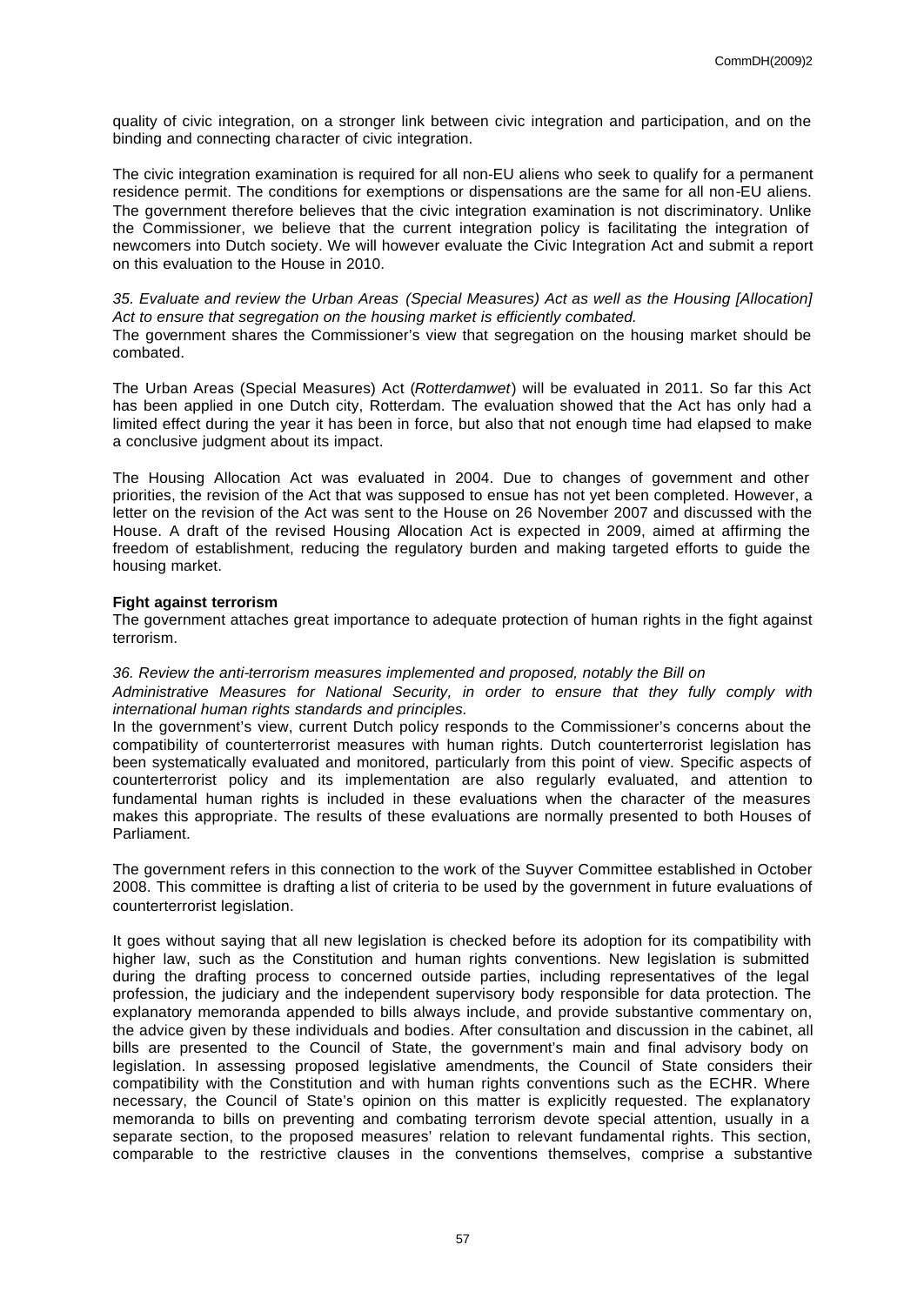quality of civic integration, on a stronger link between civic integration and participation, and on the binding and connecting character of civic integration.

The civic integration examination is required for all non-EU aliens who seek to qualify for a permanent residence permit. The conditions for exemptions or dispensations are the same for all non-EU aliens. The government therefore believes that the civic integration examination is not discriminatory. Unlike the Commissioner, we believe that the current integration policy is facilitating the integration of newcomers into Dutch society. We will however evaluate the Civic Integration Act and submit a report on this evaluation to the House in 2010.

*35. Evaluate and review the Urban Areas (Special Measures) Act as well as the Housing [Allocation] Act to ensure that segregation on the housing market is efficiently combated.*

The government shares the Commissioner's view that segregation on the housing market should be combated.

The Urban Areas (Special Measures) Act (*Rotterdamwet*) will be evaluated in 2011. So far this Act has been applied in one Dutch city, Rotterdam. The evaluation showed that the Act has only had a limited effect during the year it has been in force, but also that not enough time had elapsed to make a conclusive judgment about its impact.

The Housing Allocation Act was evaluated in 2004. Due to changes of government and other priorities, the revision of the Act that was supposed to ensue has not yet been completed. However, a letter on the revision of the Act was sent to the House on 26 November 2007 and discussed with the House. A draft of the revised Housing Allocation Act is expected in 2009, aimed at affirming the freedom of establishment, reducing the regulatory burden and making targeted efforts to guide the housing market.

**Fight against terrorism**

The government attaches great importance to adequate protection of human rights in the fight against terrorism.

*36. Review the anti-terrorism measures implemented and proposed, notably the Bill on Administrative Measures for National Security, in order to ensure that they fully comply with international human rights standards and principles.*

In the government's view, current Dutch policy responds to the Commissioner's concerns about the compatibility of counterterrorist measures with human rights. Dutch counterterrorist legislation has been systematically evaluated and monitored, particularly from this point of view. Specific aspects of counterterrorist policy and its implementation are also regularly evaluated, and attention to fundamental human rights is included in these evaluations when the character of the measures makes this appropriate. The results of these evaluations are normally presented to both Houses of Parliament.

The government refers in this connection to the work of the Suyver Committee established in October 2008. This committee is drafting a list of criteria to be used by the government in future evaluations of counterterrorist legislation.

It goes without saying that all new legislation is checked before its adoption for its compatibility with higher law, such as the Constitution and human rights conventions. New legislation is submitted during the drafting process to concerned outside parties, including representatives of the legal profession, the judiciary and the independent supervisory body responsible for data protection. The explanatory memoranda appended to bills always include, and provide substantive commentary on, the advice given by these individuals and bodies. After consultation and discussion in the cabinet, all bills are presented to the Council of State, the government's main and final advisory body on legislation. In assessing proposed legislative amendments, the Council of State considers their compatibility with the Constitution and with human rights conventions such as the ECHR. Where necessary, the Council of State's opinion on this matter is explicitly requested. The explanatory memoranda to bills on preventing and combating terrorism devote special attention, usually in a separate section, to the proposed measures' relation to relevant fundamental rights. This section, comparable to the restrictive clauses in the conventions themselves, comprise a substantive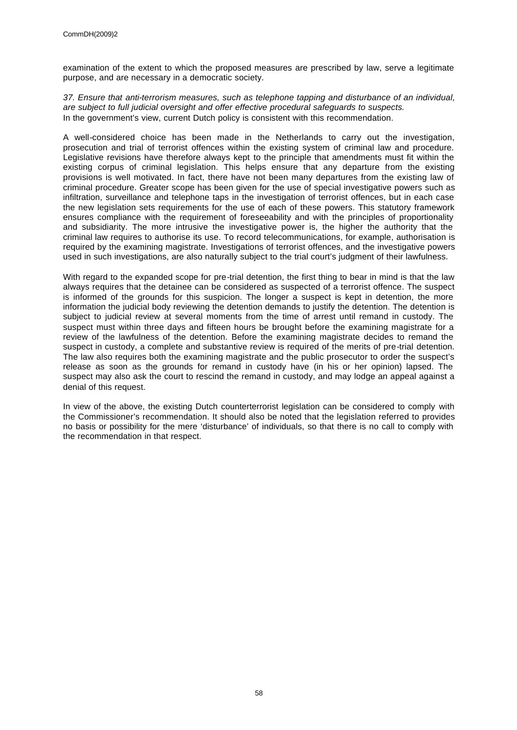examination of the extent to which the proposed measures are prescribed by law, serve a legitimate purpose, and are necessary in a democratic society.

*37. Ensure that anti-terrorism measures, such as telephone tapping and disturbance of an individual, are subject to full judicial oversight and offer effective procedural safeguards to suspects.*
In the government's view, current Dutch policy is consistent with this recommendation.

A well-considered choice has been made in the Netherlands to carry out the investigation, prosecution and trial of terrorist offences within the existing system of criminal law and procedure. Legislative revisions have therefore always kept to the principle that amendments must fit within the existing corpus of criminal legislation. This helps ensure that any departure from the existing provisions is well motivated. In fact, there have not been many departures from the existing law of criminal procedure. Greater scope has been given for the use of special investigative powers such as infiltration, surveillance and telephone taps in the investigation of terrorist offences, but in each case the new legislation sets requirements for the use of each of these powers. This statutory framework ensures compliance with the requirement of foreseeability and with the principles of proportionality and subsidiarity. The more intrusive the investigative power is, the higher the authority that the criminal law requires to authorise its use. To record telecommunications, for example, authorisation is required by the examining magistrate. Investigations of terrorist offences, and the investigative powers used in such investigations, are also naturally subject to the trial court's judgment of their lawfulness.

With regard to the expanded scope for pre-trial detention, the first thing to bear in mind is that the law always requires that the detainee can be considered as suspected of a terrorist offence. The suspect is informed of the grounds for this suspicion. The longer a suspect is kept in detention, the more information the judicial body reviewing the detention demands to justify the detention. The detention is subject to judicial review at several moments from the time of arrest until remand in custody. The suspect must within three days and fifteen hours be brought before the examining magistrate for a review of the lawfulness of the detention. Before the examining magistrate decides to remand the suspect in custody, a complete and substantive review is required of the merits of pre-trial detention. The law also requires both the examining magistrate and the public prosecutor to order the suspect's release as soon as the grounds for remand in custody have (in his or her opinion) lapsed. The suspect may also ask the court to rescind the remand in custody, and may lodge an appeal against a denial of this request.

In view of the above, the existing Dutch counterterrorist legislation can be considered to comply with the Commissioner's recommendation. It should also be noted that the legislation referred to provides no basis or possibility for the mere 'disturbance' of individuals, so that there is no call to comply with the recommendation in that respect.